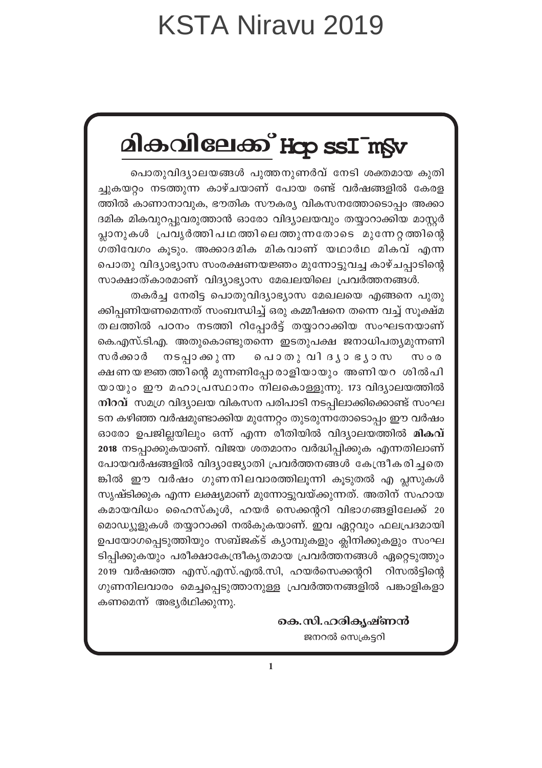# മികവിലേക്ക് Hcp ssI¯m§v

പൊതുവിദ്യാലയങ്ങൾ പുത്തനുണർവ് നേടി ശക്തമായ കുതിച്ചുകയറ്റം നടത്തുന്ന കാഴ്ചയാണ് പോയ രണ്ട് വർഷങ്ങളിൽ കേരളത്തിൽ കാണാനാവുക, ഭൗതിക സൗകര്യ വികസനത്തോടൊപ്പം അക്കാദമിക മികവുറപ്പുവരുത്താൻ ഓരോ വിദ്യാലയവും തയ്യാറാക്കിയ മാസ്റ്റർ പ്ലാനുകൾ പ്രവൃത്തിപഥത്തിലെത്തുന്നതോടെ മുന്നേറ്റത്തിന്റെ ഗതിവേഗം കൂടും. അക്കാദമിക മികവാണ് യഥാർഥ മികവ് എന്ന പൊതു വിദ്യാഭ്യാസ സംരക്ഷണയജ്ഞം മുന്നോട്ടുവച്ച കാഴ്ചപ്പാടിന്റെ സാക്ഷാത്കാരമാണ് വിദ്യാഭ്യാസ മേഖലയിലെ പ്രവർത്തനങ്ങൾ.

തകർച്ച നേരിട്ട പൊതുവിദ്യാഭ്യാസ മേഖലയെ എങ്ങനെ പുതുക്കിപ്പണിയണമെന്നത് സംബന്ധിച്ച് ഒരു കമ്മീഷനെ തന്നെ വച്ച് സൂക്ഷ്മ തലത്തിൽ പഠനം നടത്തി റിപ്പോർട്ട് തയ്യാറാക്കിയ സംഘടനയാണ് കെ.എസ്.ടി.എ. അതുകൊണ്ടുതന്നെ ഇടതുപക്ഷ ജനാധിപത്യമുന്നണി സർക്കാർ നടപ്പാക്കുന്ന പൊതുവിദ്യാഭ്യാസ സംരക്ഷണയജ്ഞത്തിന്റെ മുന്നണിപ്പോരാളിയായും അണിയറ ശിൽപിയായും ഈ മഹാപ്രസ്ഥാനം നിലകൊള്ളുന്നു. 173 വിദ്യാലയത്തിൽ **നിറവ്** സമഗ്ര വിദ്യാലയ വികസന പരിപാടി നടപ്പിലാക്കിക്കൊണ്ട് സംഘടന കഴിഞ്ഞ വർഷമുണ്ടാക്കിയ മുന്നേറ്റം തുടരുന്നതോടൊപ്പം ഈ വർഷം ഓരോ ഉപജില്ലയിലും ഒന്ന് എന്ന രീതിയിൽ വിദ്യാലയത്തിൽ **മികവ് 2018** നടപ്പാക്കുകയാണ്. വിജയ ശതമാനം വർദ്ധിപ്പിക്കുക എന്നതിലാണ് പോയവർഷങ്ങളിൽ വിദ്യാജ്യോതി പ്രവർത്തനങ്ങൾ കേന്ദ്രീകരിച്ചതെങ്കിൽ ഈ വർഷം ഗുണനിലവാരത്തിലൂന്നി കൂടുതൽ എ പ്ലസുകൾ സൃഷ്ടിക്കുക എന്ന ലക്ഷ്യമാണ് മുന്നോട്ടുവയ്ക്കുന്നത്. അതിന് സഹായകമായവിധം ഹൈസ്കൂൾ, ഹയർ സെക്കന്ററി വിഭാഗങ്ങളിലേക്ക് 20 മൊഡ്യൂളുകൾ തയ്യാറാക്കി നൽകുകയാണ്. ഇവ ഏറ്റവും ഫലപ്രദമായി ഉപയോഗപ്പെടുത്തിയും സബ്ജക്ട് ക്യാമ്പുകളും ക്ലിനിക്കുകളും സംഘടിപ്പിക്കുകയും പരീക്ഷാകേന്ദ്രീകൃതമായ പ്രവർത്തനങ്ങൾ ഏറ്റെടുത്തും 2019 വർഷത്തെ എസ്.എസ്.എൽ.സി, ഹയർസെക്കന്ററി റിസൽട്ടിന്റെ ഗുണനിലവാരം മെച്ചപ്പെടുത്താനുള്ള പ്രവർത്തനങ്ങളിൽ പങ്കാളികളാകണമെന്ന് അഭ്യർഥിക്കുന്നു.

**കെ.സി.ഹരികൃഷ്ണൻ**
ജനറൽ സെക്രട്ടറി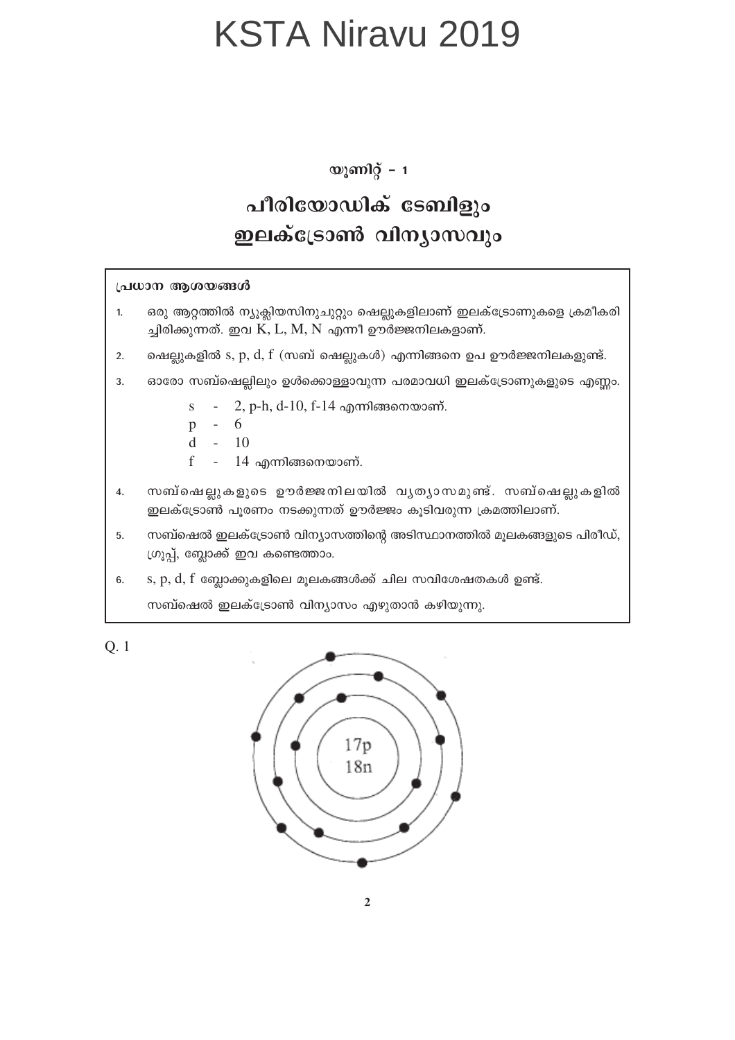# KSTA Niravu 2019

### യൂണിറ്റ് – 1

## പീരിയോഡിക് ടേബിളും ഇലക്ട്രോൺ വിന്യാസവും

**പ്രധാന ആശയങ്ങൾ**

1. ഒരു ആറ്റത്തിൽ ന്യൂക്ലിയസിനുചുറ്റും ഷെല്ലുകളിലാണ് ഇലക്ട്രോണുകളെ ക്രമീകരിച്ചിരിക്കുന്നത്. ഇവ K, L, M, N എന്നീ ഊർജ്ജനിലകളാണ്.
2. ഷെല്ലുകളിൽ s, p, d, f (സബ് ഷെല്ലുകൾ) എന്നിങ്ങനെ ഉപ ഊർജ്ജനിലകളുണ്ട്.
3. ഓരോ സബ്ഷെല്ലിലും ഉൾക്കൊള്ളാവുന്ന പരമാവധി ഇലക്ട്രോണുകളുടെ എണ്ണം.

   s - 2, p-h, d-10, f-14 എന്നിങ്ങനെയാണ്.
   p - 6
   d - 10
   f - 14 എന്നിങ്ങനെയാണ്.

4. സബ്ഷെല്ലുകളുടെ ഊർജ്ജനിലയിൽ വ്യത്യാസമുണ്ട്. സബ്ഷെല്ലുകളിൽ ഇലക്ട്രോൺ പൂരണം നടക്കുന്നത് ഊർജ്ജം കൂടിവരുന്ന ക്രമത്തിലാണ്.
5. സബ്ഷെൽ ഇലക്ട്രോൺ വിന്യാസത്തിന്റെ അടിസ്ഥാനത്തിൽ മൂലകങ്ങളുടെ പിരീഡ്, ഗ്രൂപ്പ്, ബ്ലോക്ക് ഇവ കണ്ടെത്താം.
6. s, p, d, f ബ്ലോക്കുകളിലെ മൂലകങ്ങൾക്ക് ചില സവിശേഷതകൾ ഉണ്ട്.

   സബ്ഷെൽ ഇലക്ട്രോൺ വിന്യാസം എഴുതാൻ കഴിയുന്നു.

Q. 1

17p
18n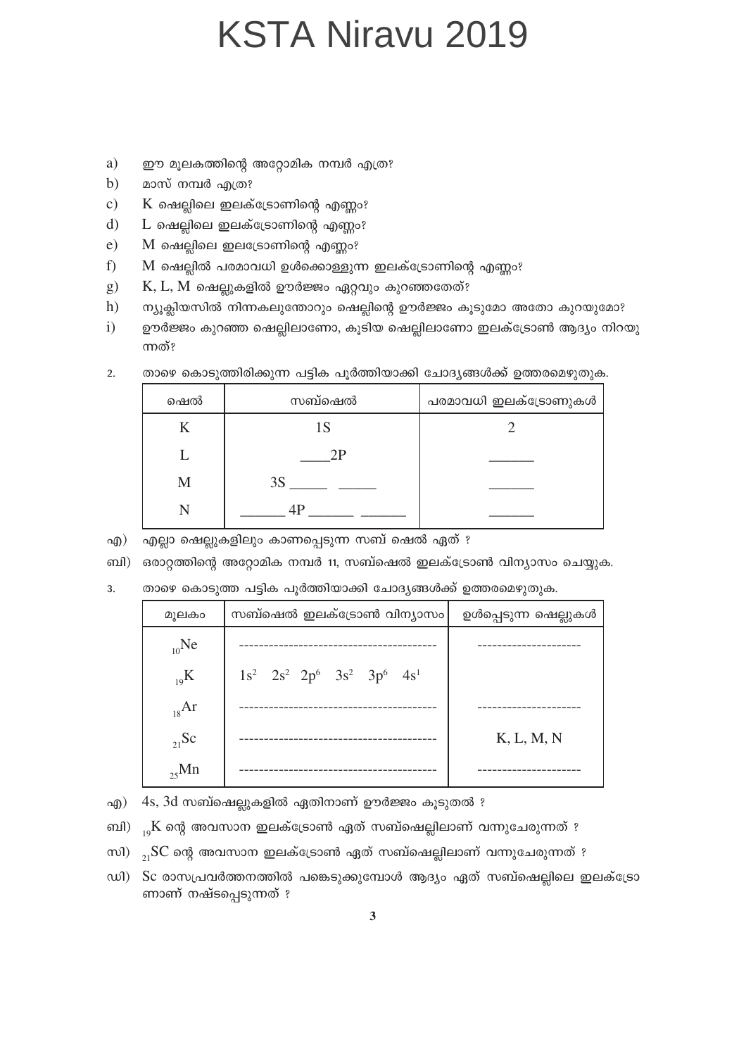a) ഈ മൂലകത്തിന്റെ അറ്റോമിക നമ്പർ എത്ര?

b) മാസ് നമ്പർ എത്ര?

c) K ഷെല്ലിലെ ഇലക്ട്രോണിന്റെ എണ്ണം?

d) L ഷെല്ലിലെ ഇലക്ട്രോണിന്റെ എണ്ണം?

e) M ഷെല്ലിലെ ഇലട്രോണിന്റെ എണ്ണം?

f) M ഷെല്ലിൽ പരമാവധി ഉൾക്കൊള്ളുന്ന ഇലക്ട്രോണിന്റെ എണ്ണം?

g) K, L, M ഷെല്ലുകളിൽ ഊർജ്ജം ഏറ്റവും കുറഞ്ഞതേത്?

h) ന്യൂക്ലിയസിൽ നിന്നകലുന്തോറും ഷെല്ലിന്റെ ഊർജ്ജം കൂടുമോ അതോ കുറയുമോ?

i) ഊർജ്ജം കുറഞ്ഞ ഷെല്ലിലാണോ, കൂടിയ ഷെല്ലിലാണോ ഇലക്ട്രോൺ ആദ്യം നിറയുന്നത്?

2. താഴെ കൊടുത്തിരിക്കുന്ന പട്ടിക പൂർത്തിയാക്കി ചോദ്യങ്ങൾക്ക് ഉത്തരമെഴുതുക.

| ഷെൽ | സബ്ഷെൽ | പരമാവധി ഇലക്ട്രോണുകൾ |
|---|---|---|
| K | 1S | 2 |
| L | ____2P | ______ |
| M | 3S _____ _____ | ______ |
| N | ______ 4P ______ ______ | ______ |

എ) എല്ലാ ഷെല്ലുകളിലും കാണപ്പെടുന്ന സബ് ഷെൽ ഏത് ?

ബി) ഒരാറ്റത്തിന്റെ അറ്റോമിക നമ്പർ 11, സബ്ഷെൽ ഇലക്ട്രോൺ വിന്യാസം ചെയ്യുക.

3. താഴെ കൊടുത്ത പട്ടിക പൂർത്തിയാക്കി ചോദ്യങ്ങൾക്ക് ഉത്തരമെഴുതുക.

| മൂലകം | സബ്ഷെൽ ഇലക്ട്രോൺ വിന്യാസം | ഉൾപ്പെടുന്ന ഷെല്ലുകൾ |
|---|---|---|
| $_{10}Ne$ | ---------------------------------------- | --------------------- |
| $_{19}K$ | $1s^2$ $2s^2$ $2p^6$ $3s^2$ $3p^6$ $4s^1$ | |
| $_{18}Ar$ | ---------------------------------------- | --------------------- |
| $_{21}Sc$ | ---------------------------------------- | K, L, M, N |
| $_{25}Mn$ | ---------------------------------------- | --------------------- |

എ) 4s, 3d സബ്ഷെല്ലുകളിൽ ഏതിനാണ് ഊർജ്ജം കൂടുതൽ ?

ബി) $_{19}K$ ന്റെ അവസാന ഇലക്ട്രോൺ ഏത് സബ്ഷെല്ലിലാണ് വന്നുചേരുന്നത് ?

സി) $_{21}SC$ ന്റെ അവസാന ഇലക്ട്രോൺ ഏത് സബ്ഷെല്ലിലാണ് വന്നുചേരുന്നത് ?

ഡി) Sc രാസപ്രവർത്തനത്തിൽ പങ്കെടുക്കുമ്പോൾ ആദ്യം ഏത് സബ്ഷെല്ലിലെ ഇലക്ട്രോണാണ് നഷ്ടപ്പെടുന്നത് ?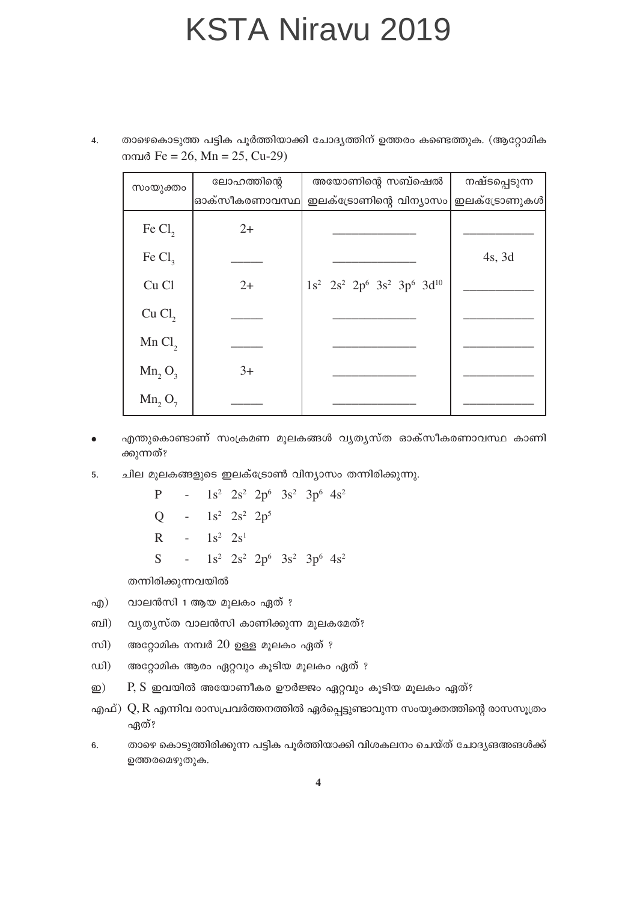4. താഴെകൊടുത്ത പട്ടിക പൂർത്തിയാക്കി ചോദ്യത്തിന് ഉത്തരം കണ്ടെത്തുക. (ആറ്റോമിക നമ്പർ Fe = 26, Mn = 25, Cu-29)

| സംയുക്തം | ലോഹത്തിന്റെ ഓക്സീകരണാവസ്ഥ | അയോണിന്റെ സബ്ഷെൽ ഇലക്ട്രോണിന്റെ വിന്യാസം | നഷ്ടപ്പെടുന്ന ഇലക്ട്രോണുകൾ |
|---|---|---|---|
| $Fe\,Cl_2$ | 2+ | ______________ | ____________ |
| $Fe\,Cl_3$ | ______ | ______________ | 4s, 3d |
| $Cu\,Cl$ | 2+ | $1s^2\ 2s^2\ 2p^6\ 3s^2\ 3p^6\ 3d^{10}$ | ____________ |
| $Cu\,Cl_2$ | ______ | ______________ | ____________ |
| $Mn\,Cl_2$ | ______ | ______________ | ____________ |
| $Mn_2\,O_3$ | 3+ | ______________ | ____________ |
| $Mn_2\,O_7$ | ______ | ______________ | ____________ |

- എന്തുകൊണ്ടാണ് സംക്രമണ മൂലകങ്ങൾ വ്യത്യസ്ത ഓക്സീകരണാവസ്ഥ കാണിക്കുന്നത്?

5. ചില മൂലകങ്ങളുടെ ഇലക്ട്രോൺ വിന്യാസം തന്നിരിക്കുന്നു.

   P - $1s^2\ 2s^2\ 2p^6\ 3s^2\ 3p^6\ 4s^2$

   Q - $1s^2\ 2s^2\ 2p^5$

   R - $1s^2\ 2s^1$

   S - $1s^2\ 2s^2\ 2p^6\ 3s^2\ 3p^6\ 4s^2$

   തന്നിരിക്കുന്നവയിൽ

എ) വാലൻസി 1 ആയ മൂലകം ഏത് ?

ബി) വ്യത്യസ്ത വാലൻസി കാണിക്കുന്ന മൂലകമേത്?

സി) അറ്റോമിക നമ്പർ 20 ഉള്ള മൂലകം ഏത് ?

ഡി) അറ്റോമിക ആരം ഏറ്റവും കൂടിയ മൂലകം ഏത് ?

ഇ) P, S ഇവയിൽ അയോണീകര ഊർജ്ജം ഏറ്റവും കൂടിയ മൂലകം ഏത്?

എഫ്) Q, R എന്നിവ രാസപ്രവർത്തനത്തിൽ ഏർപ്പെട്ടുണ്ടാവുന്ന സംയുക്തത്തിന്റെ രാസസൂത്രം ഏത്?

6. താഴെ കൊടുത്തിരിക്കുന്ന പട്ടിക പൂർത്തിയാക്കി വിശകലനം ചെയ്ത് ചോദ്യങ്ങങ്ങൾക്ക് ഉത്തരമെഴുതുക.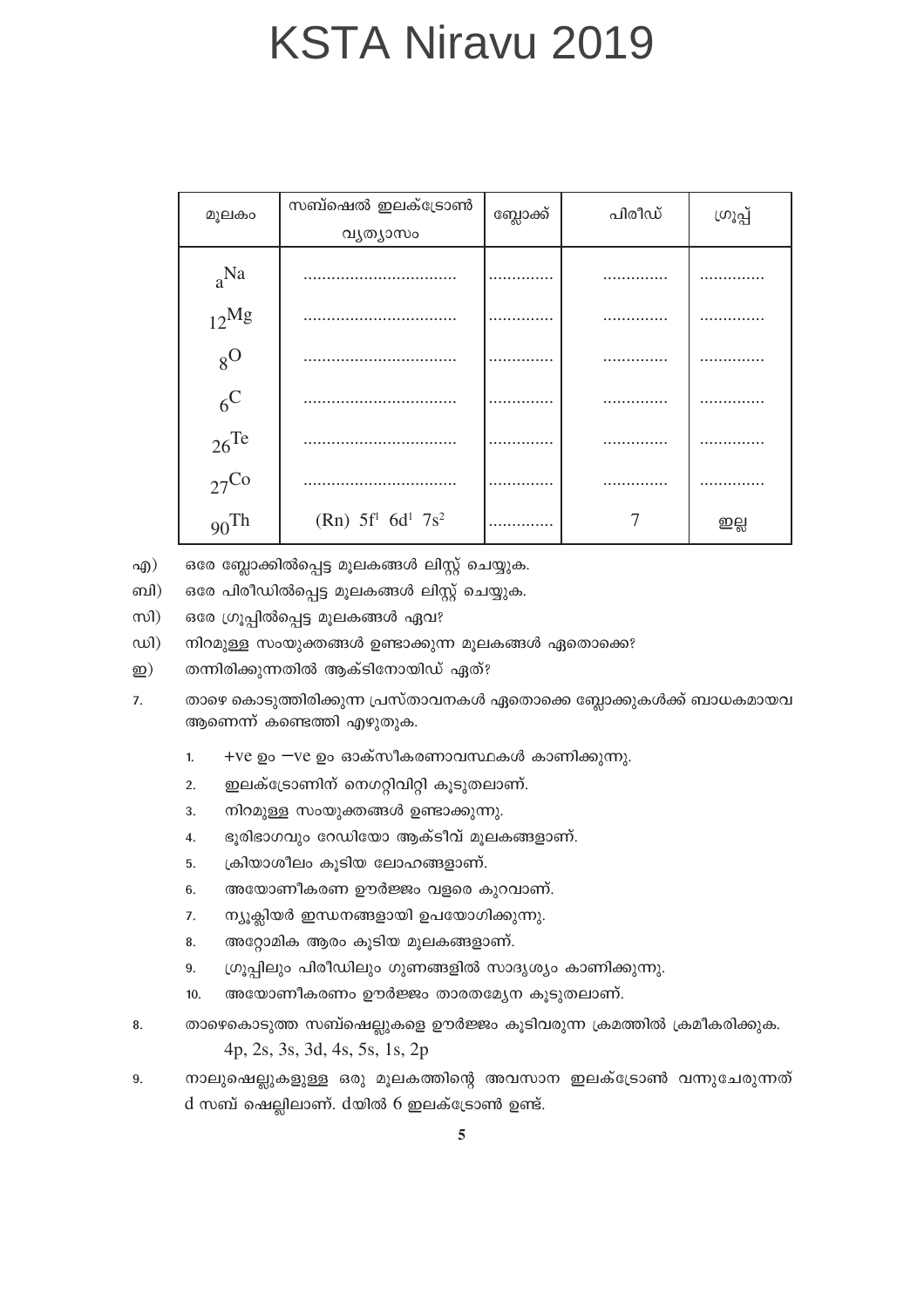| മൂലകം | സബ്ഷെൽ ഇലക്ട്രോൺ വ്യത്യാസം | ബ്ലോക്ക് | പിരീഡ് | ഗ്രൂപ്പ് |
|---|---|---|---|---|
| $_{a}Na$ | ................................ | ............. | ............. | ............. |
| $_{12}Mg$ | ................................ | ............. | ............. | ............. |
| $_{8}O$ | ................................ | ............. | ............. | ............. |
| $_{6}C$ | ................................ | ............. | ............. | ............. |
| $_{26}Te$ | ................................ | ............. | ............. | ............. |
| $_{27}Co$ | ................................ | ............. | ............. | ............. |
| $_{90}Th$ | (Rn) $5f^1$ $6d^1$ $7s^2$ | ............. | 7 | ഇല്ല |

എ) ഒരേ ബ്ലോക്കിൽപ്പെട്ട മൂലകങ്ങൾ ലിസ്റ്റ് ചെയ്യുക.

ബി) ഒരേ പിരീഡിൽപ്പെട്ട മൂലകങ്ങൾ ലിസ്റ്റ് ചെയ്യുക.

സി) ഒരേ ഗ്രൂപ്പിൽപ്പെട്ട മൂലകങ്ങൾ ഏവ?

ഡി) നിറമുള്ള സംയുക്തങ്ങൾ ഉണ്ടാക്കുന്ന മൂലകങ്ങൾ ഏതൊക്കെ?

ഇ) തന്നിരിക്കുന്നതിൽ ആക്ടിനോയിഡ് ഏത്?

7. താഴെ കൊടുത്തിരിക്കുന്ന പ്രസ്താവനകൾ ഏതൊക്കെ ബ്ലോക്കുകൾക്ക് ബാധകമായവ ആണെന്ന് കണ്ടെത്തി എഴുതുക.

   1. +ve ഉം −ve ഉം ഓക്സീകരണാവസ്ഥകൾ കാണിക്കുന്നു.
   2. ഇലക്ട്രോണിന് നെഗറ്റിവിറ്റി കൂടുതലാണ്.
   3. നിറമുള്ള സംയുക്തങ്ങൾ ഉണ്ടാക്കുന്നു.
   4. ഭൂരിഭാഗവും റേഡിയോ ആക്ടീവ് മൂലകങ്ങളാണ്.
   5. ക്രിയാശീലം കൂടിയ ലോഹങ്ങളാണ്.
   6. അയോണീകരണ ഊർജ്ജം വളരെ കുറവാണ്.
   7. ന്യൂക്ലിയർ ഇന്ധനങ്ങളായി ഉപയോഗിക്കുന്നു.
   8. അറ്റോമിക ആരം കൂടിയ മൂലകങ്ങളാണ്.
   9. ഗ്രൂപ്പിലും പിരീഡിലും ഗുണങ്ങളിൽ സാദൃശ്യം കാണിക്കുന്നു.
   10. അയോണീകരണം ഊർജ്ജം താരതമ്യേന കൂടുതലാണ്.

8. താഴെകൊടുത്ത സബ്ഷെല്ലുകളെ ഊർജ്ജം കൂടിവരുന്ന ക്രമത്തിൽ ക്രമീകരിക്കുക.

   4p, 2s, 3s, 3d, 4s, 5s, 1s, 2p

9. നാലുഷെല്ലുകളുള്ള ഒരു മൂലകത്തിന്റെ അവസാന ഇലക്ട്രോൺ വന്നുചേരുന്നത് d സബ് ഷെല്ലിലാണ്. dയിൽ 6 ഇലക്ട്രോൺ ഉണ്ട്.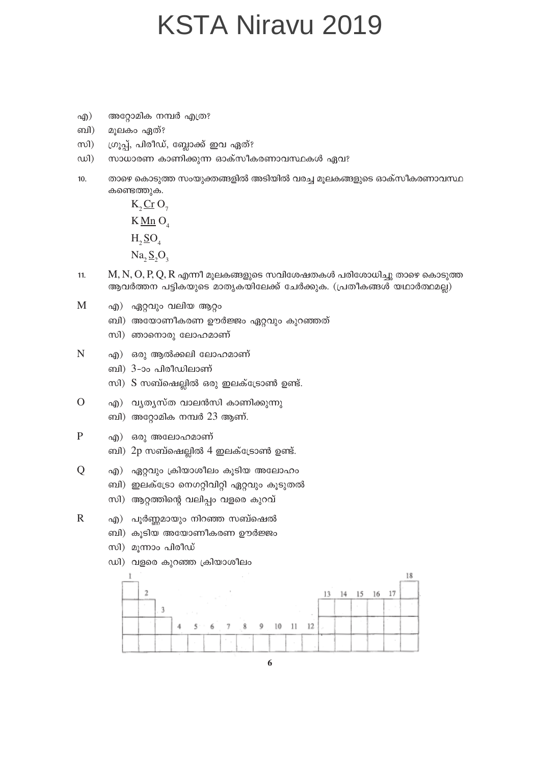എ) അറ്റോമിക നമ്പർ എത്ര?

ബി) മൂലകം ഏത്?

സി) ഗ്രൂപ്പ്, പിരീഡ്, ബ്ലോക്ക് ഇവ ഏത്?

ഡി) സാധാരണ കാണിക്കുന്ന ഓക്സീകരണാവസ്ഥകൾ ഏവ?

10. താഴെ കൊടുത്ത സംയുക്തങ്ങളിൽ അടിയിൽ വരച്ച മൂലകങ്ങളുടെ ഓക്സീകരണാവസ്ഥ കണ്ടെത്തുക.

$K_2\underline{Cr}O_7$

$K\underline{Mn}O_4$

$H_2\underline{S}O_4$

$Na_2\underline{S}_2O_3$

11. M, N, O, P, Q, R എന്നീ മൂലകങ്ങളുടെ സവിശേഷതകൾ പരിശോധിച്ചു താഴെ കൊടുത്ത ആവർത്തന പട്ടികയുടെ മാതൃകയിലേക്ക് ചേർക്കുക. (പ്രതീകങ്ങൾ യഥാർത്ഥമല്ല)

**M**
- എ) ഏറ്റവും വലിയ ആറ്റം
- ബി) അയോണീകരണ ഊർജ്ജം ഏറ്റവും കുറഞ്ഞത്
- സി) ഞാനൊരു ലോഹമാണ്

**N**
- എ) ഒരു ആൽക്കലി ലോഹമാണ്
- ബി) 3-ാം പിരീഡിലാണ്
- സി) S സബ്ഷെല്ലിൽ ഒരു ഇലക്ട്രോൺ ഉണ്ട്.

**O**
- എ) വ്യത്യസ്ത വാലൻസി കാണിക്കുന്നു
- ബി) അറ്റോമിക നമ്പർ 23 ആണ്.

**P**
- എ) ഒരു അലോഹമാണ്
- ബി) 2p സബ്ഷെല്ലിൽ 4 ഇലക്ട്രോൺ ഉണ്ട്.

**Q**
- എ) ഏറ്റവും ക്രിയാശീലം കൂടിയ അലോഹം
- ബി) ഇലക്ട്രോ നെഗറ്റിവിറ്റി ഏറ്റവും കൂടുതൽ
- സി) ആറ്റത്തിന്റെ വലിപ്പം വളരെ കുറവ്

**R**
- എ) പൂർണ്ണമായും നിറഞ്ഞ സബ്ഷെൽ
- ബി) കൂടിയ അയോണീകരണ ഊർജ്ജം
- സി) മൂന്നാം പിരീഡ്
- ഡി) വളരെ കുറഞ്ഞ ക്രിയാശീലം

| 1 | 2 | 3 | 4 | 5 | 6 | 7 | 8 | 9 | 10 | 11 | 12 | 13 | 14 | 15 | 16 | 17 | 18 |
|---|---|---|---|---|---|---|---|---|---|---|---|---|---|---|---|---|---|
| | | | | | | | | | | | | | | | | | |
| | | | | | | | | | | | | | | | | | |
| | | | | | | | | | | | | | | | | | |
| | | | | | | | | | | | | | | | | | |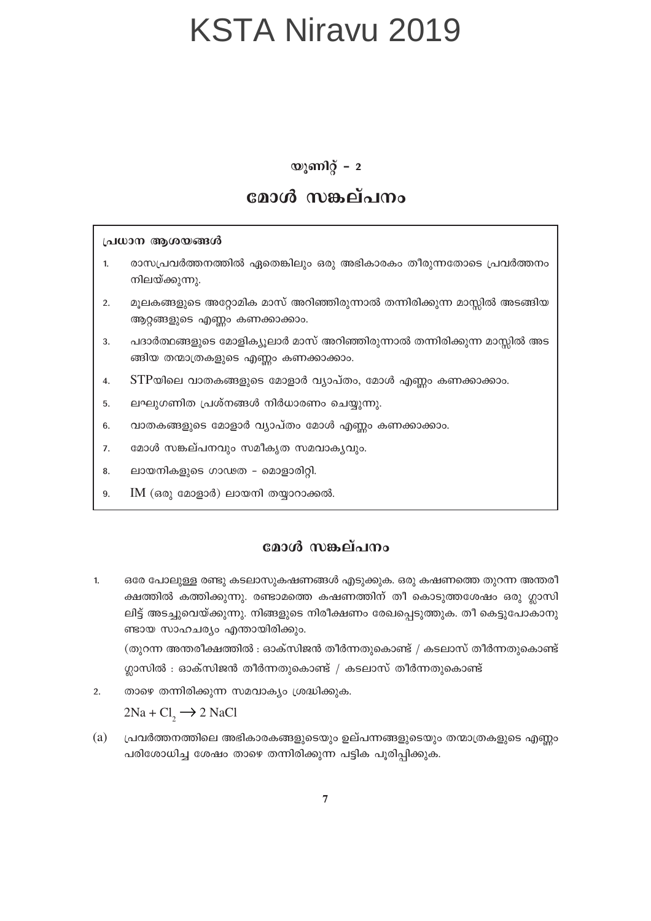# KSTA Niravu 2019

## യൂണിറ്റ് – 2

## മോൾ സങ്കല്പനം

**പ്രധാന ആശയങ്ങൾ**

1. രാസപ്രവർത്തനത്തിൽ ഏതെങ്കിലും ഒരു അഭികാരകം തീരുന്നതോടെ പ്രവർത്തനം നിലയ്ക്കുന്നു.
2. മൂലകങ്ങളുടെ അറ്റോമിക മാസ് അറിഞ്ഞിരുന്നാൽ തന്നിരിക്കുന്ന മാസ്സിൽ അടങ്ങിയ ആറ്റങ്ങളുടെ എണ്ണം കണക്കാക്കാം.
3. പദാർത്ഥങ്ങളുടെ മോളിക്യൂലാർ മാസ് അറിഞ്ഞിരുന്നാൽ തന്നിരിക്കുന്ന മാസ്സിൽ അടങ്ങിയ തന്മാത്രകളുടെ എണ്ണം കണക്കാക്കാം.
4. STPയിലെ വാതകങ്ങളുടെ മോളാർ വ്യാപ്തം, മോൾ എണ്ണം കണക്കാക്കാം.
5. ലഘുഗണിത പ്രശ്നങ്ങൾ നിർധാരണം ചെയ്യുന്നു.
6. വാതകങ്ങളുടെ മോളാർ വ്യാപ്തം മോൾ എണ്ണം കണക്കാക്കാം.
7. മോൾ സങ്കല്പനവും സമീകൃത സമവാക്യവും.
8. ലായനികളുടെ ഗാഢത – മൊളാരിറ്റി.
9. IM (ഒരു മോളാർ) ലായനി തയ്യാറാക്കൽ.

## മോൾ സങ്കല്പനം

1. ഒരേ പോലുള്ള രണ്ടു കടലാസുകഷണങ്ങൾ എടുക്കുക. ഒരു കഷണത്തെ തുറന്ന അന്തരീക്ഷത്തിൽ കത്തിക്കുന്നു. രണ്ടാമത്തെ കഷണത്തിന് തീ കൊടുത്തശേഷം ഒരു ഗ്ലാസിലിട്ട് അടച്ചുവെയ്ക്കുന്നു. നിങ്ങളുടെ നിരീക്ഷണം രേഖപ്പെടുത്തുക. തീ കെട്ടുപോകാനുണ്ടായ സാഹചര്യം എന്തായിരിക്കും.

   (തുറന്ന അന്തരീക്ഷത്തിൽ : ഓക്സിജൻ തീർന്നതുകൊണ്ട് / കടലാസ് തീർന്നതുകൊണ്ട്

   ഗ്ലാസിൽ : ഓക്സിജൻ തീർന്നതുകൊണ്ട് / കടലാസ് തീർന്നതുകൊണ്ട്

2. താഴെ തന്നിരിക്കുന്ന സമവാക്യം ശ്രദ്ധിക്കുക.

   $2Na + Cl_2 \rightarrow 2\ NaCl$

(a) പ്രവർത്തനത്തിലെ അഭികാരകങ്ങളുടെയും ഉല്പന്നങ്ങളുടെയും തന്മാത്രകളുടെ എണ്ണം പരിശോധിച്ച ശേഷം താഴെ തന്നിരിക്കുന്ന പട്ടിക പൂരിപ്പിക്കുക.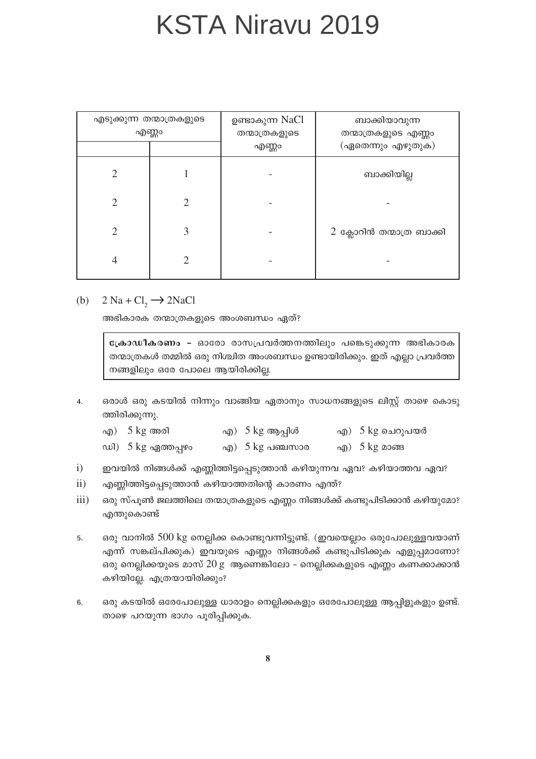| എടുക്കുന്ന തന്മാത്രകളുടെ എണ്ണം | | ഉണ്ടാകുന്ന NaCl തന്മാത്രകളുടെ എണ്ണം | ബാക്കിയാവുന്ന തന്മാത്രകളുടെ എണ്ണം (ഏതെന്നും എഴുതുക) |
|---|---|---|---|
| | | | |
| 2 | 1 | - | ബാക്കിയില്ല |
| 2 | 2 | - | - |
| 2 | 3 | - | 2 ക്ലോറിൻ തന്മാത്ര ബാക്കി |
| 4 | 2 | - | - |

(b) $2\,Na + Cl_2 \longrightarrow 2NaCl$

അഭികാരക തന്മാത്രകളുടെ അംശബന്ധം ഏത്?

> **ക്രോഡീകരണം –** ഓരോ രാസപ്രവർത്തനത്തിലും പങ്കെടുക്കുന്ന അഭികാരക തന്മാത്രകൾ തമ്മിൽ ഒരു നിശ്ചിത അംശബന്ധം ഉണ്ടായിരിക്കും. ഇത് എല്ലാ പ്രവർത്തനങ്ങളിലും ഒരേ പോലെ ആയിരിക്കില്ല.

4. ഒരാൾ ഒരു കടയിൽ നിന്നും വാങ്ങിയ ഏതാനും സാധനങ്ങളുടെ ലിസ്റ്റ് താഴെ കൊടുത്തിരിക്കുന്നു.

   എ) 5 kg അരി &nbsp;&nbsp; എ) 5 kg ആപ്പിൾ &nbsp;&nbsp; എ) 5 kg ചെറുപയർ

   ഡി) 5 kg ഏത്തപ്പഴം &nbsp;&nbsp; എ) 5 kg പഞ്ചസാര &nbsp;&nbsp; എ) 5 kg മാങ്ങ

i) ഇവയിൽ നിങ്ങൾക്ക് എണ്ണിത്തിട്ടപ്പെടുത്താൻ കഴിയുന്നവ ഏവ? കഴിയാത്തവ ഏവ?

ii) എണ്ണിത്തിട്ടപ്പെടുത്താൻ കഴിയാത്തതിന്റെ കാരണം എന്ത്?

iii) ഒരു സ്പൂൺ ജലത്തിലെ തന്മാത്രകളുടെ എണ്ണം നിങ്ങൾക്ക് കണ്ടുപിടിക്കാൻ കഴിയുമോ? എന്തുകൊണ്ട്

5. ഒരു വാനിൽ 500 kg നെല്ലിക്ക കൊണ്ടുവന്നിട്ടുണ്ട്. (ഇവയെല്ലാം ഒരുപോലുള്ളവയാണ് എന്ന് സങ്കല്പിക്കുക) ഇവയുടെ എണ്ണം നിങ്ങൾക്ക് കണ്ടുപിടിക്കുക എളുപ്പമാണോ? ഒരു നെല്ലിക്കയുടെ മാസ് 20 g ആണെങ്കിലോ – നെല്ലിക്കകളുടെ എണ്ണം കണക്കാക്കാൻ കഴിയില്ലേ. എത്രയായിരിക്കും?

6. ഒരു കടയിൽ ഒരേപോലുള്ള ധാരാളം നെല്ലിക്കകളും ഒരേപോലുള്ള ആപ്പിളുകളും ഉണ്ട്. താഴെ പറയുന്ന ഭാഗം പൂരിപ്പിക്കുക.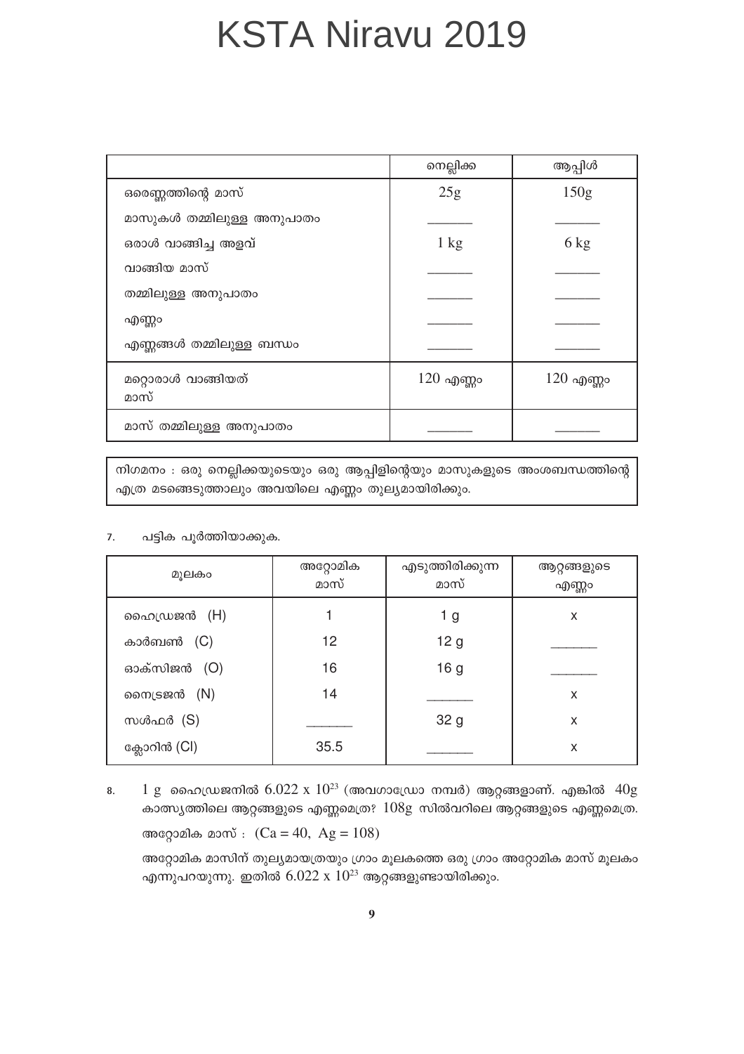|  | നെല്ലിക്ക | ആപ്പിൾ |
|---|---|---|
| ഒരെണ്ണത്തിന്റെ മാസ് | 25g | 150g |
| മാസുകൾ തമ്മിലുള്ള അനുപാതം | _______ | _______ |
| ഒരാൾ വാങ്ങിച്ച അളവ് | 1 kg | 6 kg |
| വാങ്ങിയ മാസ് | _______ | _______ |
| തമ്മിലുള്ള അനുപാതം | _______ | _______ |
| എണ്ണം | _______ | _______ |
| എണ്ണങ്ങൾ തമ്മിലുള്ള ബന്ധം | _______ | _______ |
| മറ്റൊരാൾ വാങ്ങിയത് മാസ് | 120 എണ്ണം | 120 എണ്ണം |
| മാസ് തമ്മിലുള്ള അനുപാതം | _______ | _______ |

നിഗമനം : ഒരു നെല്ലിക്കയുടെയും ഒരു ആപ്പിളിന്റെയും മാസുകളുടെ അംശബന്ധത്തിന്റെ എത്ര മടങ്ങെടുത്താലും അവയിലെ എണ്ണം തുല്യമായിരിക്കും.

7. പട്ടിക പൂർത്തിയാക്കുക.

| മൂലകം | അറ്റോമിക മാസ് | എടുത്തിരിക്കുന്ന മാസ് | ആറ്റങ്ങളുടെ എണ്ണം |
|---|---|---|---|
| ഹൈഡ്രജൻ (H) | 1 | 1 g | x |
| കാർബൺ (C) | 12 | 12 g | _______ |
| ഓക്സിജൻ (O) | 16 | 16 g | _______ |
| നൈട്രജൻ (N) | 14 | _______ | x |
| സൾഫർ (S) | _______ | 32 g | x |
| ക്ലോറിൻ (Cl) | 35.5 | _______ | x |

8. 1 g ഹൈഡ്രജനിൽ $6.022 \times 10^{23}$ (അവഗാഡ്രോ നമ്പർ) ആറ്റങ്ങളാണ്. എങ്കിൽ 40g കാത്സ്യത്തിലെ ആറ്റങ്ങളുടെ എണ്ണമെത്ര? 108g സിൽവറിലെ ആറ്റങ്ങളുടെ എണ്ണമെത്ര.

   അറ്റോമിക മാസ് : (Ca = 40, Ag = 108)

   അറ്റോമിക മാസിന് തുല്യമായത്രയും ഗ്രാം മൂലകത്തെ ഒരു ഗ്രാം അറ്റോമിക മാസ് മൂലകം എന്നുപറയുന്നു. ഇതിൽ $6.022 \times 10^{23}$ ആറ്റങ്ങളുണ്ടായിരിക്കും.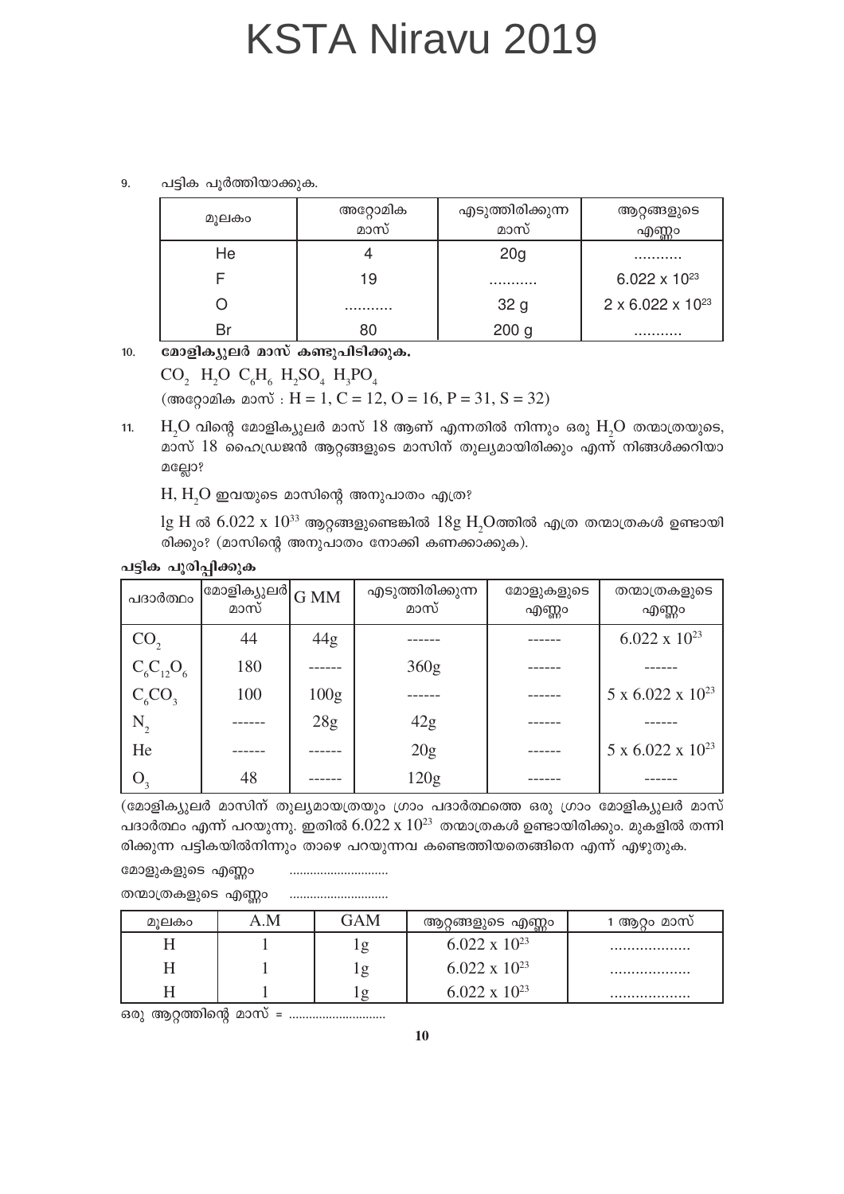9. പട്ടിക പൂർത്തിയാക്കുക.

| മൂലകം | അറ്റോമിക മാസ് | എടുത്തിരിക്കുന്ന മാസ് | ആറ്റങ്ങളുടെ എണ്ണം |
|---|---|---|---|
| He | 4 | 20g | ........... |
| F | 19 | ........... | $6.022 \times 10^{23}$ |
| O | ........... | 32 g | $2 \times 6.022 \times 10^{23}$ |
| Br | 80 | 200 g | ........... |

10. **മോളിക്യുലർ മാസ് കണ്ടുപിടിക്കുക.**

$CO_2$ $H_2O$ $C_6H_6$ $H_2SO_4$ $H_3PO_4$

(അറ്റോമിക മാസ് : H = 1, C = 12, O = 16, P = 31, S = 32)

11. $H_2O$ വിന്റെ മോളിക്യുലർ മാസ് 18 ആണ് എന്നതിൽ നിന്നും ഒരു $H_2O$ തന്മാത്രയുടെ, മാസ് 18 ഹൈഡ്രജൻ ആറ്റങ്ങളുടെ മാസിന് തുല്യമായിരിക്കും എന്ന് നിങ്ങൾക്കറിയാമല്ലോ?

H, $H_2O$ ഇവയുടെ മാസിന്റെ അനുപാതം എത്ര?

1g H ൽ $6.022 \times 10^{33}$ ആറ്റങ്ങളുണ്ടെങ്കിൽ 18g $H_2O$ത്തിൽ എത്ര തന്മാത്രകൾ ഉണ്ടായിരിക്കും? (മാസിന്റെ അനുപാതം നോക്കി കണക്കാക്കുക).

**പട്ടിക പൂരിപ്പിക്കുക**

| പദാർത്ഥം | മോളിക്യുലർ മാസ് | G MM | എടുത്തിരിക്കുന്ന മാസ് | മോളുകളുടെ എണ്ണം | തന്മാത്രകളുടെ എണ്ണം |
|---|---|---|---|---|---|
| $CO_2$ | 44 | 44g | ------ | ------ | $6.022 \times 10^{23}$ |
| $C_6C_{12}O_6$ | 180 | ------ | 360g | ------ | ------ |
| $C_6CO_3$ | 100 | 100g | ------ | ------ | $5 \times 6.022 \times 10^{23}$ |
| $N_2$ | ------ | 28g | 42g | ------ | ------ |
| He | ------ | ------ | 20g | ------ | $5 \times 6.022 \times 10^{23}$ |
| $O_3$ | 48 | ------ | 120g | ------ | ------ |

(മോളിക്യുലർ മാസിന് തുല്യമായത്രയും ഗ്രാം പദാർത്ഥത്തെ ഒരു ഗ്രാം മോളിക്യുലർ മാസ് പദാർത്ഥം എന്ന് പറയുന്നു. ഇതിൽ $6.022 \times 10^{23}$ തന്മാത്രകൾ ഉണ്ടായിരിക്കും. മുകളിൽ തന്നിരിക്കുന്ന പട്ടികയിൽനിന്നും താഴെ പറയുന്നവ കണ്ടെത്തിയതെങ്ങിനെ എന്ന് എഴുതുക.

മോളുകളുടെ എണ്ണം .............................

തന്മാത്രകളുടെ എണ്ണം .............................

| മൂലകം | A.M | GAM | ആറ്റങ്ങളുടെ എണ്ണം | 1 ആറ്റം മാസ് |
|---|---|---|---|---|
| H | 1 | 1g | $6.022 \times 10^{23}$ | ................... |
| H | 1 | 1g | $6.022 \times 10^{23}$ | ................... |
| H | 1 | 1g | $6.022 \times 10^{23}$ | ................... |

ഒരു ആറ്റത്തിന്റെ മാസ് = .............................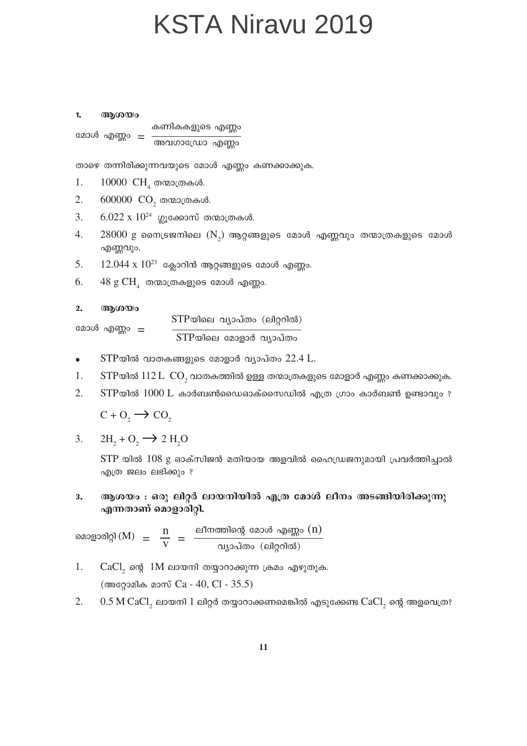# KSTA Niravu 2019

**1. ആശയം**

$$\text{മോൾ എണ്ണം} = \frac{\text{കണികകളുടെ എണ്ണം}}{\text{അവഗാഡ്രോ എണ്ണം}}$$

താഴെ തന്നിരിക്കുന്നവയുടെ മോൾ എണ്ണം കണക്കാക്കുക.

1. 10000 $CH_4$ തന്മാത്രകൾ.
2. 600000 $CO_2$ തന്മാത്രകൾ.
3. $6.022 \times 10^{24}$ ഗ്ലൂക്കോസ് തന്മാത്രകൾ.
4. 28000 g നൈട്രജനിലെ ($N_2$) ആറ്റങ്ങളുടെ മോൾ എണ്ണവും തന്മാത്രകളുടെ മോൾ എണ്ണവും.
5. $12.044 \times 10^{23}$ ക്ലോറിൻ ആറ്റങ്ങളുടെ മോൾ എണ്ണം.
6. 48 g $CH_4$ തന്മാത്രകളുടെ മോൾ എണ്ണം.

**2. ആശയം**

$$\text{മോൾ എണ്ണം} = \frac{\text{STPയിലെ വ്യാപ്തം (ലിറ്ററിൽ)}}{\text{STPയിലെ മോളാർ വ്യാപ്തം}}$$

- STPയിൽ വാതകങ്ങളുടെ മോളാർ വ്യാപ്തം 22.4 L.

1. STPയിൽ 112 L $CO_2$ വാതകത്തിൽ ഉള്ള തന്മാത്രകളുടെ മോളാർ എണ്ണം കണക്കാക്കുക.
2. STPയിൽ 1000 L കാർബൺഡൈഓക്സൈഡിൽ എത്ര ഗ്രാം കാർബൺ ഉണ്ടാവും ?

   $C + O_2 \rightarrow CO_2$

3. $2H_2 + O_2 \rightarrow 2\,H_2O$

   STP യിൽ 108 g ഓക്സിജൻ മതിയായ അളവിൽ ഹൈഡ്രജനുമായി പ്രവർത്തിച്ചാൽ എത്ര ജലം ലഭിക്കും ?

**3. ആശയം : ഒരു ലിറ്റർ ലായനിയിൽ എത്ര മോൾ ലീനം അടങ്ങിയിരിക്കുന്നു എന്നതാണ് മൊളാരിറ്റി.**

$$\text{മൊളാരിറ്റി (M)} = \frac{n}{V} = \frac{\text{ലീനത്തിന്റെ മോൾ എണ്ണം (n)}}{\text{വ്യാപ്തം (ലിറ്ററിൽ)}}$$

1. $CaCl_2$ ന്റെ 1M ലായനി തയ്യാറാക്കുന്ന ക്രമം എഴുതുക.

   (അറ്റോമിക മാസ് Ca - 40, Cl - 35.5)

2. 0.5 M $CaCl_2$ ലായനി 1 ലിറ്റർ തയ്യാറാക്കണമെങ്കിൽ എടുക്കേണ്ട $CaCl_2$ ന്റെ അളവെത്ര?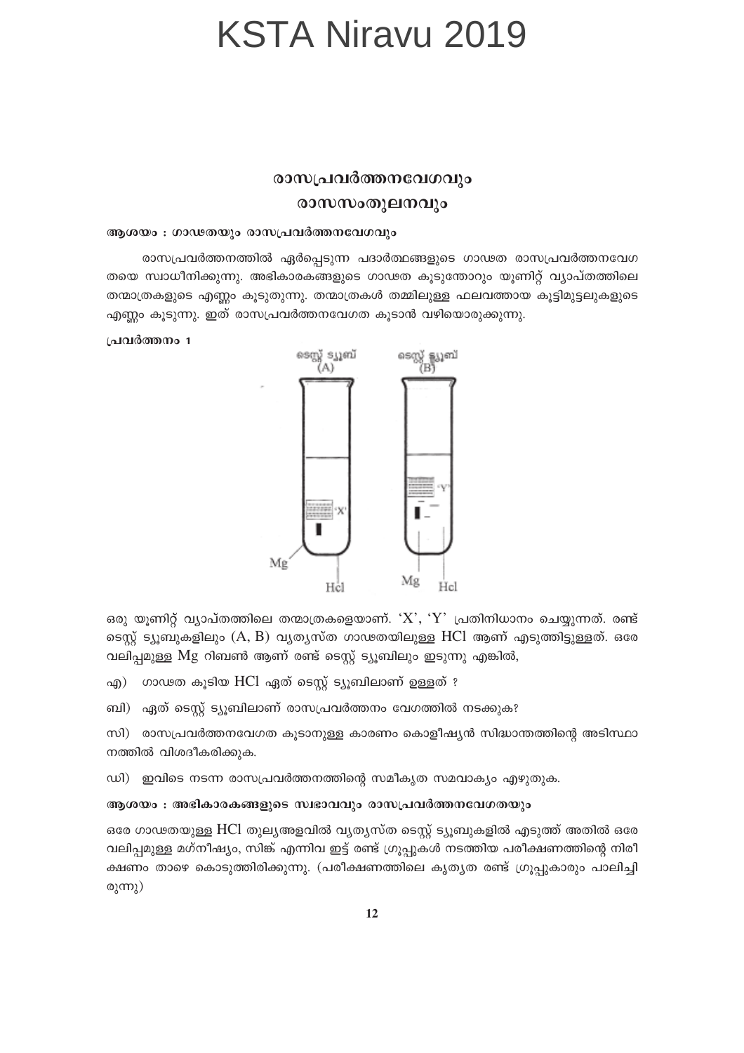## രാസപ്രവർത്തനവേഗവും രാസസംതുലനവും

**ആശയം : ഗാഢതയും രാസപ്രവർത്തനവേഗവും**

രാസപ്രവർത്തനത്തിൽ ഏർപ്പെടുന്ന പദാർത്ഥങ്ങളുടെ ഗാഢത രാസപ്രവർത്തനവേഗതയെ സ്വാധീനിക്കുന്നു. അഭികാരകങ്ങളുടെ ഗാഢത കൂടുന്തോറും യൂണിറ്റ് വ്യാപ്തത്തിലെ തന്മാത്രകളുടെ എണ്ണം കൂടുതുന്നു. തന്മാത്രകൾ തമ്മിലുള്ള ഫലവത്തായ കൂട്ടിമുട്ടലുകളുടെ എണ്ണം കൂടുന്നു. ഇത് രാസപ്രവർത്തനവേഗത കൂടാൻ വഴിയൊരുക്കുന്നു.

**പ്രവർത്തനം 1**

ടെസ്റ്റ് ട്യൂബ് (A) — 'X', Mg, Hcl

ടെസ്റ്റ് ട്യൂബ് (B) — 'Y', Mg, Hcl

ഒരു യൂണിറ്റ് വ്യാപ്തത്തിലെ തന്മാത്രകളെയാണ്. 'X', 'Y' പ്രതിനിധാനം ചെയ്യുന്നത്. രണ്ട് ടെസ്റ്റ് ട്യൂബുകളിലും (A, B) വ്യത്യസ്ത ഗാഢതയിലുള്ള $HCl$ ആണ് എടുത്തിട്ടുള്ളത്. ഒരേ വലിപ്പമുള്ള $Mg$ റിബൺ ആണ് രണ്ട് ടെസ്റ്റ് ട്യൂബിലും ഇടുന്നു എങ്കിൽ,

എ) ഗാഢത കൂടിയ $HCl$ ഏത് ടെസ്റ്റ് ട്യൂബിലാണ് ഉള്ളത് ?

ബി) ഏത് ടെസ്റ്റ് ട്യൂബിലാണ് രാസപ്രവർത്തനം വേഗത്തിൽ നടക്കുക?

സി) രാസപ്രവർത്തനവേഗത കൂടാനുള്ള കാരണം കൊളീഷ്യൻ സിദ്ധാന്തത്തിന്റെ അടിസ്ഥാനത്തിൽ വിശദീകരിക്കുക.

ഡി) ഇവിടെ നടന്ന രാസപ്രവർത്തനത്തിന്റെ സമീകൃത സമവാക്യം എഴുതുക.

**ആശയം : അഭികാരകങ്ങളുടെ സ്വഭാവവും രാസപ്രവർത്തനവേഗതയും**

ഒരേ ഗാഢതയുള്ള $HCl$ തുല്യഅളവിൽ വ്യത്യസ്ത ടെസ്റ്റ് ട്യൂബുകളിൽ എടുത്ത് അതിൽ ഒരേ വലിപ്പമുള്ള മഗ്നീഷ്യം, സിങ്ക് എന്നിവ ഇട്ട് രണ്ട് ഗ്രൂപ്പുകൾ നടത്തിയ പരീക്ഷണത്തിന്റെ നിരീക്ഷണം താഴെ കൊടുത്തിരിക്കുന്നു. (പരീക്ഷണത്തിലെ കൃത്യത രണ്ട് ഗ്രൂപ്പുകാരും പാലിച്ചിരുന്നു)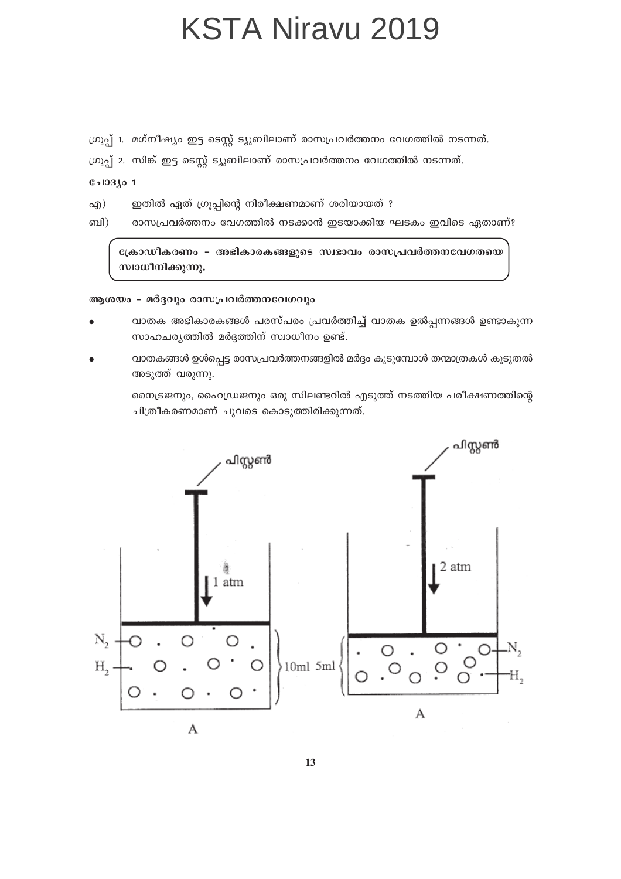ഗ്രൂപ്പ് 1. മഗ്നീഷ്യം ഇട്ട ടെസ്റ്റ് ട്യൂബിലാണ് രാസപ്രവർത്തനം വേഗത്തിൽ നടന്നത്.

ഗ്രൂപ്പ് 2. സിങ്ക് ഇട്ട ടെസ്റ്റ് ട്യൂബിലാണ് രാസപ്രവർത്തനം വേഗത്തിൽ നടന്നത്.

**ചോദ്യം 1**

എ) ഇതിൽ ഏത് ഗ്രൂപ്പിന്റെ നിരീക്ഷണമാണ് ശരിയായത് ?

ബി) രാസപ്രവർത്തനം വേഗത്തിൽ നടക്കാൻ ഇടയാക്കിയ ഘടകം ഇവിടെ ഏതാണ്?

**ക്രോഡീകരണം – അഭികാരകങ്ങളുടെ സ്വഭാവം രാസപ്രവർത്തനവേഗതയെ സ്വാധീനിക്കുന്നു.**

**ആശയം – മർദ്ദവും രാസപ്രവർത്തനവേഗവും**

- വാതക അഭികാരകങ്ങൾ പരസ്പരം പ്രവർത്തിച്ച് വാതക ഉൽപ്പന്നങ്ങൾ ഉണ്ടാകുന്ന സാഹചര്യത്തിൽ മർദ്ദത്തിന് സ്വാധീനം ഉണ്ട്.
- വാതകങ്ങൾ ഉൾപ്പെട്ട രാസപ്രവർത്തനങ്ങളിൽ മർദ്ദം കൂടുമ്പോൾ തന്മാത്രകൾ കൂടുതൽ അടുത്ത് വരുന്നു.

  നൈട്രജനും, ഹൈഡ്രജനും ഒരു സിലണ്ടറിൽ എടുത്ത് നടത്തിയ പരീക്ഷണത്തിന്റെ ചിത്രീകരണമാണ് ചുവടെ കൊടുത്തിരിക്കുന്നത്.

പിസ്റ്റൺ — 1 atm — $N_2$, $H_2$ — 10ml — A

പിസ്റ്റൺ — 2 atm — $N_2$, $H_2$ — 5ml — A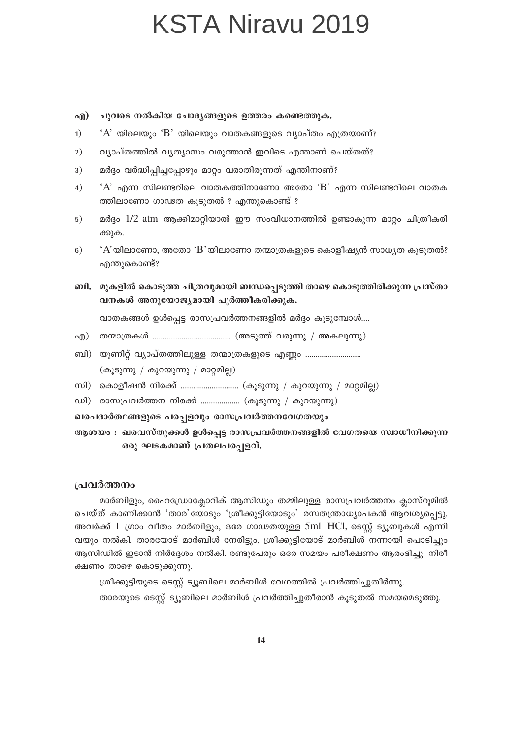# KSTA Niravu 2019

**എ) ചുവടെ നൽകിയ ചോദ്യങ്ങളുടെ ഉത്തരം കണ്ടെത്തുക.**

1) 'A' യിലെയും 'B' യിലെയും വാതകങ്ങളുടെ വ്യാപ്തം എത്രയാണ്?

2) വ്യാപ്തത്തിൽ വ്യത്യാസം വരുത്താൻ ഇവിടെ എന്താണ് ചെയ്തത്?

3) മർദ്ദം വർദ്ധിപ്പിച്ചപ്പോഴും മാറ്റം വരാതിരുന്നത് എന്തിനാണ്?

4) 'A' എന്ന സിലണ്ടറിലെ വാതകത്തിനാണോ അതോ 'B' എന്ന സിലണ്ടറിലെ വാതകത്തിലാണോ ഗാഢത കൂടുതൽ ? എന്തുകൊണ്ട് ?

5) മർദ്ദം 1/2 atm ആക്കിമാറ്റിയാൽ ഈ സംവിധാനത്തിൽ ഉണ്ടാകുന്ന മാറ്റം ചിത്രീകരിക്കുക.

6) 'A' യിലാണോ, അതോ 'B' യിലാണോ തന്മാത്രകളുടെ കൊളീഷ്യൻ സാധ്യത കൂടുതൽ? എന്തുകൊണ്ട്?

**ബി. മുകളിൽ കൊടുത്ത ചിത്രവുമായി ബന്ധപ്പെടുത്തി താഴെ കൊടുത്തിരിക്കുന്ന പ്രസ്താവനകൾ അനുയോജ്യമായി പൂർത്തീകരിക്കുക.**

വാതകങ്ങൾ ഉൾപ്പെട്ട രാസപ്രവർത്തനങ്ങളിൽ മർദ്ദം കൂടുമ്പോൾ....

എ) തന്മാത്രകൾ ..................................... (അടുത്ത് വരുന്നു / അകലുന്നു)

ബി) യൂണിറ്റ് വ്യാപ്തത്തിലുള്ള തന്മാത്രകളുടെ എണ്ണം ........................... (കൂടുന്നു / കുറയുന്നു / മാറ്റമില്ല)

സി) കൊളീഷൻ നിരക്ക് ............................ (കൂടുന്നു / കുറയുന്നു / മാറ്റമില്ല)

ഡി) രാസപ്രവർത്തന നിരക്ക് ................... (കൂടുന്നു / കുറയുന്നു)

**ഖരപദാർത്ഥങ്ങളുടെ പരപ്പളവും രാസപ്രവർത്തനവേഗതയും**

**ആശയം : ഖരവസ്തുക്കൾ ഉൾപ്പെട്ട രാസപ്രവർത്തനങ്ങളിൽ വേഗതയെ സ്വാധീനിക്കുന്ന ഒരു ഘടകമാണ് പ്രതലപരപ്പളവ്.**

## പ്രവർത്തനം

മാർബിളും, ഹൈഡ്രോക്ലോറിക് ആസിഡും തമ്മിലുള്ള രാസപ്രവർത്തനം ക്ലാസ്റൂമിൽ ചെയ്ത് കാണിക്കാൻ 'താര' യോടും 'ശ്രീക്കുട്ടിയോടും' രസതന്ത്രാധ്യാപകൻ ആവശ്യപ്പെട്ടു. അവർക്ക് 1 ഗ്രാം വീതം മാർബിളും, ഒരേ ഗാഢതയുള്ള 5ml $HCl$, ടെസ്റ്റ് ട്യൂബുകൾ എന്നിവയും നൽകി. താരയോട് മാർബിൾ നേരിട്ടും, ശ്രീക്കുട്ടിയോട് മാർബിൾ നന്നായി പൊടിച്ചും ആസിഡിൽ ഇടാൻ നിർദ്ദേശം നൽകി. രണ്ടുപേരും ഒരേ സമയം പരീക്ഷണം ആരംഭിച്ചു. നിരീക്ഷണം താഴെ കൊടുക്കുന്നു.

ശ്രീക്കുട്ടിയുടെ ടെസ്റ്റ് ട്യൂബിലെ മാർബിൾ വേഗത്തിൽ പ്രവർത്തിച്ചുതീർന്നു.

താരയുടെ ടെസ്റ്റ് ട്യൂബിലെ മാർബിൾ പ്രവർത്തിച്ചുതീരാൻ കൂടുതൽ സമയമെടുത്തു.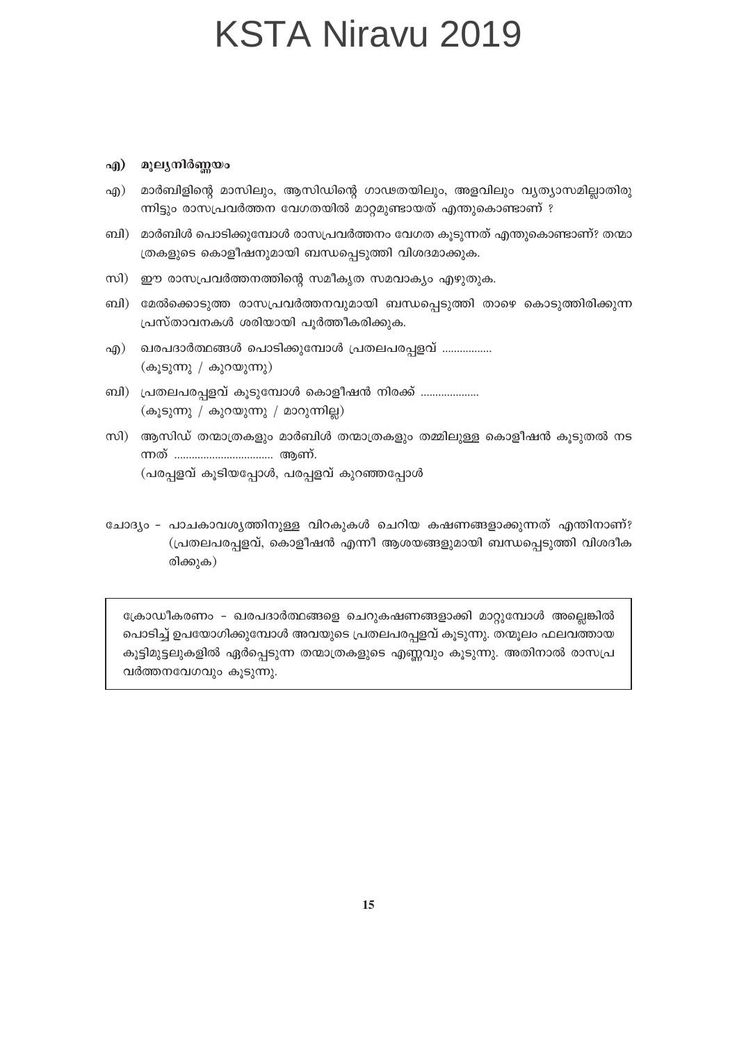# KSTA Niravu 2019

**എ) മൂല്യനിർണ്ണയം**

എ) മാർബിളിന്റെ മാസിലും, ആസിഡിന്റെ ഗാഢതയിലും, അളവിലും വ്യത്യാസമില്ലാതിരുന്നിട്ടും രാസപ്രവർത്തന വേഗതയിൽ മാറ്റമുണ്ടായത് എന്തുകൊണ്ടാണ് ?

ബി) മാർബിൾ പൊടിക്കുമ്പോൾ രാസപ്രവർത്തനം വേഗത കൂടുന്നത് എന്തുകൊണ്ടാണ്? തന്മാത്രകളുടെ കൊളീഷനുമായി ബന്ധപ്പെടുത്തി വിശദമാക്കുക.

സി) ഈ രാസപ്രവർത്തനത്തിന്റെ സമീകൃത സമവാക്യം എഴുതുക.

ബി) മേൽക്കൊടുത്ത രാസപ്രവർത്തനവുമായി ബന്ധപ്പെടുത്തി താഴെ കൊടുത്തിരിക്കുന്ന പ്രസ്താവനകൾ ശരിയായി പൂർത്തീകരിക്കുക.

എ) ഖരപദാർത്ഥങ്ങൾ പൊടിക്കുമ്പോൾ പ്രതലപരപ്പളവ് ................
(കൂടുന്നു / കുറയുന്നു)

ബി) പ്രതലപരപ്പളവ് കൂടുമ്പോൾ കൊളീഷൻ നിരക്ക് ...................
(കൂടുന്നു / കുറയുന്നു / മാറുന്നില്ല)

സി) ആസിഡ് തന്മാത്രകളും മാർബിൾ തന്മാത്രകളും തമ്മിലുള്ള കൊളീഷൻ കൂടുതൽ നടന്നത് ................................. ആണ്.
(പരപ്പളവ് കൂടിയപ്പോൾ, പരപ്പളവ് കുറഞ്ഞപ്പോൾ

ചോദ്യം - പാചകാവശ്യത്തിനുള്ള വിറകുകൾ ചെറിയ കഷണങ്ങളാക്കുന്നത് എന്തിനാണ്? (പ്രതലപരപ്പളവ്, കൊളീഷൻ എന്നീ ആശയങ്ങളുമായി ബന്ധപ്പെടുത്തി വിശദീകരിക്കുക)

> ക്രോഡീകരണം - ഖരപദാർത്ഥങ്ങളെ ചെറുകഷണങ്ങളാക്കി മാറ്റുമ്പോൾ അല്ലെങ്കിൽ പൊടിച്ച് ഉപയോഗിക്കുമ്പോൾ അവയുടെ പ്രതലപരപ്പളവ് കൂടുന്നു. തന്മൂലം ഫലവത്തായ കൂട്ടിമുട്ടലുകളിൽ ഏർപ്പെടുന്ന തന്മാത്രകളുടെ എണ്ണവും കൂടുന്നു. അതിനാൽ രാസപ്രവർത്തനവേഗവും കൂടുന്നു.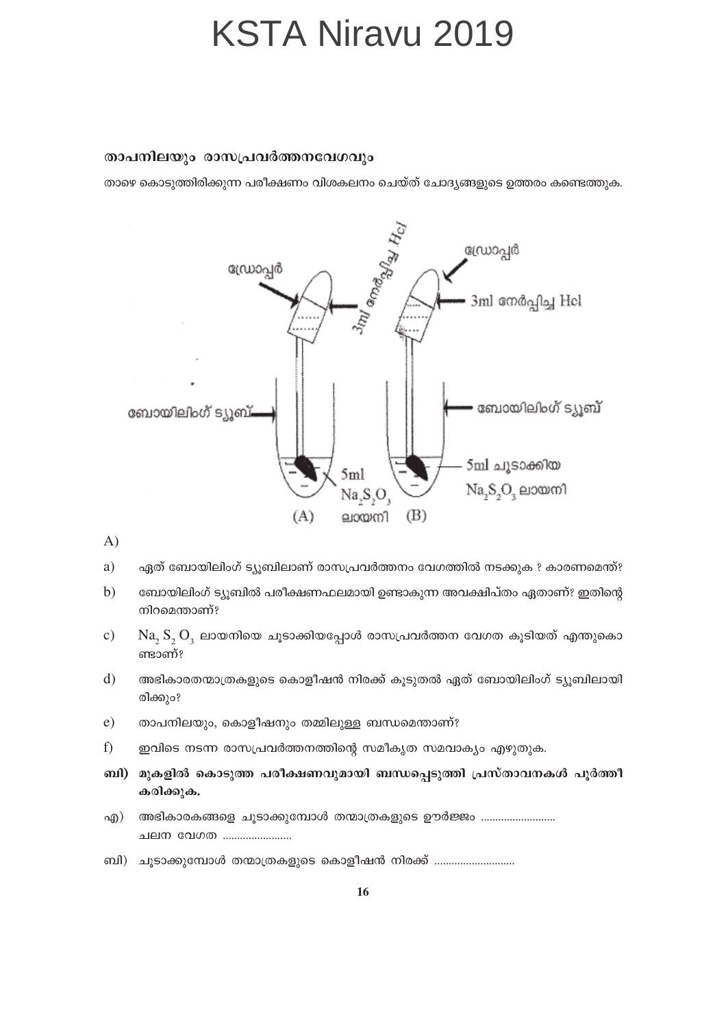### താപനിലയും രാസപ്രവർത്തനവേഗവും

താഴെ കൊടുത്തിരിക്കുന്ന പരീക്ഷണം വിശകലനം ചെയ്ത് ചോദ്യങ്ങളുടെ ഉത്തരം കണ്ടെത്തുക.

ഡ്രോപ്പർ | 3ml നേർപ്പിച്ച Hcl | ബോയിലിംഗ് ട്യൂബ് | 5ml $Na_2S_2O_3$ ലായനി (A)

ഡ്രോപ്പർ | 3ml നേർപ്പിച്ച Hcl | ബോയിലിംഗ് ട്യൂബ് | 5ml ചൂടാക്കിയ $Na_2S_2O_3$ ലായനി (B)

A)

a) ഏത് ബോയിലിംഗ് ട്യൂബിലാണ് രാസപ്രവർത്തനം വേഗത്തിൽ നടക്കുക ? കാരണമെന്ത്?

b) ബോയിലിംഗ് ട്യൂബിൽ പരീക്ഷണഫലമായി ഉണ്ടാകുന്ന അവക്ഷിപ്തം ഏതാണ്? ഇതിന്റെ നിറമെന്താണ്?

c) $Na_2S_2O_3$ ലായനിയെ ചൂടാക്കിയപ്പോൾ രാസപ്രവർത്തന വേഗത കൂടിയത് എന്തുകൊണ്ടാണ്?

d) അഭികാരതന്മാത്രകളുടെ കൊളീഷൻ നിരക്ക് കൂടുതൽ ഏത് ബോയിലിംഗ് ട്യൂബിലായിരിക്കും?

e) താപനിലയും, കൊളീഷനും തമ്മിലുള്ള ബന്ധമെന്താണ്?

f) ഇവിടെ നടന്ന രാസപ്രവർത്തനത്തിന്റെ സമീകൃത സമവാക്യം എഴുതുക.

**ബി) മുകളിൽ കൊടുത്ത പരീക്ഷണവുമായി ബന്ധപ്പെടുത്തി പ്രസ്താവനകൾ പൂർത്തീകരിക്കുക.**

എ) അഭികാരകങ്ങളെ ചൂടാക്കുമ്പോൾ തന്മാത്രകളുടെ ഊർജ്ജം .......................... ചലന വേഗത ........................

ബി) ചൂടാക്കുമ്പോൾ തന്മാത്രകളുടെ കൊളീഷൻ നിരക്ക് ............................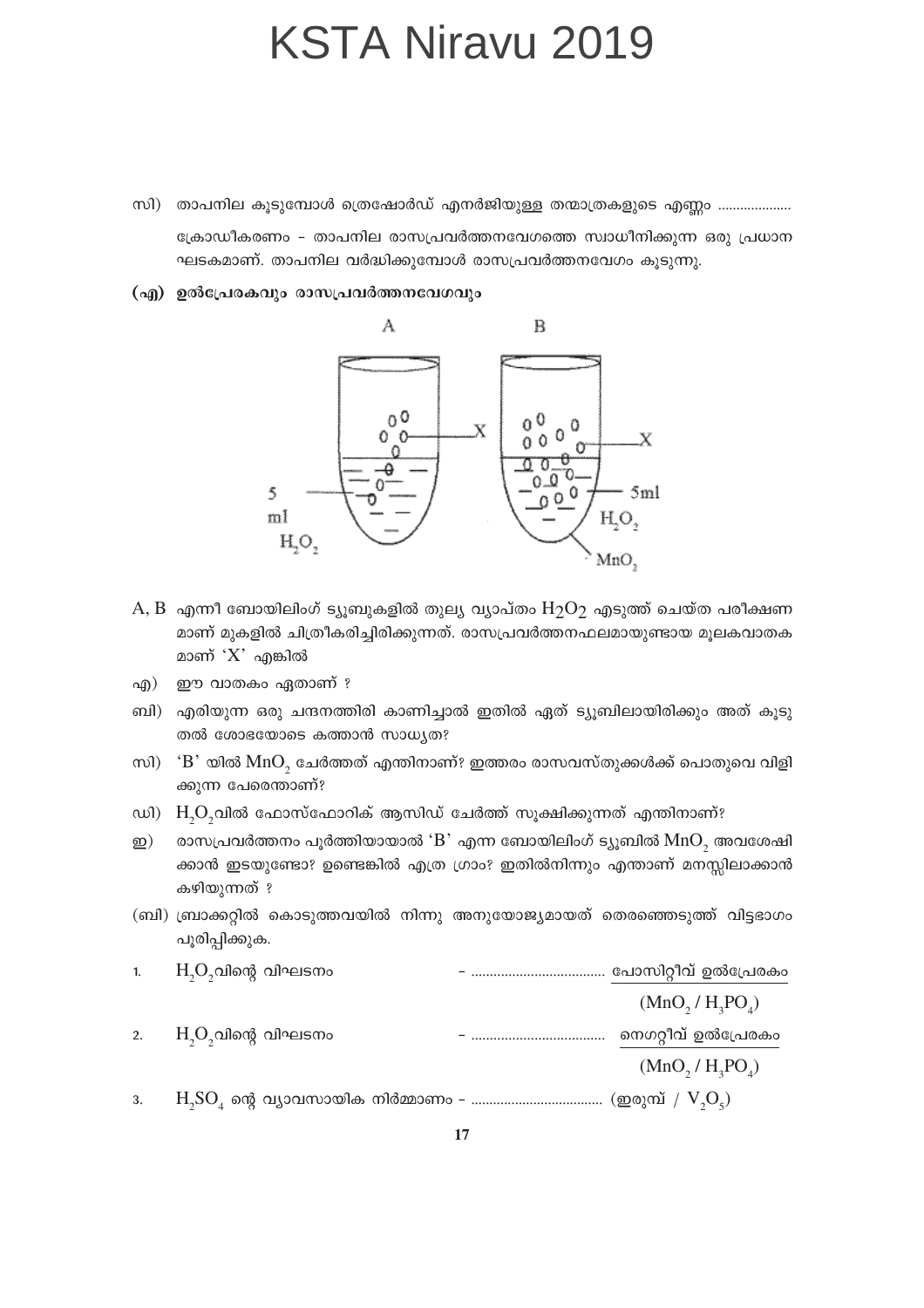സി) താപനില കൂടുമ്പോൾ ത്രെഷോർഡ് എനർജിയുള്ള തന്മാത്രകളുടെ എണ്ണം ....................

ക്രോഡീകരണം – താപനില രാസപ്രവർത്തനവേഗത്തെ സ്വാധീനിക്കുന്ന ഒരു പ്രധാന ഘടകമാണ്. താപനില വർദ്ധിക്കുമ്പോൾ രാസപ്രവർത്തനവേഗം കൂടുന്നു.

**(എ) ഉൽപ്രേരകവും രാസപ്രവർത്തനവേഗവും**

A, B എന്നീ ബോയിലിംഗ് ട്യൂബുകളിൽ തുല്യ വ്യാപ്തം $H_2O_2$ എടുത്ത് ചെയ്ത പരീക്ഷണമാണ് മുകളിൽ ചിത്രീകരിച്ചിരിക്കുന്നത്. രാസപ്രവർത്തനഫലമായുണ്ടായ മൂലകവാതകമാണ് 'X' എങ്കിൽ

എ) ഈ വാതകം ഏതാണ് ?

ബി) എരിയുന്ന ഒരു ചന്ദനത്തിരി കാണിച്ചാൽ ഇതിൽ ഏത് ട്യൂബിലായിരിക്കും അത് കൂടുതൽ ശോഭയോടെ കത്താൻ സാധ്യത?

സി) 'B' യിൽ $MnO_2$ ചേർത്തത് എന്തിനാണ്? ഇത്തരം രാസവസ്തുക്കൾക്ക് പൊതുവെ വിളിക്കുന്ന പേരെന്താണ്?

ഡി) $H_2O_2$വിൽ ഫോസ്ഫോറിക് ആസിഡ് ചേർത്ത് സൂക്ഷിക്കുന്നത് എന്തിനാണ്?

ഇ) രാസപ്രവർത്തനം പൂർത്തിയായാൽ 'B' എന്ന ബോയിലിംഗ് ട്യൂബിൽ $MnO_2$ അവശേഷിക്കാൻ ഇടയുണ്ടോ? ഉണ്ടെങ്കിൽ എത്ര ഗ്രാം? ഇതിൽനിന്നും എന്താണ് മനസ്സിലാക്കാൻ കഴിയുന്നത് ?

(ബി) ബ്രാക്കറ്റിൽ കൊടുത്തവയിൽ നിന്നു അനുയോജ്യമായത് തെരഞ്ഞെടുത്ത് വിട്ടഭാഗം പൂരിപ്പിക്കുക.

1. $H_2O_2$വിന്റെ വിഘടനം – .................................... പോസിറ്റീവ് ഉൽപ്രേരകം ($MnO_2$ / $H_3PO_4$)
2. $H_2O_2$വിന്റെ വിഘടനം – .................................... നെഗറ്റീവ് ഉൽപ്രേരകം ($MnO_2$ / $H_3PO_4$)
3. $H_2SO_4$ ന്റെ വ്യാവസായിക നിർമ്മാണം – .................................... (ഇരുമ്പ് / $V_2O_5$)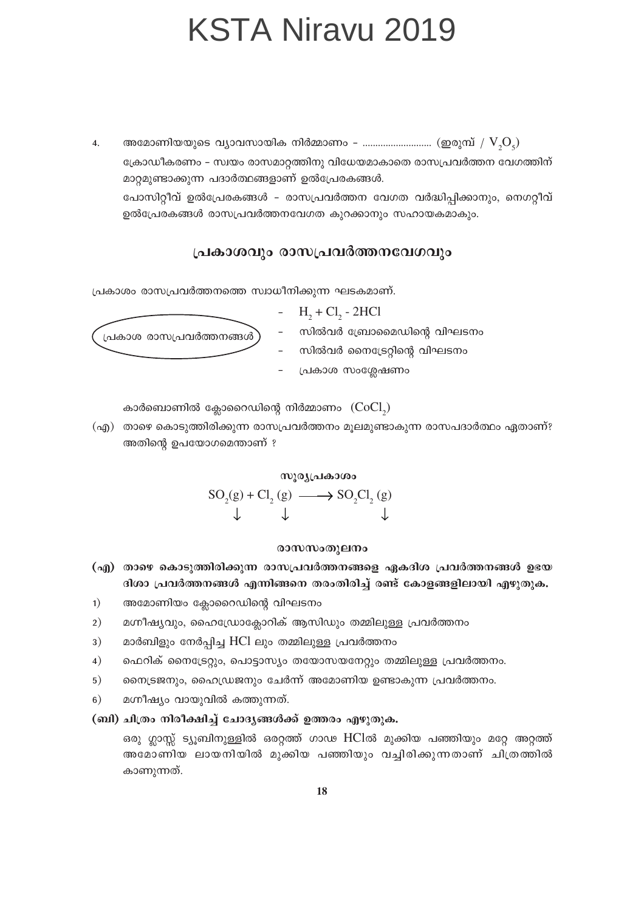4. അമോണിയയുടെ വ്യാവസായിക നിർമ്മാണം - .......................... (ഇരുമ്പ് / $V_2O_5$)

ക്രോഡീകരണം - സ്വയം രാസമാറ്റത്തിനു വിധേയമാകാതെ രാസപ്രവർത്തന വേഗത്തിന് മാറ്റമുണ്ടാക്കുന്ന പദാർത്ഥങ്ങളാണ് ഉൽപ്രേരകങ്ങൾ.

പോസിറ്റീവ് ഉൽപ്രേരകങ്ങൾ - രാസപ്രവർത്തന വേഗത വർദ്ധിപ്പിക്കാനും, നെഗറ്റീവ് ഉൽപ്രേരകങ്ങൾ രാസപ്രവർത്തനവേഗത കുറക്കാനും സഹായകമാകും.

## പ്രകാശവും രാസപ്രവർത്തനവേഗവും

പ്രകാശം രാസപ്രവർത്തനത്തെ സ്വാധീനിക്കുന്ന ഘടകമാണ്.

പ്രകാശ രാസപ്രവർത്തനങ്ങൾ

- $H_2 + Cl_2$ - $2HCl$
- സിൽവർ ബ്രോമൈഡിന്റെ വിഘടനം
- സിൽവർ നൈട്രേറ്റിന്റെ വിഘടനം
- പ്രകാശ സംശ്ലേഷണം

കാർബൊണിൽ ക്ലോറൈഡിന്റെ നിർമ്മാണം ($COCl_2$)

(എ) താഴെ കൊടുത്തിരിക്കുന്ന രാസപ്രവർത്തനം മൂലമുണ്ടാകുന്ന രാസപദാർത്ഥം ഏതാണ്? അതിന്റെ ഉപയോഗമെന്താണ് ?

$$SO_2(g) + Cl_2(g) \xrightarrow{\text{സൂര്യപ്രകാശം}} SO_2Cl_2(g)$$

$$\downarrow \qquad \downarrow \qquad\qquad \downarrow$$

### രാസസംതുലനം

**(എ) താഴെ കൊടുത്തിരിക്കുന്ന രാസപ്രവർത്തനങ്ങളെ ഏകദിശ പ്രവർത്തനങ്ങൾ ഉഭയ ദിശാ പ്രവർത്തനങ്ങൾ എന്നിങ്ങനെ തരംതിരിച്ച് രണ്ട് കോളങ്ങളിലായി എഴുതുക.**

1) അമോണിയം ക്ലോറൈഡിന്റെ വിഘടനം
2) മഗ്നീഷ്യവും, ഹൈഡ്രോക്ലോറിക് ആസിഡും തമ്മിലുള്ള പ്രവർത്തനം
3) മാർബിളും നേർപ്പിച്ച $HCl$ ലും തമ്മിലുള്ള പ്രവർത്തനം
4) ഫെറിക് നൈട്രേറ്റും, പൊട്ടാസ്യം തയോസയനേറ്റും തമ്മിലുള്ള പ്രവർത്തനം.
5) നൈട്രജനും, ഹൈഡ്രജനും ചേർന്ന് അമോണിയ ഉണ്ടാകുന്ന പ്രവർത്തനം.
6) മഗ്നീഷ്യം വായുവിൽ കത്തുന്നത്.

**(ബി) ചിത്രം നിരീക്ഷിച്ച് ചോദ്യങ്ങൾക്ക് ഉത്തരം എഴുതുക.**

ഒരു ഗ്ലാസ്സ് ട്യൂബിനുള്ളിൽ ഒരറ്റത്ത് ഗാഢ $HCl$ൽ മുക്കിയ പഞ്ഞിയും മറ്റേ അറ്റത്ത് അമോണിയ ലായനിയിൽ മുക്കിയ പഞ്ഞിയും വച്ചിരിക്കുന്നതാണ് ചിത്രത്തിൽ കാണുന്നത്.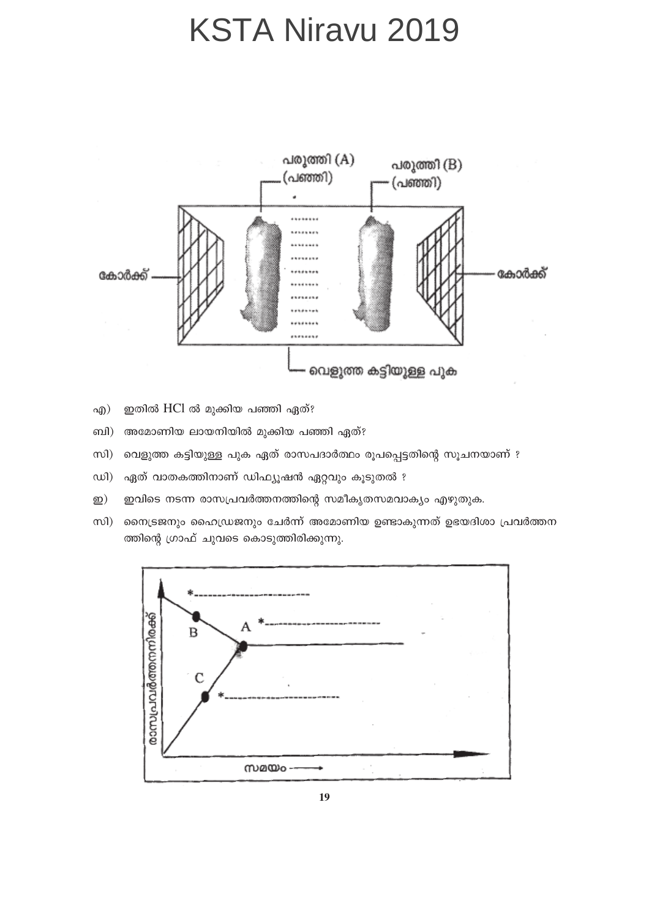# KSTA Niravu 2019

പരുത്തി (A) (പഞ്ഞി)

പരുത്തി (B) (പഞ്ഞി)

കോർക്ക്

കോർക്ക്

വെളുത്ത കട്ടിയുള്ള പുക

എ) ഇതിൽ HCl ൽ മുക്കിയ പഞ്ഞി ഏത്?

ബി) അമോണിയ ലായനിയിൽ മുക്കിയ പഞ്ഞി ഏത്?

സി) വെളുത്ത കട്ടിയുള്ള പുക ഏത് രാസപദാർത്ഥം രൂപപ്പെട്ടതിന്റെ സൂചനയാണ് ?

ഡി) ഏത് വാതകത്തിനാണ് ഡിഫ്യൂഷൻ ഏറ്റവും കൂടുതൽ ?

ഇ) ഇവിടെ നടന്ന രാസപ്രവർത്തനത്തിന്റെ സമീകൃതസമവാക്യം എഴുതുക.

സി) നൈട്രജനും ഹൈഡ്രജനും ചേർന്ന് അമോണിയ ഉണ്ടാകുന്നത് ഉഭയദിശാ പ്രവർത്തനത്തിന്റെ ഗ്രാഫ് ചുവടെ കൊടുത്തിരിക്കുന്നു.

രാസപ്രവർത്തനനിരക്ക്

*------------------------

A *------------------------

B

C

*------------------------

സമയം ⟶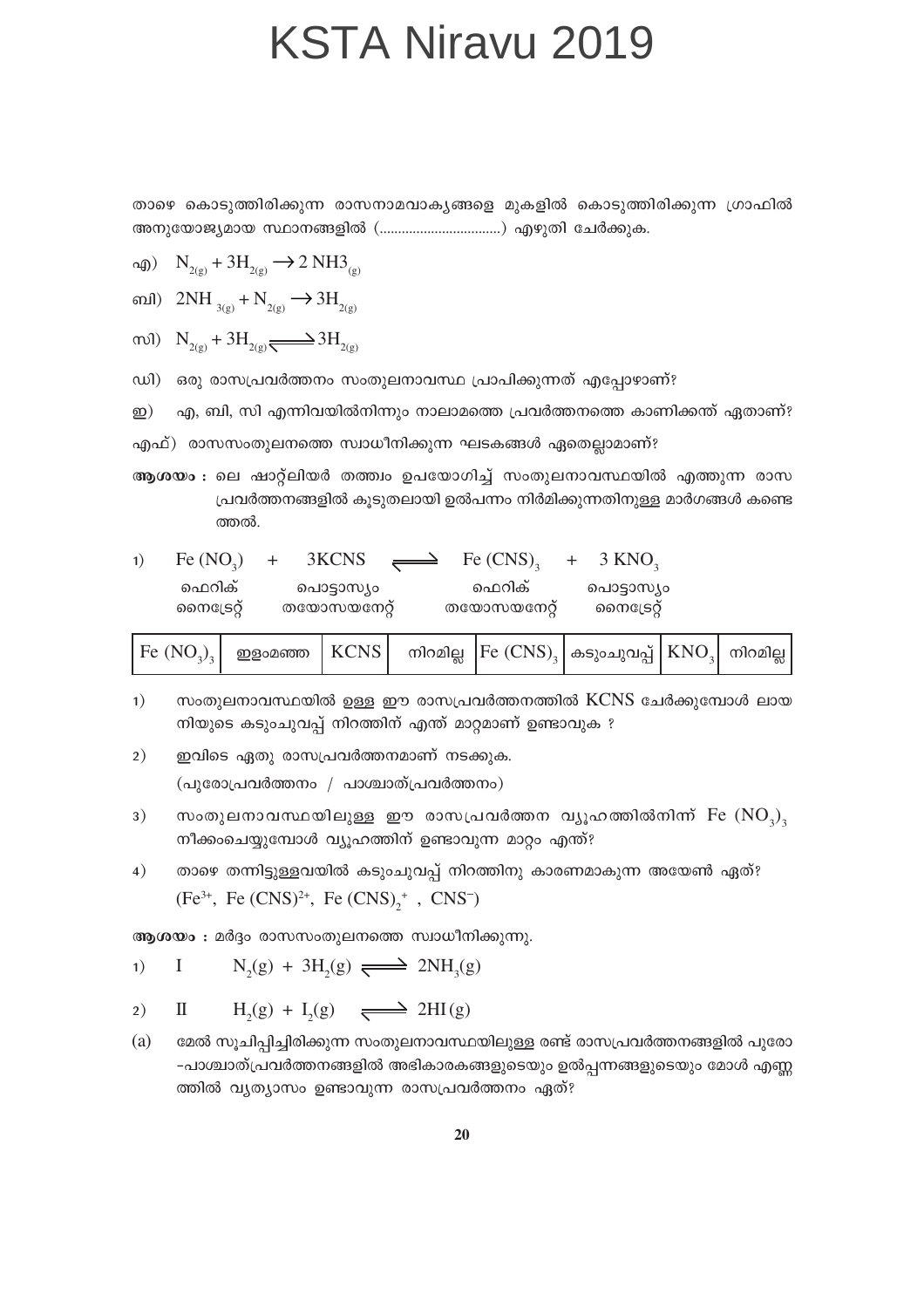# KSTA Niravu 2019

താഴെ കൊടുത്തിരിക്കുന്ന രാസനാമവാക്യങ്ങളെ മുകളിൽ കൊടുത്തിരിക്കുന്ന ഗ്രാഫിൽ അനുയോജ്യമായ സ്ഥാനങ്ങളിൽ (................................) എഴുതി ചേർക്കുക.

എ) $N_{2(g)} + 3H_{2(g)} \rightarrow 2\ NH3_{(g)}$

ബി) $2NH_{3(g)} + N_{2(g)} \rightarrow 3H_{2(g)}$

സി) $N_{2(g)} + 3H_{2(g)} \rightleftharpoons 3H_{2(g)}$

ഡി) ഒരു രാസപ്രവർത്തനം സംതുലനാവസ്ഥ പ്രാപിക്കുന്നത് എപ്പോഴാണ്?

ഇ) എ, ബി, സി എന്നിവയിൽനിന്നും നാലാമത്തെ പ്രവർത്തനത്തെ കാണിക്കന്ത് ഏതാണ്?

എഫ്) രാസസംതുലനത്തെ സ്വാധീനിക്കുന്ന ഘടകങ്ങൾ ഏതെല്ലാമാണ്?

**ആശയം :** ലെ ഷാറ്റ്ലിയർ തത്ത്വം ഉപയോഗിച്ച് സംതുലനാവസ്ഥയിൽ എത്തുന്ന രാസ പ്രവർത്തനങ്ങളിൽ കൂടുതലായി ഉൽപന്നം നിർമിക്കുന്നതിനുള്ള മാർഗങ്ങൾ കണ്ടെത്തൽ.

1) $Fe(NO_3) + 3KCNS \rightleftharpoons Fe(CNS)_3 + 3\ KNO_3$

ഫെറിക് നൈട്രേറ്റ് | പൊട്ടാസ്യം തയോസയനേറ്റ് | ഫെറിക് തയോസയനേറ്റ് | പൊട്ടാസ്യം നൈട്രേറ്റ്

| $Fe(NO_3)_3$ | ഇളംമഞ്ഞ | KCNS | നിറമില്ല | $Fe(CNS)_3$ | കടുംചുവപ്പ് | $KNO_3$ | നിറമില്ല |
|---|---|---|---|---|---|---|---|

1) സംതുലനാവസ്ഥയിൽ ഉള്ള ഈ രാസപ്രവർത്തനത്തിൽ KCNS ചേർക്കുമ്പോൾ ലായനിയുടെ കടുംചുവപ്പ് നിറത്തിന് എന്ത് മാറ്റമാണ് ഉണ്ടാവുക ?

2) ഇവിടെ ഏതു രാസപ്രവർത്തനമാണ് നടക്കുക.
(പുരോപ്രവർത്തനം / പാശ്ചാത്പ്രവർത്തനം)

3) സംതുലനാവസ്ഥയിലുള്ള ഈ രാസപ്രവർത്തന വ്യൂഹത്തിൽനിന്ന് $Fe(NO_3)_3$ നീക്കംചെയ്യുമ്പോൾ വ്യൂഹത്തിന് ഉണ്ടാവുന്ന മാറ്റം എന്ത്?

4) താഴെ തന്നിട്ടുള്ളവയിൽ കടുംചുവപ്പ് നിറത്തിനു കാരണമാകുന്ന അയേൺ ഏത്?
($Fe^{3+}$, $Fe(CNS)^{2+}$, $Fe(CNS)_2^{+}$ , $CNS^{-}$)

**ആശയം :** മർദ്ദം രാസസംതുലനത്തെ സ്വാധീനിക്കുന്നു.

1) I $N_2(g) + 3H_2(g) \rightleftharpoons 2NH_3(g)$

2) II $H_2(g) + I_2(g) \rightleftharpoons 2HI(g)$

(a) മേൽ സൂചിപ്പിച്ചിരിക്കുന്ന സംതുലനാവസ്ഥയിലുള്ള രണ്ട് രാസപ്രവർത്തനങ്ങളിൽ പുരോ-പാശ്ചാത്പ്രവർത്തനങ്ങളിൽ അഭികാരകങ്ങളുടെയും ഉൽപ്പന്നങ്ങളുടെയും മോൾ എണ്ണത്തിൽ വ്യത്യാസം ഉണ്ടാവുന്ന രാസപ്രവർത്തനം ഏത്?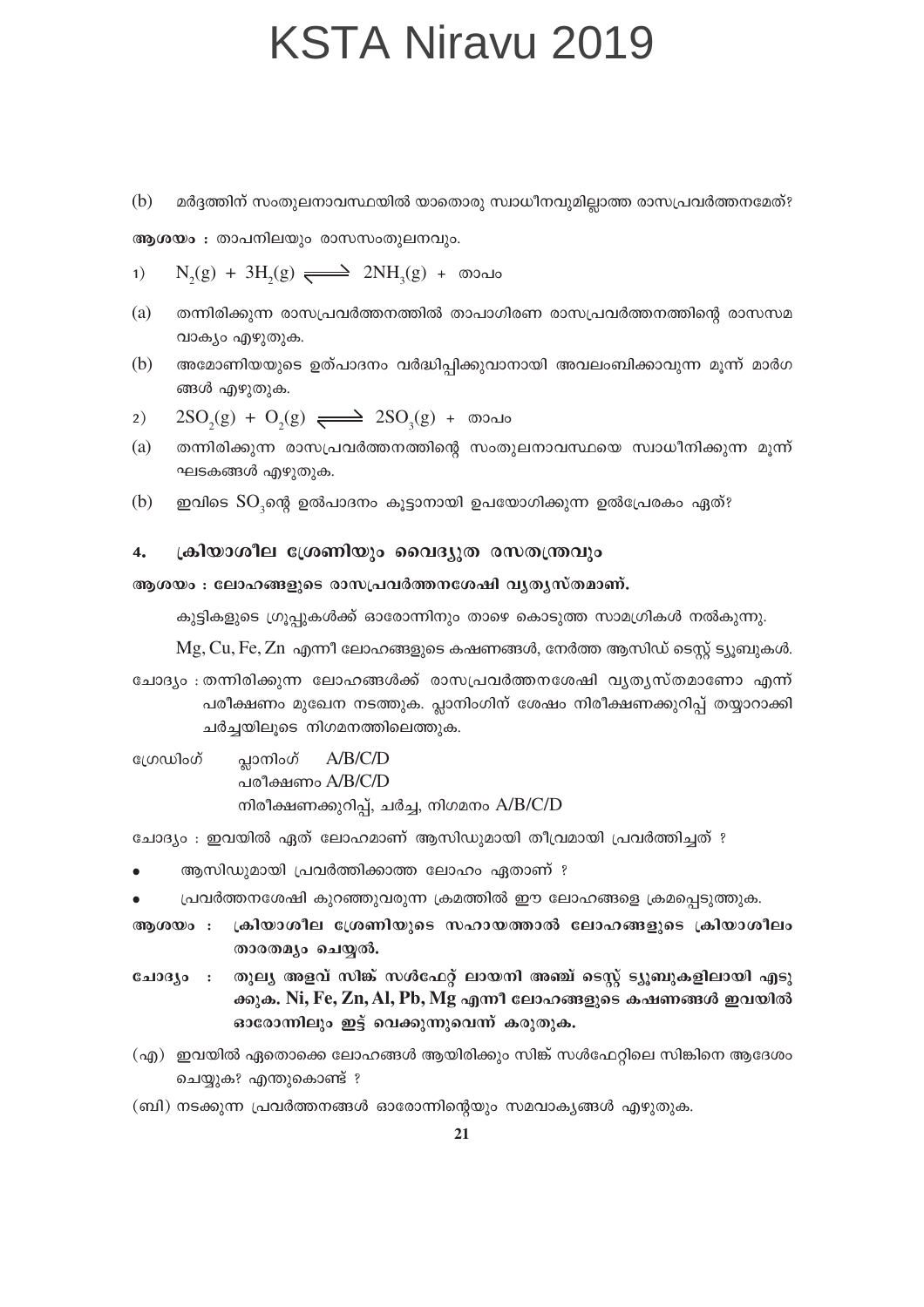(b) മർദ്ദത്തിന് സംതുലനാവസ്ഥയിൽ യാതൊരു സ്വാധീനവുമില്ലാത്ത രാസപ്രവർത്തനമേത്?

**ആശയം :** താപനിലയും രാസസംതുലനവും.

1) $N_2(g) + 3H_2(g) \rightleftharpoons 2NH_3(g)$ + താപം

(a) തന്നിരിക്കുന്ന രാസപ്രവർത്തനത്തിൽ താപാഗിരണ രാസപ്രവർത്തനത്തിന്റെ രാസസമവാക്യം എഴുതുക.

(b) അമോണിയയുടെ ഉത്പാദനം വർദ്ധിപ്പിക്കുവാനായി അവലംബിക്കാവുന്ന മൂന്ന് മാർഗങ്ങൾ എഴുതുക.

2) $2SO_2(g) + O_2(g) \rightleftharpoons 2SO_3(g)$ + താപം

(a) തന്നിരിക്കുന്ന രാസപ്രവർത്തനത്തിന്റെ സംതുലനാവസ്ഥയെ സ്വാധീനിക്കുന്ന മൂന്ന് ഘടകങ്ങൾ എഴുതുക.

(b) ഇവിടെ $SO_3$ന്റെ ഉൽപാദനം കൂട്ടാനായി ഉപയോഗിക്കുന്ന ഉൽപ്രേരകം ഏത്?

## 4. ക്രിയാശീല ശ്രേണിയും വൈദ്യുത രസതന്ത്രവും

**ആശയം : ലോഹങ്ങളുടെ രാസപ്രവർത്തനശേഷി വ്യത്യസ്തമാണ്.**

കുട്ടികളുടെ ഗ്രൂപ്പുകൾക്ക് ഓരോന്നിനും താഴെ കൊടുത്ത സാമഗ്രികൾ നൽകുന്നു.

Mg, Cu, Fe, Zn എന്നീ ലോഹങ്ങളുടെ കഷണങ്ങൾ, നേർത്ത ആസിഡ് ടെസ്റ്റ് ട്യൂബുകൾ.

ചോദ്യം : തന്നിരിക്കുന്ന ലോഹങ്ങൾക്ക് രാസപ്രവർത്തനശേഷി വ്യത്യസ്തമാണോ എന്ന് പരീക്ഷണം മുഖേന നടത്തുക. പ്ലാനിംഗിന് ശേഷം നിരീക്ഷണക്കുറിപ്പ് തയ്യാറാക്കി ചർച്ചയിലൂടെ നിഗമനത്തിലെത്തുക.

ഗ്രേഡിംഗ് പ്ലാനിംഗ് A/B/C/D
പരീക്ഷണം A/B/C/D
നിരീക്ഷണക്കുറിപ്പ്, ചർച്ച, നിഗമനം A/B/C/D

ചോദ്യം : ഇവയിൽ ഏത് ലോഹമാണ് ആസിഡുമായി തീവ്രമായി പ്രവർത്തിച്ചത് ?

- ആസിഡുമായി പ്രവർത്തിക്കാത്ത ലോഹം ഏതാണ് ?
- പ്രവർത്തനശേഷി കുറഞ്ഞുവരുന്ന ക്രമത്തിൽ ഈ ലോഹങ്ങളെ ക്രമപ്പെടുത്തുക.

**ആശയം : ക്രിയാശീല ശ്രേണിയുടെ സഹായത്താൽ ലോഹങ്ങളുടെ ക്രിയാശീലം താരതമ്യം ചെയ്യൽ.**

**ചോദ്യം : തുല്യ അളവ് സിങ്ക് സൾഫേറ്റ് ലായനി അഞ്ച് ടെസ്റ്റ് ട്യൂബുകളിലായി എടുക്കുക. Ni, Fe, Zn, Al, Pb, Mg എന്നീ ലോഹങ്ങളുടെ കഷണങ്ങൾ ഇവയിൽ ഓരോന്നിലും ഇട്ട് വെക്കുന്നുവെന്ന് കരുതുക.**

(എ) ഇവയിൽ ഏതൊക്കെ ലോഹങ്ങൾ ആയിരിക്കും സിങ്ക് സൾഫേറ്റിലെ സിങ്കിനെ ആദേശം ചെയ്യുക? എന്തുകൊണ്ട് ?

(ബി) നടക്കുന്ന പ്രവർത്തനങ്ങൾ ഓരോന്നിന്റെയും സമവാക്യങ്ങൾ എഴുതുക.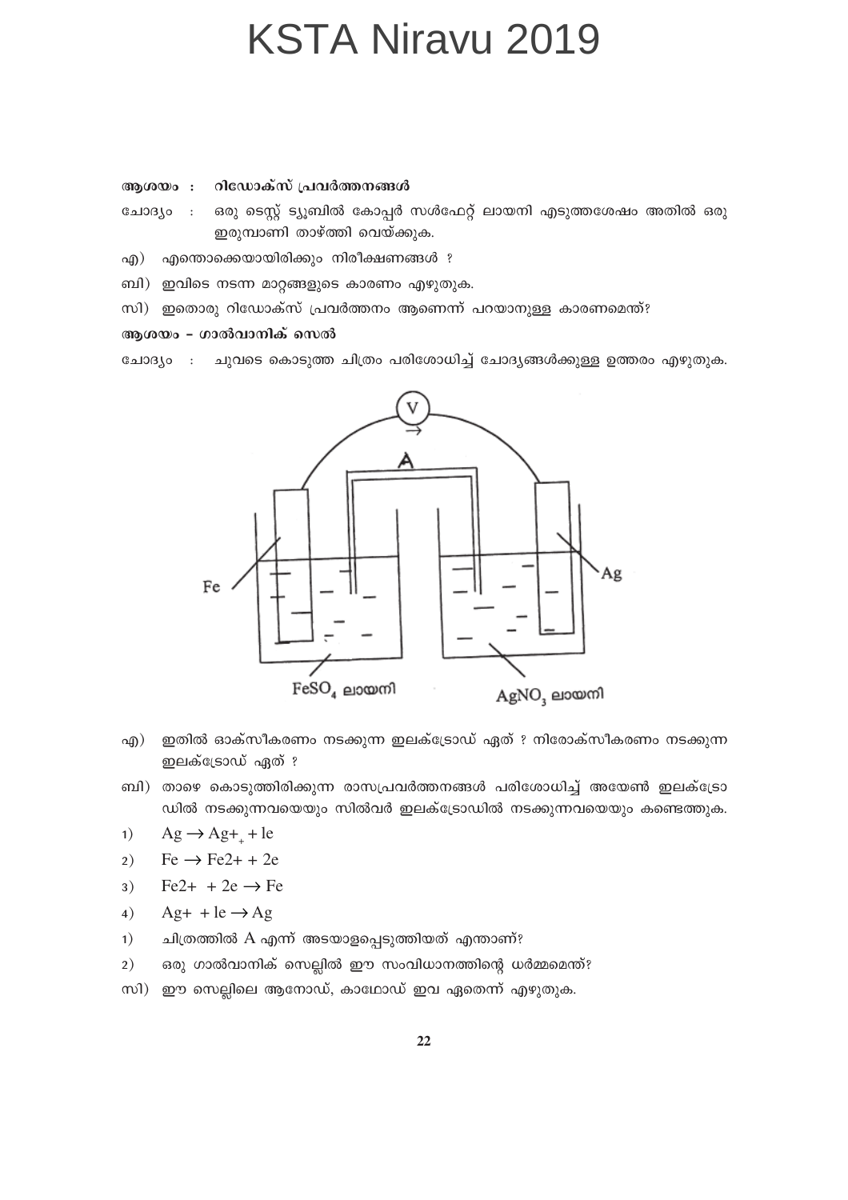**ആശയം : റിഡോക്സ് പ്രവർത്തനങ്ങൾ**

ചോദ്യം : ഒരു ടെസ്റ്റ് ട്യൂബിൽ കോപ്പർ സൾഫേറ്റ് ലായനി എടുത്തശേഷം അതിൽ ഒരു ഇരുമ്പാണി താഴ്ത്തി വെയ്ക്കുക.

എ) എന്തൊക്കെയായിരിക്കും നിരീക്ഷണങ്ങൾ ?

ബി) ഇവിടെ നടന്ന മാറ്റങ്ങളുടെ കാരണം എഴുതുക.

സി) ഇതൊരു റിഡോക്സ് പ്രവർത്തനം ആണെന്ന് പറയാനുള്ള കാരണമെന്ത്?

**ആശയം – ഗാൽവാനിക് സെൽ**

ചോദ്യം : ചുവടെ കൊടുത്ത ചിത്രം പരിശോധിച്ച് ചോദ്യങ്ങൾക്കുള്ള ഉത്തരം എഴുതുക.

V, A, Fe, Ag, $FeSO_4$ ലായനി, $AgNO_3$ ലായനി

എ) ഇതിൽ ഓക്സീകരണം നടക്കുന്ന ഇലക്ട്രോഡ് ഏത് ? നിരോക്സീകരണം നടക്കുന്ന ഇലക്ട്രോഡ് ഏത് ?

ബി) താഴെ കൊടുത്തിരിക്കുന്ന രാസപ്രവർത്തനങ്ങൾ പരിശോധിച്ച് അയേൺ ഇലക്ട്രോഡിൽ നടക്കുന്നവയെയും സിൽവർ ഇലക്ട്രോഡിൽ നടക്കുന്നവയെയും കണ്ടെത്തുക.

1) $Ag \rightarrow Ag^{+} + 1e$
2) $Fe \rightarrow Fe^{2+} + 2e$
3) $Fe^{2+} + 2e \rightarrow Fe$
4) $Ag^{+} + 1e \rightarrow Ag$

1) ചിത്രത്തിൽ A എന്ന് അടയാളപ്പെടുത്തിയത് എന്താണ്?

2) ഒരു ഗാൽവാനിക് സെല്ലിൽ ഈ സംവിധാനത്തിന്റെ ധർമ്മമെന്ത്?

സി) ഈ സെല്ലിലെ ആനോഡ്, കാഥോഡ് ഇവ ഏതെന്ന് എഴുതുക.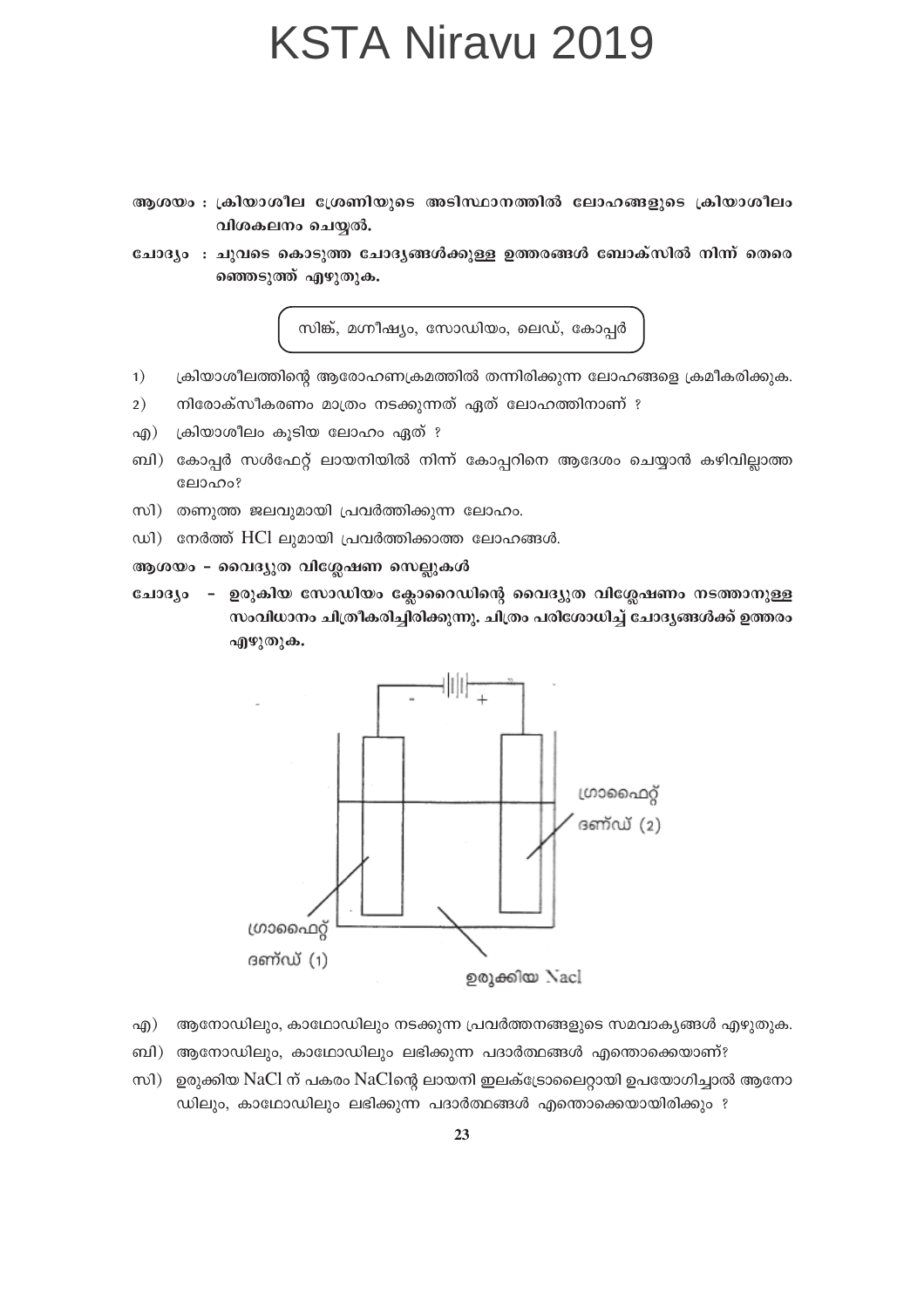**ആശയം :** ക്രിയാശീല ശ്രേണിയുടെ അടിസ്ഥാനത്തിൽ ലോഹങ്ങളുടെ ക്രിയാശീലം വിശകലനം ചെയ്യൽ.

**ചോദ്യം :** ചുവടെ കൊടുത്ത ചോദ്യങ്ങൾക്കുള്ള ഉത്തരങ്ങൾ ബോക്സിൽ നിന്ന് തെരെഞ്ഞെടുത്ത് എഴുതുക.

> സിങ്ക്, മഗ്നീഷ്യം, സോഡിയം, ലെഡ്, കോപ്പർ

1) ക്രിയാശീലത്തിന്റെ ആരോഹണക്രമത്തിൽ തന്നിരിക്കുന്ന ലോഹങ്ങളെ ക്രമീകരിക്കുക.

2) നിരോക്സീകരണം മാത്രം നടക്കുന്നത് ഏത് ലോഹത്തിനാണ് ?

എ) ക്രിയാശീലം കൂടിയ ലോഹം ഏത് ?

ബി) കോപ്പർ സൾഫേറ്റ് ലായനിയിൽ നിന്ന് കോപ്പറിനെ ആദേശം ചെയ്യാൻ കഴിവില്ലാത്ത ലോഹം?

സി) തണുത്ത ജലവുമായി പ്രവർത്തിക്കുന്ന ലോഹം.

ഡി) നേർത്ത് HCl ലുമായി പ്രവർത്തിക്കാത്ത ലോഹങ്ങൾ.

**ആശയം – വൈദ്യുത വിശ്ലേഷണ സെല്ലുകൾ**

**ചോദ്യം – ഉരുകിയ സോഡിയം ക്ലോറൈഡിന്റെ വൈദ്യുത വിശ്ലേഷണം നടത്താനുള്ള സംവിധാനം ചിത്രീകരിച്ചിരിക്കുന്നു. ചിത്രം പരിശോധിച്ച് ചോദ്യങ്ങൾക്ക് ഉത്തരം എഴുതുക.**

ഗ്രാഫൈറ്റ് ദണ്ഡ് (1), ഗ്രാഫൈറ്റ് ദണ്ഡ് (2), ഉരുക്കിയ Nacl

എ) ആനോഡിലും, കാഥോഡിലും നടക്കുന്ന പ്രവർത്തനങ്ങളുടെ സമവാക്യങ്ങൾ എഴുതുക.

ബി) ആനോഡിലും, കാഥോഡിലും ലഭിക്കുന്ന പദാർത്ഥങ്ങൾ എന്തൊക്കെയാണ്?

സി) ഉരുക്കിയ NaCl ന് പകരം NaClന്റെ ലായനി ഇലക്ട്രോലൈറ്റായി ഉപയോഗിച്ചാൽ ആനോഡിലും, കാഥോഡിലും ലഭിക്കുന്ന പദാർത്ഥങ്ങൾ എന്തൊക്കെയായിരിക്കും ?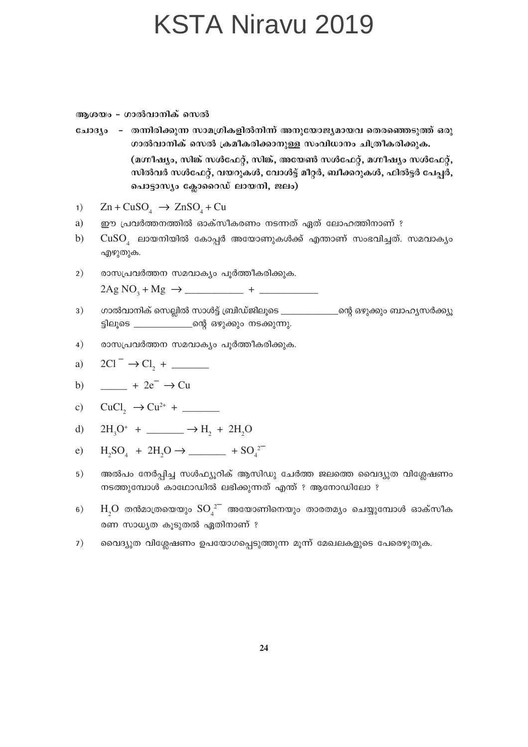# KSTA Niravu 2019

**ആശയം – ഗാൽവാനിക് സെൽ**

**ചോദ്യം – തന്നിരിക്കുന്ന സാമഗ്രികളിൽനിന്ന് അനുയോജ്യമായവ തെരഞ്ഞെടുത്ത് ഒരു ഗാൽവാനിക് സെൽ ക്രമീകരിക്കാനുള്ള സംവിധാനം ചിത്രീകരിക്കുക.**

**(മഗ്നീഷ്യം, സിങ്ക് സൾഫേറ്റ്, സിങ്ക്, അയേൺ സൾഫേറ്റ്, മഗ്നീഷ്യം സൾഫേറ്റ്, സിൽവർ സൾഫേറ്റ്, വയറുകൾ, വോൾട്ട് മീറ്റർ, ബീക്കറുകൾ, ഫിൽട്ടർ പേപ്പർ, പൊട്ടാസ്യം ക്ലോറൈഡ് ലായനി, ജലം)**

1) $Zn + CuSO_4 \rightarrow ZnSO_4 + Cu$

a) ഈ പ്രവർത്തനത്തിൽ ഓക്സീകരണം നടന്നത് ഏത് ലോഹത്തിനാണ് ?

b) $CuSO_4$ ലായനിയിൽ കോപ്പർ അയോണുകൾക്ക് എന്താണ് സംഭവിച്ചത്. സമവാക്യം എഴുതുക.

2) രാസപ്രവർത്തന സമവാക്യം പൂർത്തീകരിക്കുക.

$2Ag\,NO_3 + Mg \rightarrow$ ____________ + ____________

3) ഗാൽവാനിക് സെല്ലിൽ സാൾട്ട് ബ്രിഡ്ജിലൂടെ _____________ന്റെ ഒഴുക്കും ബാഹ്യസർക്ക്യൂട്ടിലൂടെ _____________ന്റെ ഒഴുക്കും നടക്കുന്നു.

4) രാസപ്രവർത്തന സമവാക്യം പൂർത്തീകരിക്കുക.

a) $2Cl^{-} \rightarrow Cl_2 +$ ________

b) ______ $+ 2e^{-} \rightarrow Cu$

c) $CuCl_2 \rightarrow Cu^{2+} +$ ________

d) $2H_3O^{+} +$ ________ $\rightarrow H_2 + 2H_2O$

e) $H_2SO_4 + 2H_2O \rightarrow$ ________ $+ SO_4^{2-}$

5) അൽപം നേർപ്പിച്ച സൾഫ്യൂറിക് ആസിഡു ചേർത്ത ജലത്തെ വൈദ്യുത വിശ്ലേഷണം നടത്തുമ്പോൾ കാഥോഡിൽ ലഭിക്കുന്നത് എന്ത് ? ആനോഡിലോ ?

6) $H_2O$ തൻമാത്രയെയും $SO_4^{2-}$ അയോണിനെയും താരതമ്യം ചെയ്യുമ്പോൾ ഓക്സീകരണ സാധ്യത കൂടുതൽ ഏതിനാണ് ?

7) വൈദ്യുത വിശ്ലേഷണം ഉപയോഗപ്പെടുത്തുന്ന മൂന്ന് മേഖലകളുടെ പേരെഴുതുക.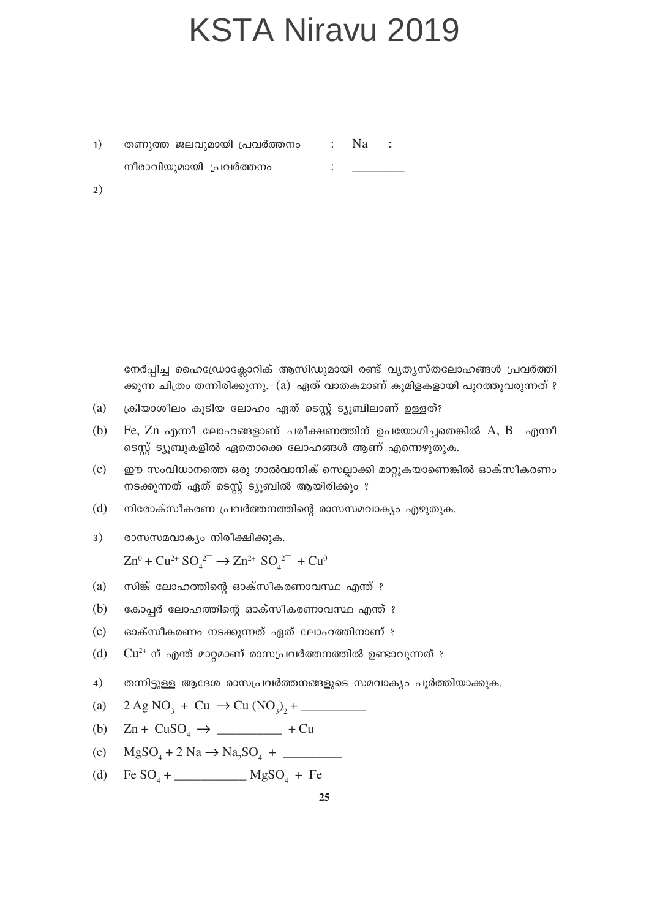# KSTA Niravu 2019

1) തണുത്ത ജലവുമായി പ്രവർത്തനം : Na :

നീരാവിയുമായി പ്രവർത്തനം : ________

2)

നേർപ്പിച്ച ഹൈഡ്രോക്ലോറിക് ആസിഡുമായി രണ്ട് വ്യത്യസ്തലോഹങ്ങൾ പ്രവർത്തിക്കുന്ന ചിത്രം തന്നിരിക്കുന്നു. (a) ഏത് വാതകമാണ് കുമിളകളായി പുറത്തുവരുന്നത് ?

(a) ക്രിയാശീലം കൂടിയ ലോഹം ഏത് ടെസ്റ്റ് ട്യൂബിലാണ് ഉള്ളത്?

(b) Fe, Zn എന്നീ ലോഹങ്ങളാണ് പരീക്ഷണത്തിന് ഉപയോഗിച്ചതെങ്കിൽ A, B എന്നീ ടെസ്റ്റ് ട്യൂബുകളിൽ ഏതൊക്കെ ലോഹങ്ങൾ ആണ് എന്നെഴുതുക.

(c) ഈ സംവിധാനത്തെ ഒരു ഗാൽവാനിക് സെല്ലാക്കി മാറ്റുകയാണെങ്കിൽ ഓക്സീകരണം നടക്കുന്നത് ഏത് ടെസ്റ്റ് ട്യൂബിൽ ആയിരിക്കും ?

(d) നിരോക്സീകരണ പ്രവർത്തനത്തിന്റെ രാസസമവാക്യം എഴുതുക.

3) രാസസമവാക്യം നിരീക്ഷിക്കുക.

$$Zn^{0} + Cu^{2+} SO_4^{2-} \rightarrow Zn^{2+} SO_4^{2-} + Cu^{0}$$

(a) സിങ്ക് ലോഹത്തിന്റെ ഓക്സീകരണാവസ്ഥ എന്ത് ?

(b) കോപ്പർ ലോഹത്തിന്റെ ഓക്സീകരണാവസ്ഥ എന്ത് ?

(c) ഓക്സീകരണം നടക്കുന്നത് ഏത് ലോഹത്തിനാണ് ?

(d) $Cu^{2+}$ ന് എന്ത് മാറ്റമാണ് രാസപ്രവർത്തനത്തിൽ ഉണ്ടാവുന്നത് ?

4) തന്നിട്ടുള്ള ആദേശ രാസപ്രവർത്തനങ്ങളുടെ സമവാക്യം പൂർത്തിയാക്കുക.

(a) $2\,AgNO_3 + Cu \rightarrow Cu(NO_3)_2 +$ ___________

(b) $Zn + CuSO_4 \rightarrow$ __________ $+ Cu$

(c) $MgSO_4 + 2\,Na \rightarrow Na_2SO_4 +$ _________

(d) $FeSO_4 +$ ___________ $MgSO_4 + Fe$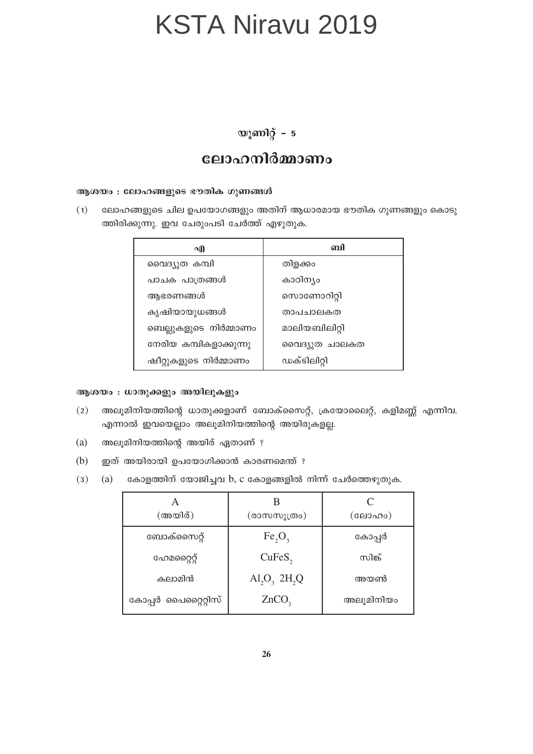# KSTA Niravu 2019

## യൂണിറ്റ് – 5

## ലോഹനിർമ്മാണം

**ആശയം : ലോഹങ്ങളുടെ ഭൗതിക ഗുണങ്ങൾ**

(1) ലോഹങ്ങളുടെ ചില ഉപയോഗങ്ങളും അതിന് ആധാരമായ ഭൗതിക ഗുണങ്ങളും കൊടുത്തിരിക്കുന്നു. ഇവ ചേരുംപടി ചേർത്ത് എഴുതുക.

| എ | ബി |
|---|---|
| വൈദ്യുത കമ്പി | തിളക്കം |
| പാചക പാത്രങ്ങൾ | കാഠിന്യം |
| ആഭരണങ്ങൾ | സൊണോറിറ്റി |
| കൃഷിയായുധങ്ങൾ | താപചാലകത |
| ബെല്ലുകളുടെ നിർമ്മാണം | മാലിയബിലിറ്റി |
| നേരിയ കമ്പികളാക്കുന്നു | വൈദ്യുത ചാലകത |
| ഷീറ്റുകളുടെ നിർമ്മാണം | ഡക്ടിലിറ്റി |

**ആശയം : ധാതുക്കളും അയിരുകളും**

(2) അലൂമിനിയത്തിന്റെ ധാതുക്കളാണ് ബോക്സൈറ്റ്, ക്രയോലൈറ്റ്, കളിമണ്ണ് എന്നിവ. എന്നാൽ ഇവയെല്ലാം അലൂമിനിയത്തിന്റെ അയിരുകളല്ല.

(a) അലൂമിനിയത്തിന്റെ അയിര് ഏതാണ് ?

(b) ഇത് അയിരായി ഉപയോഗിക്കാൻ കാരണമെന്ത് ?

(3) (a) കോളത്തിന് യോജിച്ചവ b, c കോളങ്ങളിൽ നിന്ന് ചേർത്തെഴുതുക.

| A (അയിര്) | B (രാസസൂത്രം) | C (ലോഹം) |
|---|---|---|
| ബോക്സൈറ്റ് | $Fe_2O_3$ | കോപ്പർ |
| ഹേമറ്റൈറ്റ് | $CuFeS_2$ | സിങ്ക് |
| കലാമിൻ | $Al_2O_3\ 2H_2Q$ | അയൺ |
| കോപ്പർ പൈറൈറ്റിസ് | $ZnCO_3$ | അലൂമിനിയം |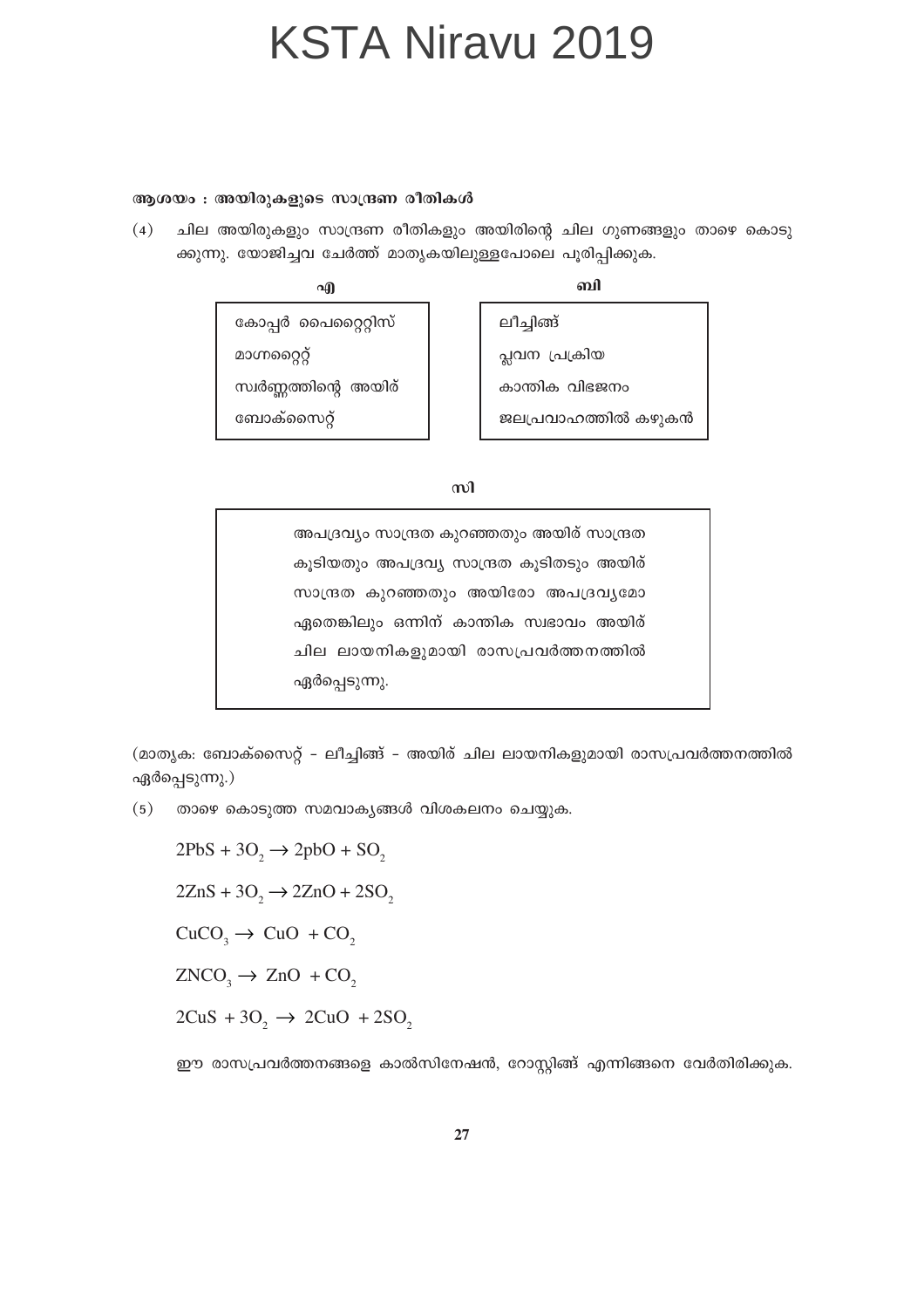**ആശയം : അയിരുകളുടെ സാന്ദ്രണ രീതികൾ**

(4) ചില അയിരുകളും സാന്ദ്രണ രീതികളും അയിരിന്റെ ചില ഗുണങ്ങളും താഴെ കൊടുക്കുന്നു. യോജിച്ചവ ചേർത്ത് മാതൃകയിലുള്ളപോലെ പൂരിപ്പിക്കുക.

| എ | ബി |
|---|---|
| കോപ്പർ പൈറൈറ്റിസ് | ലീച്ചിങ്ങ് |
| മാഗ്നെറ്റൈറ്റ് | പ്ലവന പ്രക്രിയ |
| സ്വർണ്ണത്തിന്റെ അയിര് | കാന്തിക വിഭജനം |
| ബോക്സൈറ്റ് | ജലപ്രവാഹത്തിൽ കഴുകൻ |

**സി**

അപദ്രവ്യം സാന്ദ്രത കുറഞ്ഞതും അയിര് സാന്ദ്രത കൂടിയതും അപദ്രവ്യ സാന്ദ്രത കൂടിതടും അയിര് സാന്ദ്രത കുറഞ്ഞതും അയിരോ അപദ്രവ്യമോ ഏതെങ്കിലും ഒന്നിന് കാന്തിക സ്വഭാവം അയിര് ചില ലായനികളുമായി രാസപ്രവർത്തനത്തിൽ ഏർപ്പെടുന്നു.

(മാതൃക: ബോക്സൈറ്റ് - ലീച്ചിങ്ങ് - അയിര് ചില ലായനികളുമായി രാസപ്രവർത്തനത്തിൽ ഏർപ്പെടുന്നു.)

(5) താഴെ കൊടുത്ത സമവാക്യങ്ങൾ വിശകലനം ചെയ്യുക.

$$2PbS + 3O_2 \rightarrow 2pbO + SO_2$$

$$2ZnS + 3O_2 \rightarrow 2ZnO + 2SO_2$$

$$CuCO_3 \rightarrow CuO + CO_2$$

$$ZNCO_3 \rightarrow ZnO + CO_2$$

$$2CuS + 3O_2 \rightarrow 2CuO + 2SO_2$$

ഈ രാസപ്രവർത്തനങ്ങളെ കാൽസിനേഷൻ, റോസ്റ്റിങ്ങ് എന്നിങ്ങനെ വേർതിരിക്കുക.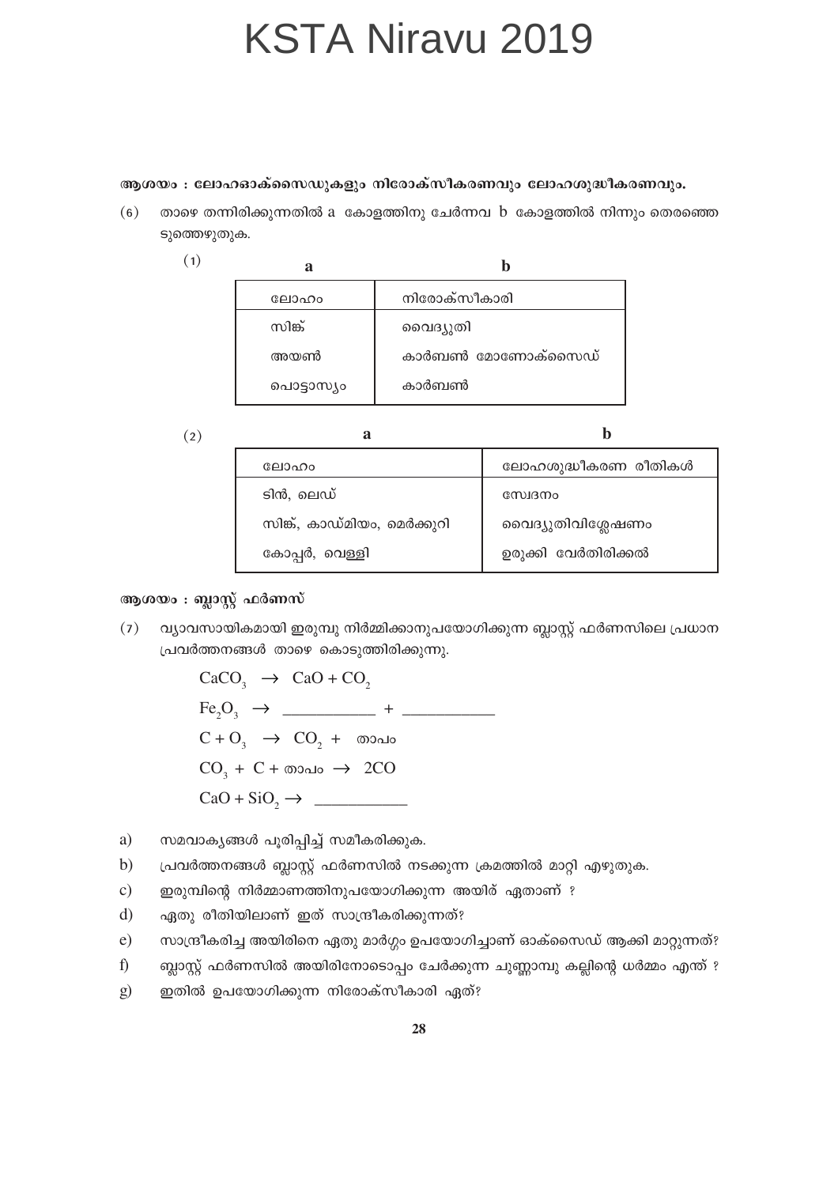# KSTA Niravu 2019

**ആശയം : ലോഹഓക്സൈഡുകളും നിരോക്സീകരണവും ലോഹശുദ്ധീകരണവും.**

(6) താഴെ തന്നിരിക്കുന്നതിൽ a കോളത്തിനു ചേർന്നവ b കോളത്തിൽ നിന്നും തെരഞ്ഞെടുത്തെഴുതുക.

(1)

| a | b |
|---|---|
| ലോഹം | നിരോക്സീകാരി |
| സിങ്ക് | വൈദ്യുതി |
| അയൺ | കാർബൺ മോണോക്സൈഡ് |
| പൊട്ടാസ്യം | കാർബൺ |

(2)

| a | b |
|---|---|
| ലോഹം | ലോഹശുദ്ധീകരണ രീതികൾ |
| ടിൻ, ലെഡ് | സ്വേദനം |
| സിങ്ക്, കാഡ്മിയം, മെർക്കുറി | വൈദ്യുതിവിശ്ലേഷണം |
| കോപ്പർ, വെള്ളി | ഉരുക്കി വേർതിരിക്കൽ |

**ആശയം : ബ്ലാസ്റ്റ് ഫർണസ്**

(7) വ്യാവസായികമായി ഇരുമ്പു നിർമ്മിക്കാനുപയോഗിക്കുന്ന ബ്ലാസ്റ്റ് ഫർണസിലെ പ്രധാന പ്രവർത്തനങ്ങൾ താഴെ കൊടുത്തിരിക്കുന്നു.

$CaCO_3 \rightarrow CaO + CO_2$

$Fe_2O_3 \rightarrow$ ___________ + ___________

$C + O_3 \rightarrow CO_2 +$ താപം

$CO_3 + C +$ താപം $\rightarrow 2CO$

$CaO + SiO_2 \rightarrow$ ___________

a) സമവാക്യങ്ങൾ പൂരിപ്പിച്ച് സമീകരിക്കുക.

b) പ്രവർത്തനങ്ങൾ ബ്ലാസ്റ്റ് ഫർണസിൽ നടക്കുന്ന ക്രമത്തിൽ മാറ്റി എഴുതുക.

c) ഇരുമ്പിന്റെ നിർമ്മാണത്തിനുപയോഗിക്കുന്ന അയിര് ഏതാണ് ?

d) ഏതു രീതിയിലാണ് ഇത് സാന്ദ്രീകരിക്കുന്നത്?

e) സാന്ദ്രീകരിച്ച അയിരിനെ ഏതു മാർഗ്ഗം ഉപയോഗിച്ചാണ് ഓക്സൈഡ് ആക്കി മാറ്റുന്നത്?

f) ബ്ലാസ്റ്റ് ഫർണസിൽ അയിരിനോടൊപ്പം ചേർക്കുന്ന ചുണ്ണാമ്പു കല്ലിന്റെ ധർമ്മം എന്ത് ?

g) ഇതിൽ ഉപയോഗിക്കുന്ന നിരോക്സീകാരി ഏത്?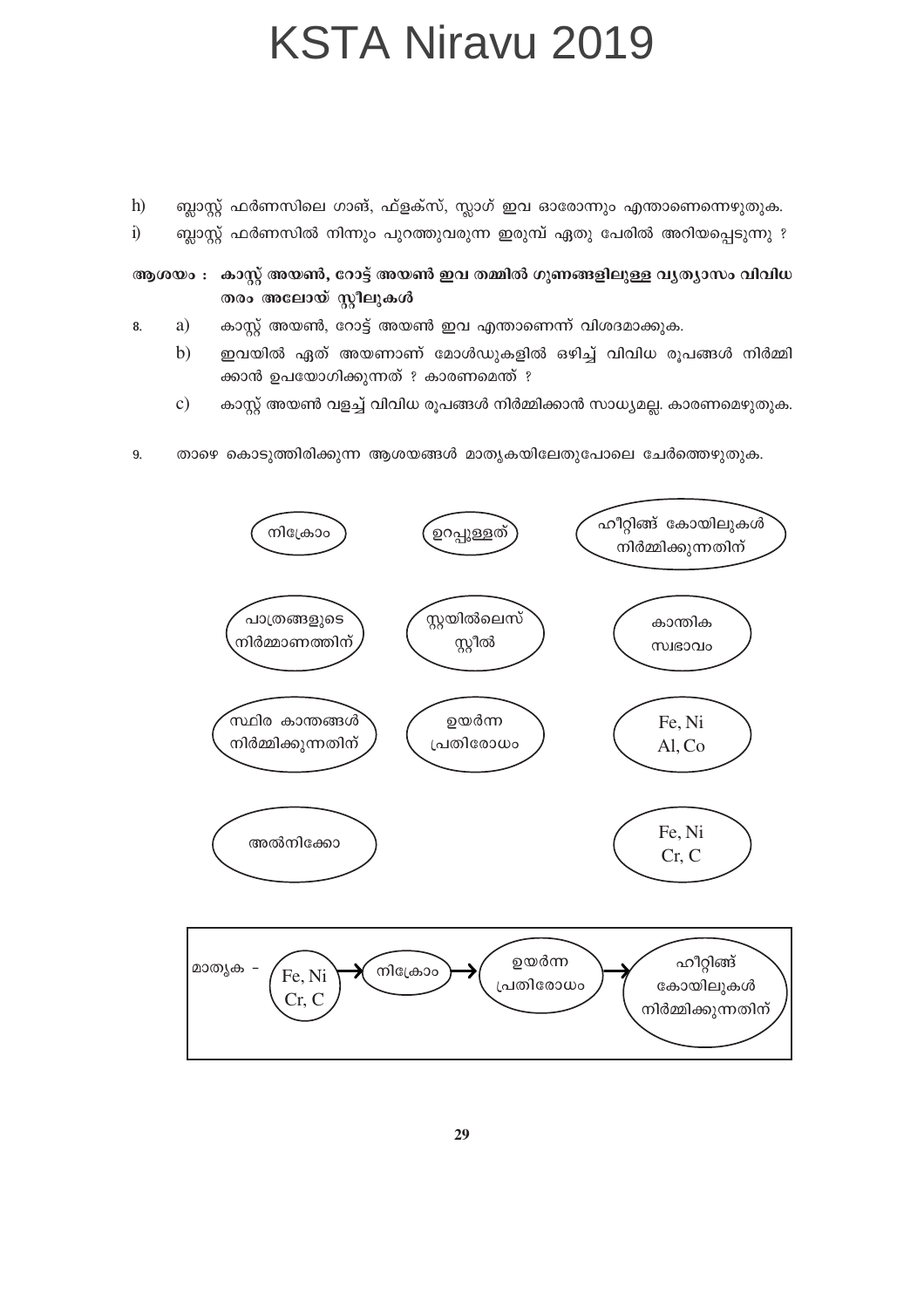h) ബ്ലാസ്റ്റ് ഫർണസിലെ ഗാങ്, ഫ്ളക്സ്, സ്ലാഗ് ഇവ ഓരോന്നും എന്താണെന്നെഴുതുക.

i) ബ്ലാസ്റ്റ് ഫർണസിൽ നിന്നും പുറത്തുവരുന്ന ഇരുമ്പ് ഏതു പേരിൽ അറിയപ്പെടുന്നു ?

**ആശയം : കാസ്റ്റ് അയൺ, റോട്ട് അയൺ ഇവ തമ്മിൽ ഗുണങ്ങളിലുള്ള വ്യത്യാസം വിവിധ തരം അലോയ് സ്റ്റീലുകൾ**

8. a) കാസ്റ്റ് അയൺ, റോട്ട് അയൺ ഇവ എന്താണെന്ന് വിശദമാക്കുക.

   b) ഇവയിൽ ഏത് അയണാണ് മോൾഡുകളിൽ ഒഴിച്ച് വിവിധ രൂപങ്ങൾ നിർമ്മിക്കാൻ ഉപയോഗിക്കുന്നത് ? കാരണമെന്ത് ?

   c) കാസ്റ്റ് അയൺ വളച്ച് വിവിധ രൂപങ്ങൾ നിർമ്മിക്കാൻ സാധ്യമല്ല. കാരണമെഴുതുക.

9. താഴെ കൊടുത്തിരിക്കുന്ന ആശയങ്ങൾ മാതൃകയിലേതുപോലെ ചേർത്തെഴുതുക.

നിക്രോം | ഉറപ്പുള്ളത് | ഹീറ്റിങ്ങ് കോയിലുകൾ നിർമ്മിക്കുന്നതിന്

പാത്രങ്ങളുടെ നിർമ്മാണത്തിന് | സ്റ്റയിൽലെസ് സ്റ്റീൽ | കാന്തിക സ്വഭാവം

സ്ഥിര കാന്തങ്ങൾ നിർമ്മിക്കുന്നതിന് | ഉയർന്ന പ്രതിരോധം | Fe, Ni Al, Co

അൽനിക്കോ | Fe, Ni Cr, C

മാതൃക – Fe, Ni Cr, C → നിക്രോം → ഉയർന്ന പ്രതിരോധം → ഹീറ്റിങ്ങ് കോയിലുകൾ നിർമ്മിക്കുന്നതിന്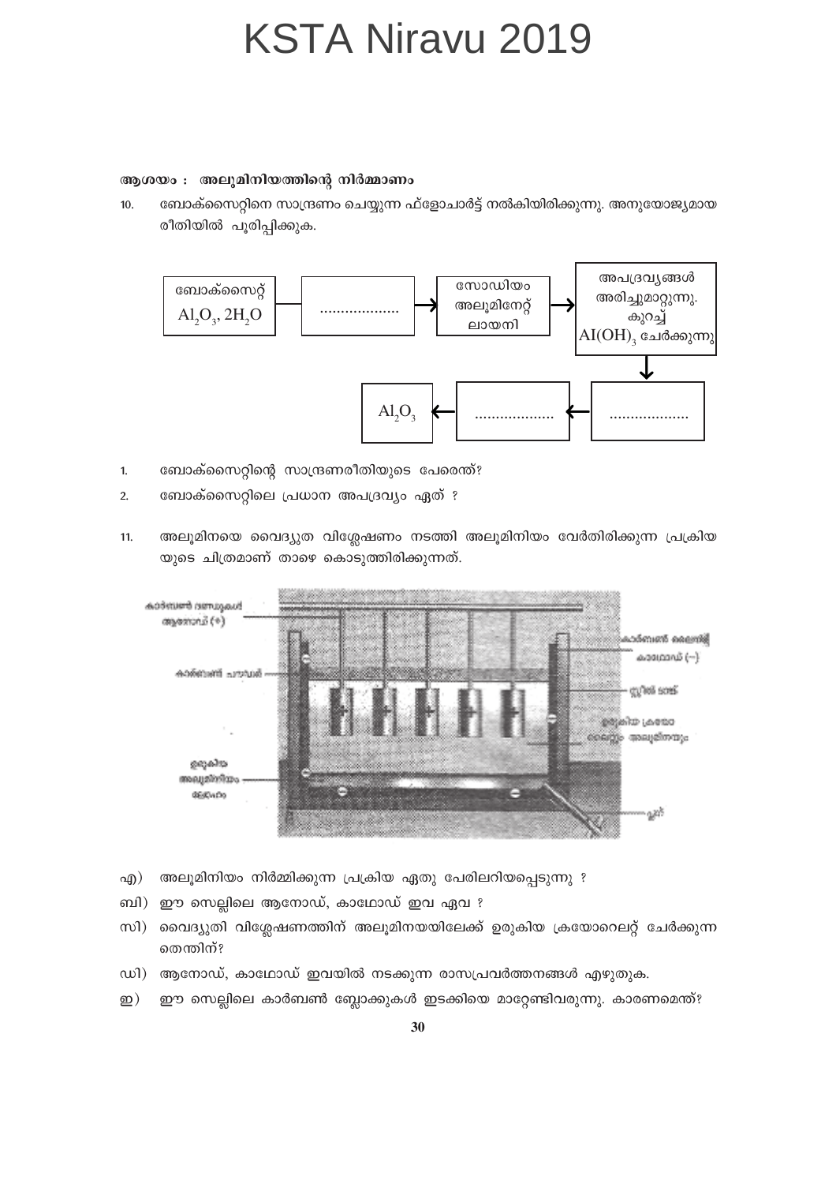**ആശയം : അലൂമിനിയത്തിന്റെ നിർമ്മാണം**

10. ബോക്സൈറ്റിനെ സാന്ദ്രണം ചെയ്യുന്ന ഫ്ളോചാർട്ട് നൽകിയിരിക്കുന്നു. അനുയോജ്യമായ രീതിയിൽ പൂരിപ്പിക്കുക.

ബോക്സൈറ്റ് $Al_2O_3, 2H_2O$ → .................. → സോഡിയം അലൂമിനേറ്റ് ലായനി → അപദ്രവ്യങ്ങൾ അരിച്ചുമാറ്റുന്നു. കുറച്ച് $Al(OH)_3$ ചേർക്കുന്നു → .................. → .................. → $Al_2O_3$

1. ബോക്സൈറ്റിന്റെ സാന്ദ്രണരീതിയുടെ പേരെന്ത്?
2. ബോക്സൈറ്റിലെ പ്രധാന അപദ്രവ്യം ഏത് ?

11. അലൂമിനയെ വൈദ്യുത വിശ്ലേഷണം നടത്തി അലൂമിനിയം വേർതിരിക്കുന്ന പ്രക്രിയ യുടെ ചിത്രമാണ് താഴെ കൊടുത്തിരിക്കുന്നത്.

എ) അലൂമിനിയം നിർമ്മിക്കുന്ന പ്രക്രിയ ഏതു പേരിലറിയപ്പെടുന്നു ?

ബി) ഈ സെല്ലിലെ ആനോഡ്, കാഥോഡ് ഇവ ഏവ ?

സി) വൈദ്യുതി വിശ്ലേഷണത്തിന് അലൂമിനയിലേക്ക് ഉരുകിയ ക്രയോറൈറ്റ് ചേർക്കുന്ന തെന്തിന്?

ഡി) ആനോഡ്, കാഥോഡ് ഇവയിൽ നടക്കുന്ന രാസപ്രവർത്തനങ്ങൾ എഴുതുക.

ഇ) ഈ സെല്ലിലെ കാർബൺ ബ്ലോക്കുകൾ ഇടക്കിയെ മാറ്റേണ്ടിവരുന്നു. കാരണമെന്ത്?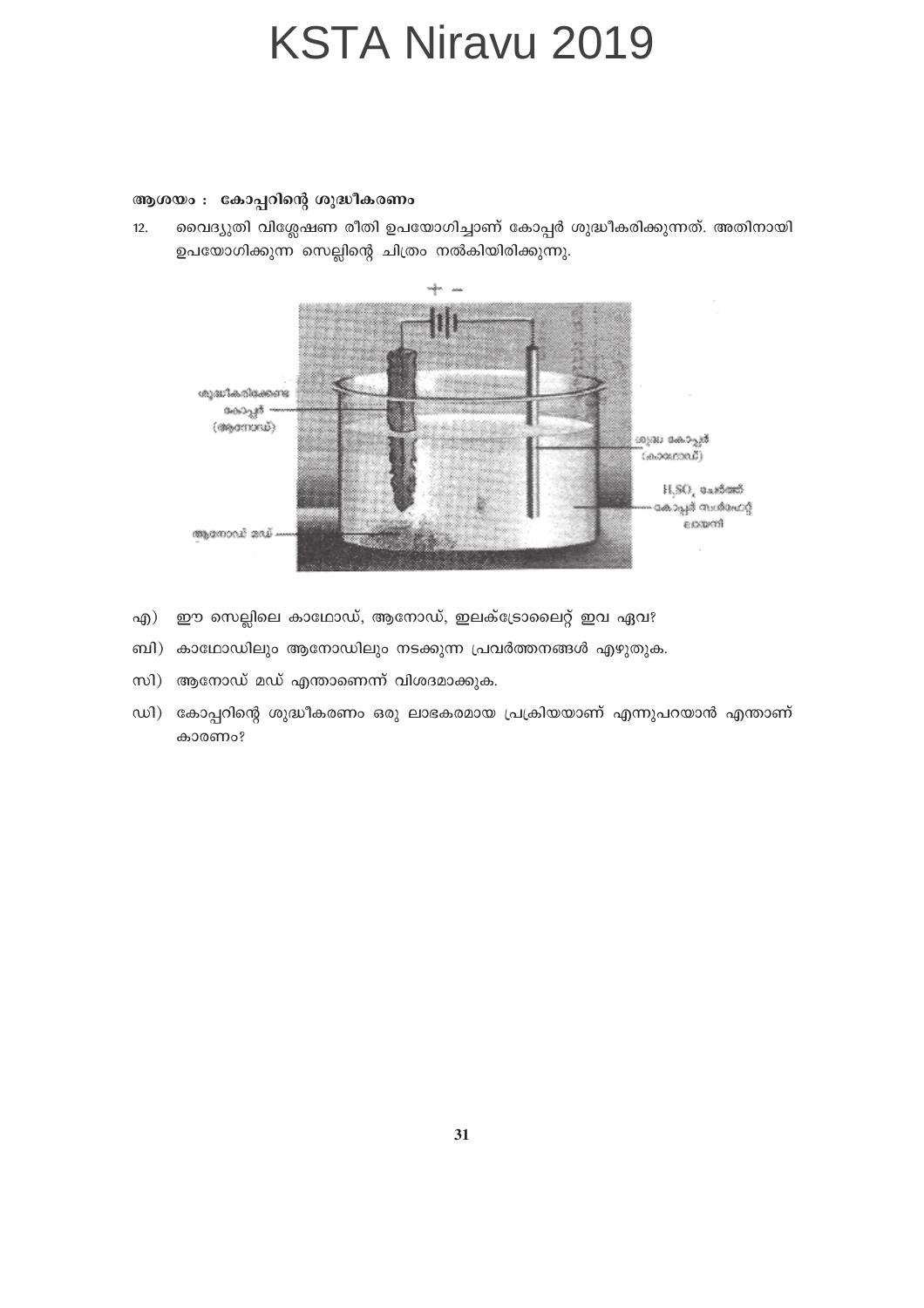**ആശയം : കോപ്പറിന്റെ ശുദ്ധീകരണം**

12. വൈദ്യുതി വിശ്ലേഷണ രീതി ഉപയോഗിച്ചാണ് കോപ്പർ ശുദ്ധീകരിക്കുന്നത്. അതിനായി ഉപയോഗിക്കുന്ന സെല്ലിന്റെ ചിത്രം നൽകിയിരിക്കുന്നു.

എ) ഈ സെല്ലിലെ കാഥോഡ്, ആനോഡ്, ഇലക്ട്രോലൈറ്റ് ഇവ ഏവ?

ബി) കാഥോഡിലും ആനോഡിലും നടക്കുന്ന പ്രവർത്തനങ്ങൾ എഴുതുക.

സി) ആനോഡ് മഡ് എന്താണെന്ന് വിശദമാക്കുക.

ഡി) കോപ്പറിന്റെ ശുദ്ധീകരണം ഒരു ലാഭകരമായ പ്രക്രിയയാണ് എന്നുപറയാൻ എന്താണ് കാരണം?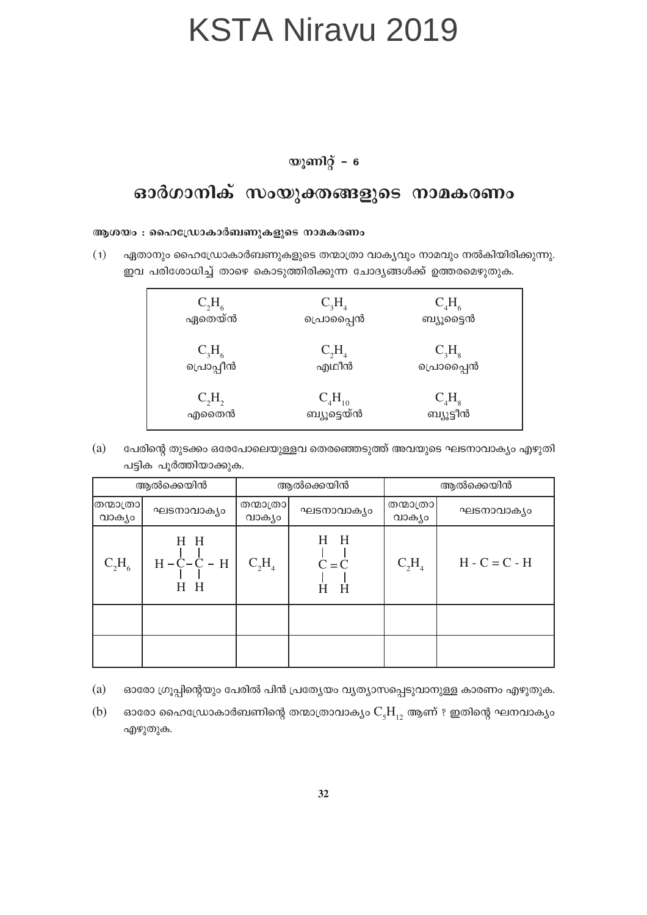# KSTA Niravu 2019

### യൂണിറ്റ് - 6

## ഓർഗാനിക് സംയുക്തങ്ങളുടെ നാമകരണം

**ആശയം : ഹൈഡ്രോകാർബണുകളുടെ നാമകരണം**

(1) ഏതാനും ഹൈഡ്രോകാർബണുകളുടെ തന്മാത്രാ വാക്യവും നാമവും നൽകിയിരിക്കുന്നു. ഇവ പരിശോധിച്ച് താഴെ കൊടുത്തിരിക്കുന്ന ചോദ്യങ്ങൾക്ക് ഉത്തരമെഴുതുക.

| | | |
|---|---|---|
| $C_2H_6$ ഏതെയ്ൻ | $C_3H_4$ പ്രൊപ്പൈൻ | $C_4H_6$ ബ്യൂട്ടൈൻ |
| $C_3H_6$ പ്രൊപ്പീൻ | $C_2H_4$ എഥീൻ | $C_3H_8$ പ്രൊപ്പെയ്ൻ |
| $C_2H_2$ എതൈൻ | $C_4H_{10}$ ബ്യൂട്ടെയ്ൻ | $C_4H_8$ ബ്യൂട്ടീൻ |

(a) പേരിന്റെ തുടക്കം ഒരേപോലെയുള്ളവ തെരഞ്ഞെടുത്ത് അവയുടെ ഘടനാവാക്യം എഴുതി പട്ടിക പൂർത്തിയാക്കുക.

| ആൽക്കെയിൻ | | ആൽക്കെയിൻ | | ആൽക്കെയിൻ | |
|---|---|---|---|---|---|
| തന്മാത്രാ വാക്യം | ഘടനാവാക്യം | തന്മാത്രാ വാക്യം | ഘടനാവാക്യം | തന്മാത്രാ വാക്യം | ഘടനാവാക്യം |
| $C_2H_6$ | $H-\underset{H}{\overset{H}{C}}-\underset{H}{\overset{H}{C}}-H$ | $C_2H_4$ | $\underset{H}{\overset{H}{C}}=\underset{H}{\overset{H}{C}}$ | $C_2H_4$ | $H-C=C-H$ |
| | | | | | |
| | | | | | |

(a) ഓരോ ഗ്രൂപ്പിന്റെയും പേരിൽ പിൻ പ്രത്യേയം വ്യത്യാസപ്പെടുവാനുള്ള കാരണം എഴുതുക.

(b) ഓരോ ഹൈഡ്രോകാർബണിന്റെ തന്മാത്രാവാക്യം $C_5H_{12}$ ആണ് ? ഇതിന്റെ ഘനവാക്യം എഴുതുക.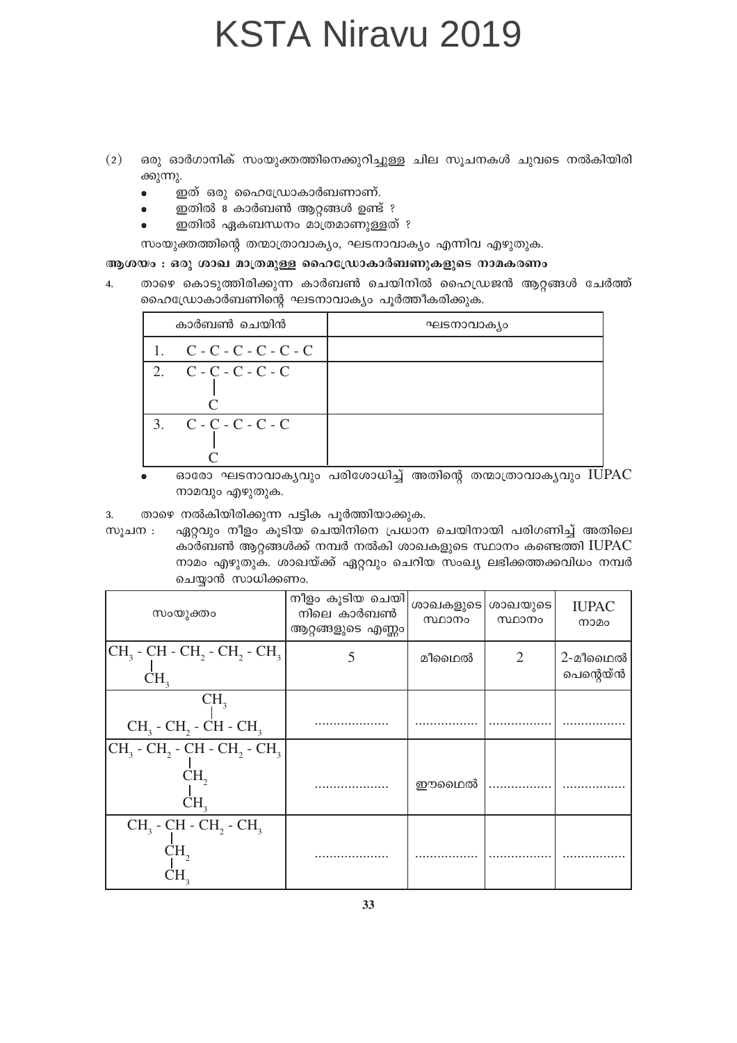(2) ഒരു ഓർഗാനിക് സംയുക്തത്തിനെക്കുറിച്ചുള്ള ചില സൂചനകൾ ചുവടെ നൽകിയിരിക്കുന്നു.

- ഇത് ഒരു ഹൈഡ്രോകാർബണാണ്.
- ഇതിൽ 8 കാർബൺ ആറ്റങ്ങൾ ഉണ്ട് ?
- ഇതിൽ ഏകബന്ധനം മാത്രമാണുള്ളത് ?

സംയുക്തത്തിന്റെ തന്മാത്രാവാക്യം, ഘടനാവാക്യം എന്നിവ എഴുതുക.

**ആശയം : ഒരു ശാഖ മാത്രമുള്ള ഹൈഡ്രോകാർബണുകളുടെ നാമകരണം**

4. താഴെ കൊടുത്തിരിക്കുന്ന കാർബൺ ചെയിനിൽ ഹൈഡ്രജൻ ആറ്റങ്ങൾ ചേർത്ത് ഹൈഡ്രോകാർബണിന്റെ ഘടനാവാക്യം പൂർത്തീകരിക്കുക.

| കാർബൺ ചെയിൻ | ഘടനാവാക്യം |
|---|---|
| 1. C - C - C - C - C - C | |
| 2. C - C - C - C - C (രണ്ടാമത്തെ C-യിൽ C ശാഖ) | |
| 3. C - C - C - C - C (രണ്ടാമത്തെ C-യിൽ C ശാഖ) | |

- ഓരോ ഘടനാവാക്യവും പരിശോധിച്ച് അതിന്റെ തന്മാത്രാവാക്യവും IUPAC നാമവും എഴുതുക.

3. താഴെ നൽകിയിരിക്കുന്ന പട്ടിക പൂർത്തിയാക്കുക.

സൂചന : ഏറ്റവും നീളം കൂടിയ ചെയിനിനെ പ്രധാന ചെയിനായി പരിഗണിച്ച് അതിലെ കാർബൺ ആറ്റങ്ങൾക്ക് നമ്പർ നൽകി ശാഖകളുടെ സ്ഥാനം കണ്ടെത്തി IUPAC നാമം എഴുതുക. ശാഖയ്ക്ക് ഏറ്റവും ചെറിയ സംഖ്യ ലഭിക്കത്തക്കവിധം നമ്പർ ചെയ്യാൻ സാധിക്കണം.

| സംയുക്തം | നീളം കൂടിയ ചെയിനിലെ കാർബൺ ആറ്റങ്ങളുടെ എണ്ണം | ശാഖകളുടെ സ്ഥാനം | ശാഖയുടെ സ്ഥാനം | IUPAC നാമം |
|---|---|---|---|---|
| $CH_3 - CH(CH_3) - CH_2 - CH_2 - CH_3$ | 5 | മീഥൈൽ | 2 | 2-മീഥൈൽ പെന്റെയ്ൻ |
| $CH_3 - CH_2 - CH(CH_3) - CH_3$ | .................... | ................. | ................. | ................. |
| $CH_3 - CH_2 - CH(CH_2 - CH_3) - CH_2 - CH_3$ | .................... | ഈഥൈൽ | ................. | ................. |
| $CH_3 - CH(CH_2 - CH_3) - CH_2 - CH_3$ | .................... | ................. | ................. | ................. |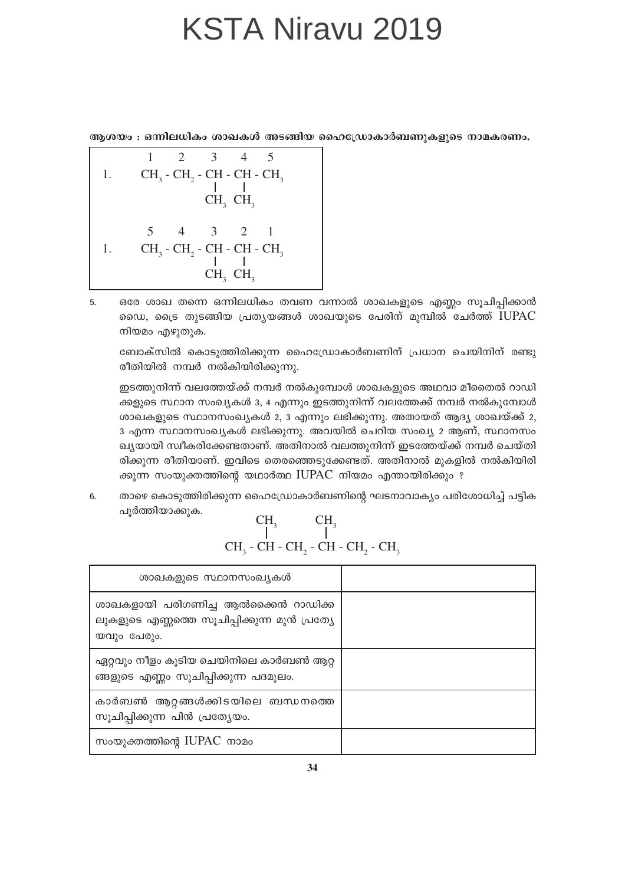# KSTA Niravu 2019

**ആശയം : ഒന്നിലധികം ശാഖകൾ അടങ്ങിയ ഹൈഡ്രോകാർബണുകളുടെ നാമകരണം.**

```
         1      2       3      4      5
1.     CH3 - CH2 - CH - CH - CH3
                         |      |
                        CH3  CH3

         5      4       3      2      1
1.     CH3 - CH2 - CH - CH - CH3
                         |      |
                        CH3  CH3
```

5. ഒരേ ശാഖ തന്നെ ഒന്നിലധികം തവണ വന്നാൽ ശാഖകളുടെ എണ്ണം സൂചിപ്പിക്കാൻ ഡൈ, ട്രൈ തുടങ്ങിയ പ്രത്യയങ്ങൾ ശാഖയുടെ പേരിന് മുമ്പിൽ ചേർത്ത് IUPAC നിയമം എഴുതുക.

   ബോക്സിൽ കൊടുത്തിരിക്കുന്ന ഹൈഡ്രോകാർബണിന് പ്രധാന ചെയിനിന് രണ്ടു രീതിയിൽ നമ്പർ നൽകിയിരിക്കുന്നു.

   ഇടത്തുനിന്ന് വലത്തേയ്ക്ക് നമ്പർ നൽകുമ്പോൾ ശാഖകളുടെ അഥവാ മീതൈൽ റാഡിക്കളുടെ സ്ഥാന സംഖ്യകൾ 3, 4 എന്നും ഇടത്തുനിന്ന് വലത്തേക്ക് നമ്പർ നൽകുമ്പോൾ ശാഖകളുടെ സ്ഥാനസംഖ്യകൾ 2, 3 എന്നും ലഭിക്കുന്നു. അതായത് ആദ്യ ശാഖയ്ക്ക് 2, 3 എന്ന സ്ഥാനസംഖ്യകൾ ലഭിക്കുന്നു. അവയിൽ ചെറിയ സംഖ്യ 2 ആണ്, സ്ഥാനസംഖ്യയായി സ്വീകരിക്കേണ്ടതാണ്. അതിനാൽ വലത്തുനിന്ന് ഇടത്തേയ്ക്ക് നമ്പർ ചെയ്തിരിക്കുന്ന രീതിയാണ്. ഇവിടെ തെരഞ്ഞെടുക്കേണ്ടത്. അതിനാൽ മുകളിൽ നൽകിയിരിക്കുന്ന സംയുക്തത്തിന്റെ യഥാർത്ഥ IUPAC നിയമം എന്തായിരിക്കും ?

6. താഴെ കൊടുത്തിരിക്കുന്ന ഹൈഡ്രോകാർബണിന്റെ ഘടനാവാക്യം പരിശോധിച്ച് പട്ടിക പൂർത്തിയാക്കുക.

```
        CH3          CH3
         |            |
CH3 - CH - CH2 - CH - CH2 - CH3
```

| ശാഖകളുടെ സ്ഥാനസംഖ്യകൾ | |
|---|---|
| ശാഖകളായി പരിഗണിച്ച ആൽക്കൈൻ റാഡിക്കലുകളുടെ എണ്ണത്തെ സൂചിപ്പിക്കുന്ന മുൻ പ്രത്യേയവും പേരും. | |
| ഏറ്റവും നീളം കൂടിയ ചെയിനിലെ കാർബൺ ആറ്റങ്ങളുടെ എണ്ണം സൂചിപ്പിക്കുന്ന പദമൂലം. | |
| കാർബൺ ആറ്റങ്ങൾക്കിടയിലെ ബന്ധനത്തെ സൂചിപ്പിക്കുന്ന പിൻ പ്രത്യേയം. | |
| സംയുക്തത്തിന്റെ IUPAC നാമം | |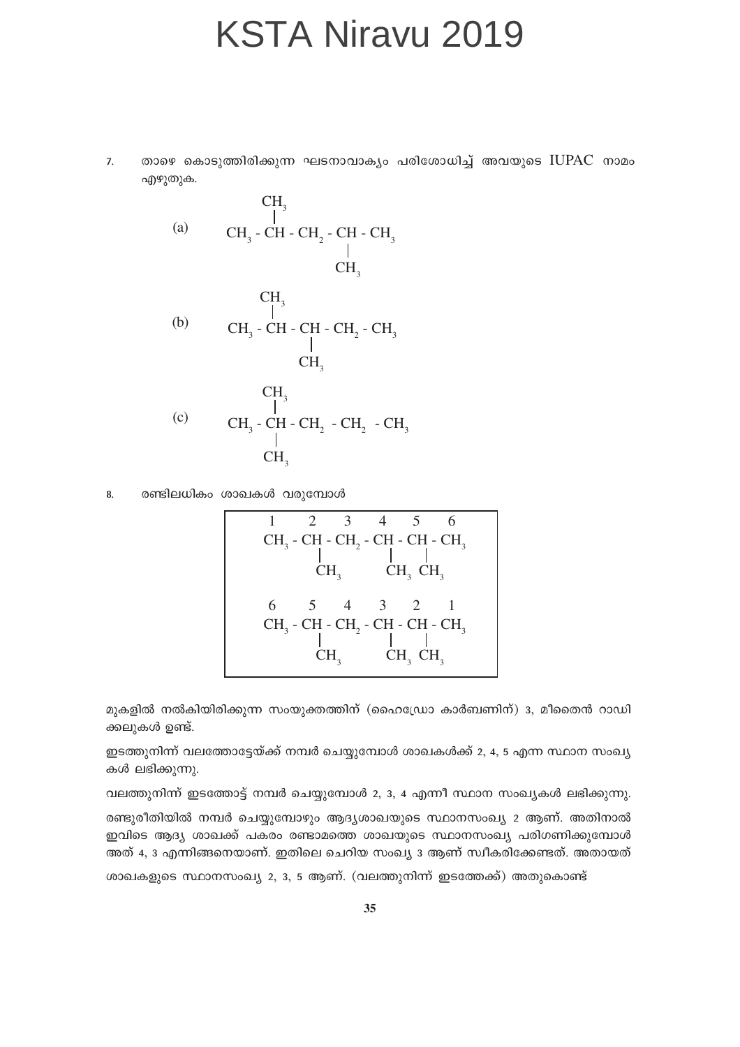7. താഴെ കൊടുത്തിരിക്കുന്ന ഘടനാവാക്യം പരിശോധിച്ച് അവയുടെ IUPAC നാമം എഴുതുക.

(a)

```
   CH3
   |
CH3 - CH - CH2 - CH - CH3
                  |
                  CH3
```

(b)

```
   CH3
   |
CH3 - CH - CH - CH2 - CH3
           |
           CH3
```

(c)

```
   CH3
   |
CH3 - CH - CH2 - CH2 - CH3
   |
   CH3
```

8. രണ്ടിലധികം ശാഖകൾ വരുമ്പോൾ

```
 1      2      3      4      5      6
CH3 - CH - CH2 - CH - CH - CH3
       |             |    |
       CH3           CH3  CH3

 6      5      4      3      2      1
CH3 - CH - CH2 - CH - CH - CH3
       |             |    |
       CH3           CH3  CH3
```

മുകളിൽ നൽകിയിരിക്കുന്ന സംയുക്തത്തിന് (ഹൈഡ്രോ കാർബണിന്) 3, മീതൈൻ റാഡിക്കലുകൾ ഉണ്ട്.

ഇടത്തുനിന്ന് വലത്തോട്ടേയ്ക്ക് നമ്പർ ചെയ്യുമ്പോൾ ശാഖകൾക്ക് 2, 4, 5 എന്ന സ്ഥാന സംഖ്യകൾ ലഭിക്കുന്നു.

വലത്തുനിന്ന് ഇടത്തോട്ട് നമ്പർ ചെയ്യുമ്പോൾ 2, 3, 4 എന്നീ സ്ഥാന സംഖ്യകൾ ലഭിക്കുന്നു.

രണ്ടുരീതിയിൽ നമ്പർ ചെയ്യുമ്പോഴും ആദ്യശാഖയുടെ സ്ഥാനസംഖ്യ 2 ആണ്. അതിനാൽ ഇവിടെ ആദ്യ ശാഖക്ക് പകരം രണ്ടാമത്തെ ശാഖയുടെ സ്ഥാനസംഖ്യ പരിഗണിക്കുമ്പോൾ അത് 4, 3 എന്നിങ്ങനെയാണ്. ഇതിലെ ചെറിയ സംഖ്യ 3 ആണ് സ്വീകരിക്കേണ്ടത്. അതായത്

ശാഖകളുടെ സ്ഥാനസംഖ്യ 2, 3, 5 ആണ്. (വലത്തുനിന്ന് ഇടത്തേക്ക്) അതുകൊണ്ട്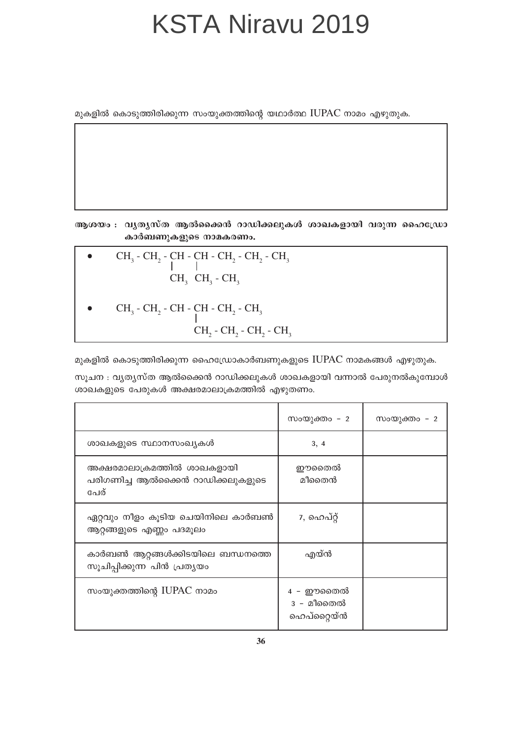# KSTA Niravu 2019

മുകളിൽ കൊടുത്തിരിക്കുന്ന സംയുക്തത്തിന്റെ യഥാർത്ഥ IUPAC നാമം എഴുതുക.

| |
|---|
| |

**ആശയം : വ്യത്യസ്ത ആൽക്കൈൻ റാഡിക്കലുകൾ ശാഖകളായി വരുന്ന ഹൈഡ്രോ കാർബണുകളുടെ നാമകരണം.**

- $CH_3 - CH_2 - CH - CH - CH_2 - CH_2 - CH_3$ (3-ാം കാർബണിൽ $CH_3$, 4-ാം കാർബണിൽ $CH_2 - CH_3$)

  $$\begin{array}{l} CH_3 - CH_2 - \underset{\displaystyle CH_3}{\underset{|}{CH}} - \underset{\displaystyle CH_2 - CH_3}{\underset{|}{CH}} - CH_2 - CH_2 - CH_3 \end{array}$$

- $CH_3 - CH_2 - CH - CH - CH_2 - CH_3$ (4-ാം കാർബണിൽ $CH_2 - CH_2 - CH_2 - CH_3$)

  $$\begin{array}{l} CH_3 - CH_2 - CH - \underset{\displaystyle CH_2 - CH_2 - CH_2 - CH_3}{\underset{|}{CH}} - CH_2 - CH_3 \end{array}$$

മുകളിൽ കൊടുത്തിരിക്കുന്ന ഹൈഡ്രോകാർബണുകളുടെ IUPAC നാമകങ്ങൾ എഴുതുക.

സൂചന : വ്യത്യസ്ത ആൽക്കൈൻ റാഡിക്കലുകൾ ശാഖകളായി വന്നാൽ പേരുനൽകുമ്പോൾ ശാഖകളുടെ പേരുകൾ അക്ഷരമാലാക്രമത്തിൽ എഴുതണം.

| | സംയുക്തം – 2 | സംയുക്തം – 2 |
|---|---|---|
| ശാഖകളുടെ സ്ഥാനസംഖ്യകൾ | 3, 4 | |
| അക്ഷരമാലാക്രമത്തിൽ ശാഖകളായി പരിഗണിച്ച ആൽക്കൈൻ റാഡിക്കലുകളുടെ പേര് | ഈതൈൽ<br>മീതൈൽ | |
| ഏറ്റവും നീളം കൂടിയ ചെയിനിലെ കാർബൺ ആറ്റങ്ങളുടെ എണ്ണം പദമൂലം | 7, ഹെപ്റ്റ് | |
| കാർബൺ ആറ്റങ്ങൾക്കിടയിലെ ബന്ധനത്തെ സൂചിപ്പിക്കുന്ന പിൻ പ്രത്യയം | എയ്ൻ | |
| സംയുക്തത്തിന്റെ IUPAC നാമം | 4 – ഈതൈൽ<br>3 – മീതൈൽ<br>ഹെപ്റ്റെയ്ൻ | |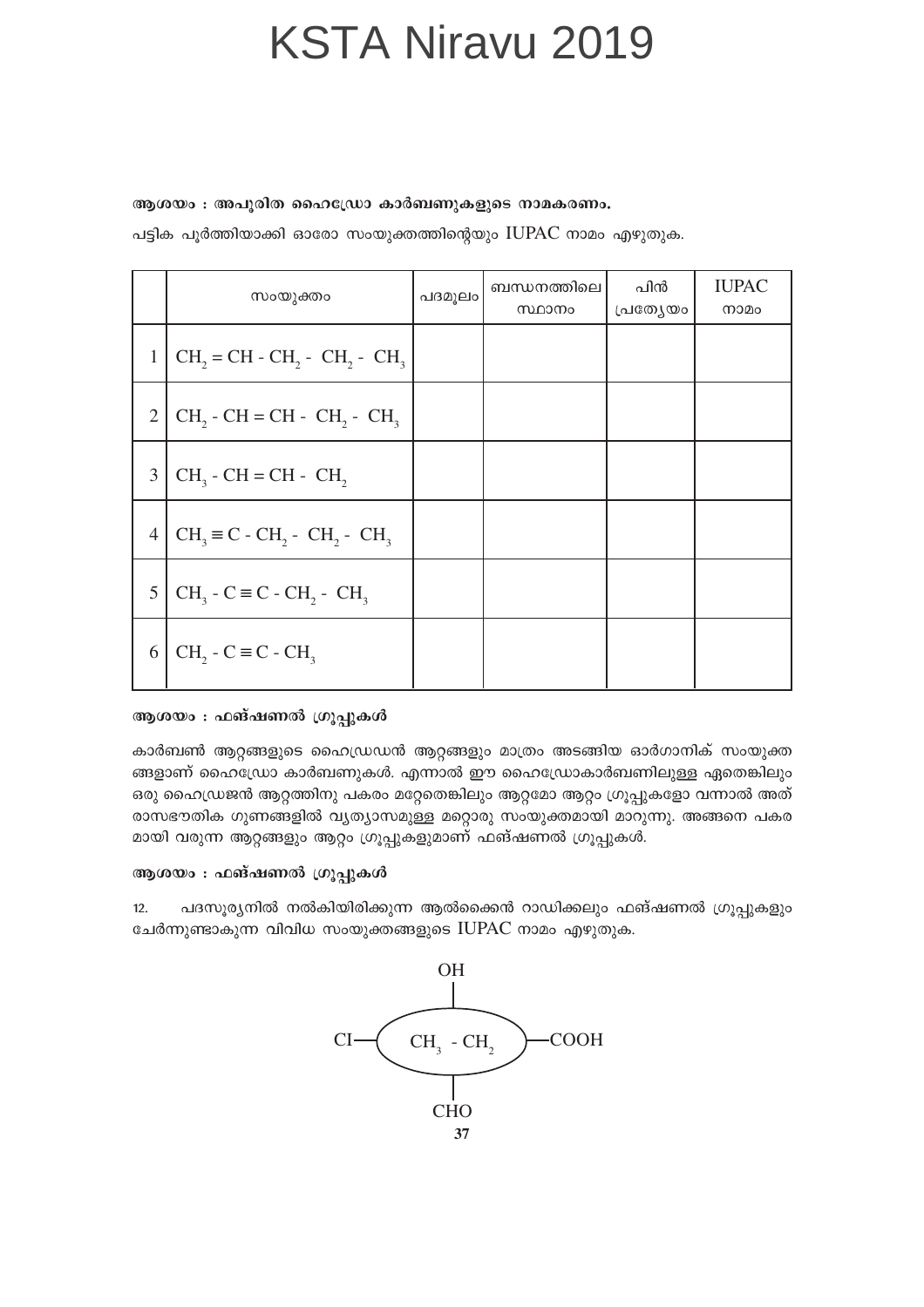# KSTA Niravu 2019

**ആശയം : അപൂരിത ഹൈഡ്രോ കാർബണുകളുടെ നാമകരണം.**

പട്ടിക പൂർത്തിയാക്കി ഓരോ സംയുക്തത്തിന്റെയും IUPAC നാമം എഴുതുക.

| | സംയുക്തം | പദമൂലം | ബന്ധനത്തിലെ സ്ഥാനം | പിൻ പ്രത്യേയം | IUPAC നാമം |
|---|---|---|---|---|---|
| 1 | $CH_2 = CH - CH_2 - CH_2 - CH_3$ | | | | |
| 2 | $CH_2 - CH = CH - CH_2 - CH_3$ | | | | |
| 3 | $CH_3 - CH = CH - CH_2$ | | | | |
| 4 | $CH_3 \equiv C - CH_2 - CH_2 - CH_3$ | | | | |
| 5 | $CH_3 - C \equiv C - CH_2 - CH_3$ | | | | |
| 6 | $CH_2 - C \equiv C - CH_3$ | | | | |

**ആശയം : ഫങ്ഷണൽ ഗ്രൂപ്പുകൾ**

കാർബൺ ആറ്റങ്ങളുടെ ഹൈഡ്രഡൻ ആറ്റങ്ങളും മാത്രം അടങ്ങിയ ഓർഗാനിക് സംയുക്തങ്ങളാണ് ഹൈഡ്രോ കാർബണുകൾ. എന്നാൽ ഈ ഹൈഡ്രോകാർബണിലുള്ള ഏതെങ്കിലും ഒരു ഹൈഡ്രജൻ ആറ്റത്തിനു പകരം മറ്റേതെങ്കിലും ആറ്റമോ ആറ്റം ഗ്രൂപ്പുകളോ വന്നാൽ അത് രാസഭൗതിക ഗുണങ്ങളിൽ വ്യത്യാസമുള്ള മറ്റൊരു സംയുക്തമായി മാറുന്നു. അങ്ങനെ പകരമായി വരുന്ന ആറ്റങ്ങളും ആറ്റം ഗ്രൂപ്പുകളുമാണ് ഫങ്ഷണൽ ഗ്രൂപ്പുകൾ.

**ആശയം : ഫങ്ഷണൽ ഗ്രൂപ്പുകൾ**

12. പദസൂര്യനിൽ നൽകിയിരിക്കുന്ന ആൽക്കൈൻ റാഡിക്കലും ഫങ്ഷണൽ ഗ്രൂപ്പുകളും ചേർന്നുണ്ടാകുന്ന വിവിധ സംയുക്തങ്ങളുടെ IUPAC നാമം എഴുതുക.

OH

Cl — ( $CH_3 - CH_2$ ) — COOH

CHO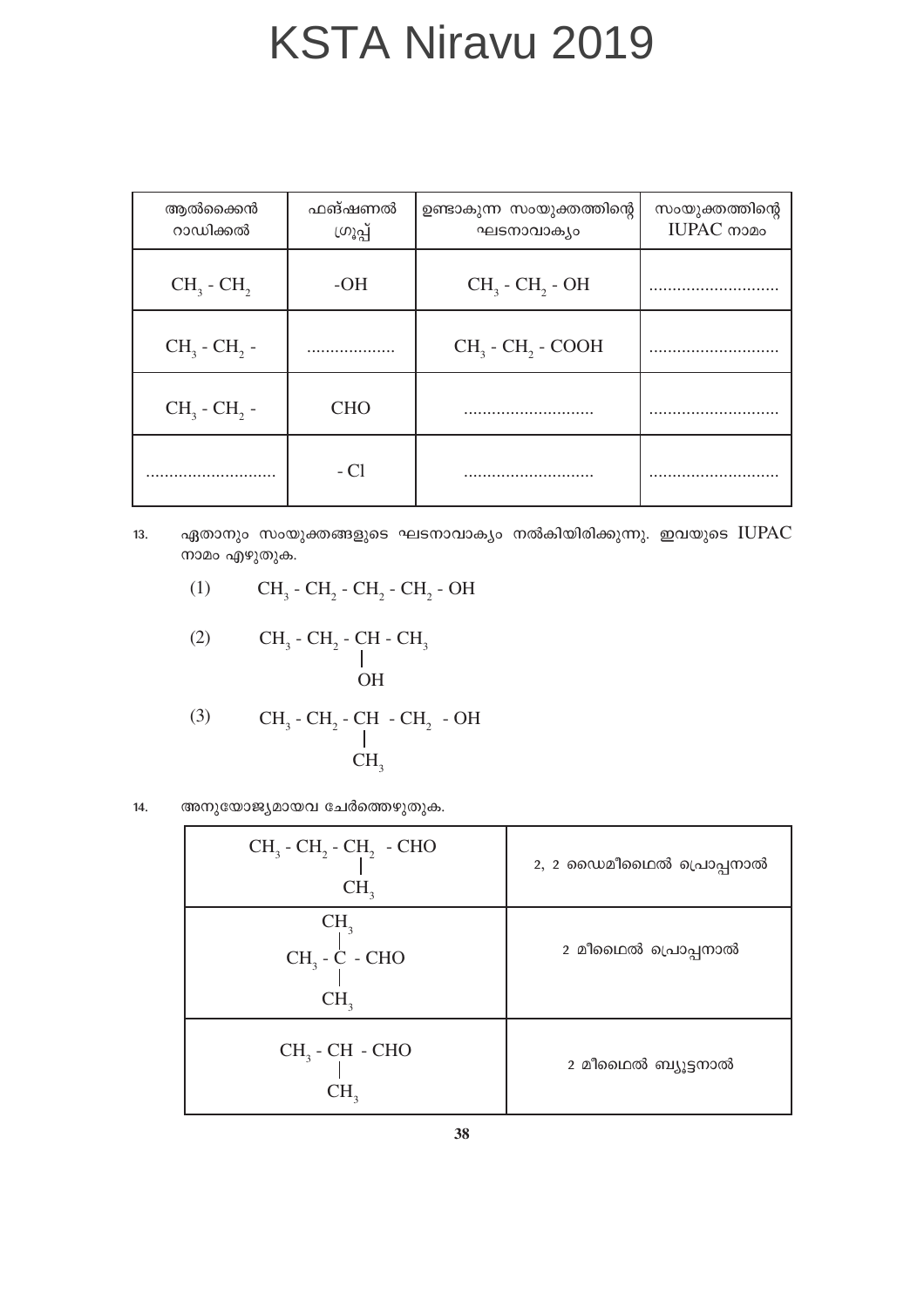# KSTA Niravu 2019

| ആൽക്കൈൻ റാഡിക്കൽ | ഫങ്ഷണൽ ഗ്രൂപ്പ് | ഉണ്ടാകുന്ന സംയുക്തത്തിന്റെ ഘടനാവാക്യം | സംയുക്തത്തിന്റെ IUPAC നാമം |
|---|---|---|---|
| $CH_3 - CH_2$ | -OH | $CH_3 - CH_2 - OH$ | ............................ |
| $CH_3 - CH_2 -$ | .................. | $CH_3 - CH_2 - COOH$ | ............................ |
| $CH_3 - CH_2 -$ | CHO | ............................ | ............................ |
| ............................ | - Cl | ............................ | ............................ |

13. ഏതാനും സംയുക്തങ്ങളുടെ ഘടനാവാക്യം നൽകിയിരിക്കുന്നു. ഇവയുടെ IUPAC നാമം എഴുതുക.

(1) $CH_3 - CH_2 - CH_2 - CH_2 - OH$

(2)
```
CH3 - CH2 - CH - CH3
            |
            OH
```

(3)
```
CH3 - CH2 - CH - CH2 - OH
            |
            CH3
```

14. അനുയോജ്യമായവ ചേർത്തെഴുതുക.

| | |
|---|---|
| $CH_3 - CH_2 - CH(CH_3) - CHO$ | 2, 2 ഡൈമീഥൈൽ പ്രൊപ്പനാൽ |
| $CH_3 - C(CH_3)_2 - CHO$ | 2 മീഥൈൽ പ്രൊപ്പനാൽ |
| $CH_3 - CH(CH_3) - CHO$ | 2 മീഥൈൽ ബ്യൂട്ടനാൽ |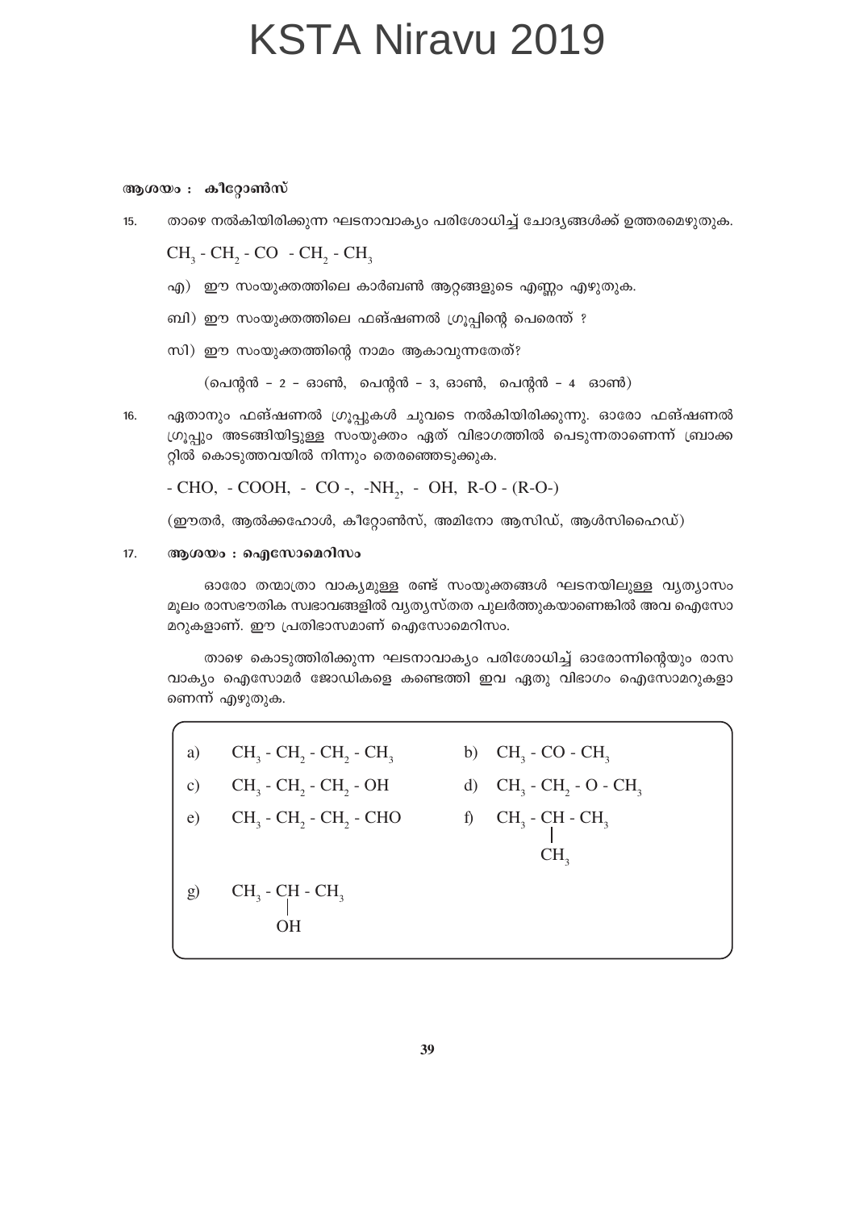**ആശയം : കീറ്റോൺസ്**

15. താഴെ നൽകിയിരിക്കുന്ന ഘടനാവാക്യം പരിശോധിച്ച് ചോദ്യങ്ങൾക്ക് ഉത്തരമെഴുതുക.

$CH_3 - CH_2 - CO - CH_2 - CH_3$

എ) ഈ സംയുക്തത്തിലെ കാർബൺ ആറ്റങ്ങളുടെ എണ്ണം എഴുതുക.

ബി) ഈ സംയുക്തത്തിലെ ഫങ്ഷണൽ ഗ്രൂപ്പിന്റെ പെരെന്ത് ?

സി) ഈ സംയുക്തത്തിന്റെ നാമം ആകാവുന്നതേത്?

(പെന്റൻ – 2 – ഓൺ, പെന്റൻ – 3, ഓൺ, പെന്റൻ – 4 ഓൺ)

16. ഏതാനും ഫങ്ഷണൽ ഗ്രൂപ്പുകൾ ചുവടെ നൽകിയിരിക്കുന്നു. ഓരോ ഫങ്ഷണൽ ഗ്രൂപ്പും അടങ്ങിയിട്ടുള്ള സംയുക്തം ഏത് വിഭാഗത്തിൽ പെടുന്നതാണെന്ന് ബ്രാക്കറ്റിൽ കൊടുത്തവയിൽ നിന്നും തെരഞ്ഞെടുക്കുക.

$- CHO$, $- COOH$, $- CO -$, $-NH_2$, $- OH$, $R-O - (R-O-)$

(ഈതർ, ആൽക്കഹോൾ, കീറ്റോൺസ്, അമിനോ ആസിഡ്, ആൾസിഹൈഡ്)

17. **ആശയം : ഐസോമെറിസം**

ഓരോ തന്മാത്രാ വാക്യമുള്ള രണ്ട് സംയുക്തങ്ങൾ ഘടനയിലുള്ള വ്യത്യാസം മൂലം രാസഭൗതിക സ്വഭാവങ്ങളിൽ വ്യത്യസ്തത പുലർത്തുകയാണെങ്കിൽ അവ ഐസോമറുകളാണ്. ഈ പ്രതിഭാസമാണ് ഐസോമെറിസം.

താഴെ കൊടുത്തിരിക്കുന്ന ഘടനാവാക്യം പരിശോധിച്ച് ഓരോന്നിന്റെയും രാസവാക്യം ഐസോമർ ജോഡികളെ കണ്ടെത്തി ഇവ ഏതു വിഭാഗം ഐസോമറുകളാണെന്ന് എഴുതുക.

a) $CH_3 - CH_2 - CH_2 - CH_3$

b) $CH_3 - CO - CH_3$

c) $CH_3 - CH_2 - CH_2 - OH$

d) $CH_3 - CH_2 - O - CH_3$

e) $CH_3 - CH_2 - CH_2 - CHO$

f) $CH_3 - CH(CH_3) - CH_3$

g) $CH_3 - CH(OH) - CH_3$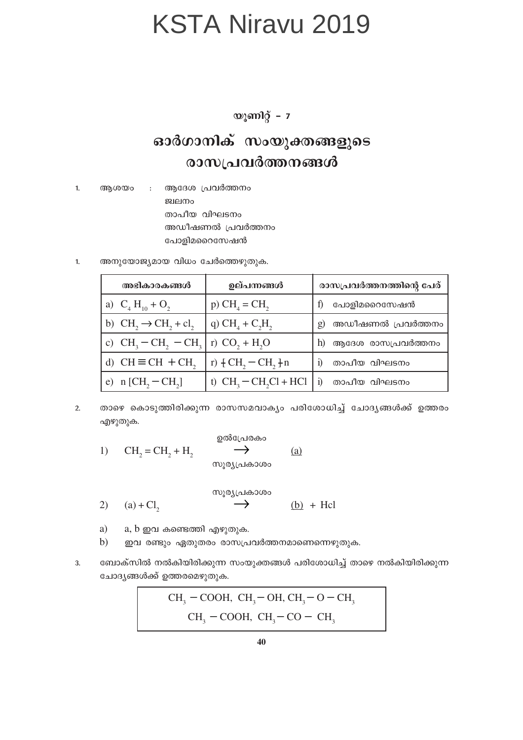# KSTA Niravu 2019

### യൂണിറ്റ് - 7

## ഓർഗാനിക് സംയുക്തങ്ങളുടെ രാസപ്രവർത്തനങ്ങൾ

1. ആശയം : ആദേശ പ്രവർത്തനം
   ജ്വലനം
   താപീയ വിഘടനം
   അഡീഷണൽ പ്രവർത്തനം
   പോളിമറൈസേഷൻ

1. അനുയോജ്യമായ വിധം ചേർത്തെഴുതുക.

| അഭികാരകങ്ങൾ | ഉല്പന്നങ്ങൾ | രാസപ്രവർത്തനത്തിന്റെ പേര് |
|---|---|---|
| a) $C_4H_{10} + O_2$ | p) $CH_4 = CH_2$ | f) പോളിമറൈസേഷൻ |
| b) $CH_2 \rightarrow CH_2 + cl_2$ | q) $CH_4 + C_2H_2$ | g) അഡീഷണൽ പ്രവർത്തനം |
| c) $CH_3 - CH_2 - CH_3$ | r) $CO_2 + H_2O$ | h) ആദേശ രാസപ്രവർത്തനം |
| d) $CH \equiv CH + CH_2$ | r) $+ CH_2 - CH_2 +n$ | i) താപീയ വിഘടനം |
| e) $n\,[CH_2 - CH_2]$ | t) $CH_3 - CH_2Cl + HCl$ | i) താപീയ വിഘടനം |

2. താഴെ കൊടുത്തിരിക്കുന്ന രാസസമവാക്യം പരിശോധിച്ച് ചോദ്യങ്ങൾക്ക് ഉത്തരം എഴുതുക.

$$1) \quad CH_2 = CH_2 + H_2 \xrightarrow[\text{സൂര്യപ്രകാശം}]{\text{ഉൽപ്രേരകം}} \underline{(a)}$$

$$2) \quad (a) + Cl_2 \xrightarrow{\text{സൂര്യപ്രകാശം}} \underline{(b)} + Hcl$$

a) a, b ഇവ കണ്ടെത്തി എഴുതുക.

b) ഇവ രണ്ടും ഏതുതരം രാസപ്രവർത്തനമാണെന്നെഴുതുക.

3. ബോക്സിൽ നൽകിയിരിക്കുന്ന സംയുക്തങ്ങൾ പരിശോധിച്ച് താഴെ നൽകിയിരിക്കുന്ന ചോദ്യങ്ങൾക്ക് ഉത്തരമെഴുതുക.

$$CH_3 - COOH,\ CH_3 - OH,\ CH_3 - O - CH_3$$
$$CH_3 - COOH,\ CH_3 - CO - CH_3$$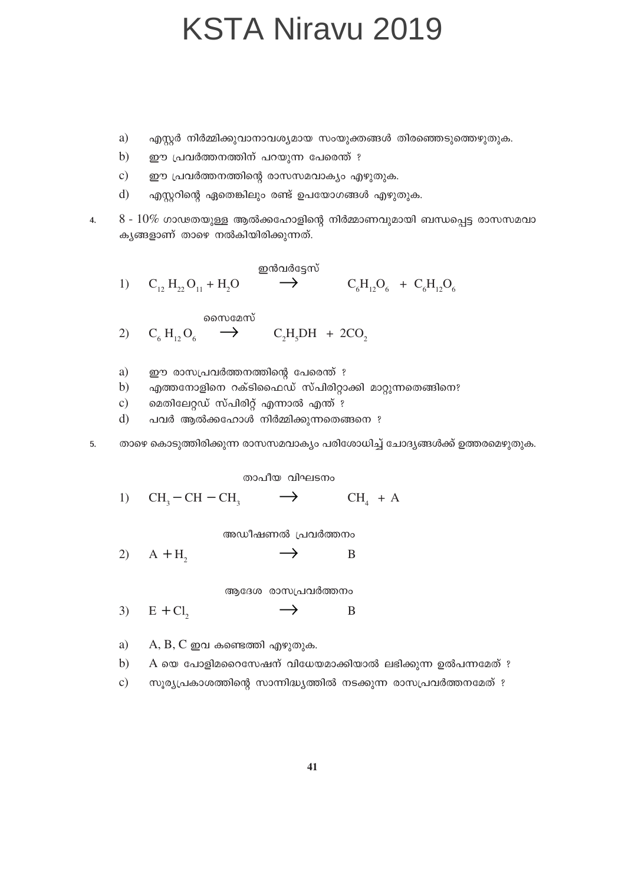a) എസ്റ്റർ നിർമ്മിക്കുവാനാവശ്യമായ സംയുക്തങ്ങൾ തിരഞ്ഞെടുത്തെഴുതുക.

b) ഈ പ്രവർത്തനത്തിന് പറയുന്ന പേരെന്ത് ?

c) ഈ പ്രവർത്തനത്തിന്റെ രാസസമവാക്യം എഴുതുക.

d) എസ്റ്ററിന്റെ ഏതെങ്കിലും രണ്ട് ഉപയോഗങ്ങൾ എഴുതുക.

4. 8 - 10% ഗാഢതയുള്ള ആൽക്കഹോളിന്റെ നിർമ്മാണവുമായി ബന്ധപ്പെട്ട രാസസമവാക്യങ്ങളാണ് താഴെ നൽകിയിരിക്കുന്നത്.

1) $$C_{12}H_{22}O_{11} + H_2O \xrightarrow{\text{ഇൻവർട്ടേസ്}} C_6H_{12}O_6 + C_6H_{12}O_6$$

2) $$C_6H_{12}O_6 \xrightarrow{\text{സൈമേസ്}} C_2H_5DH + 2CO_2$$

a) ഈ രാസപ്രവർത്തനത്തിന്റെ പേരെന്ത് ?

b) എത്തനോളിനെ റക്ടിഫൈഡ് സ്പിരിറ്റാക്കി മാറ്റുന്നതെങ്ങിനെ?

c) മെതിലേറ്റഡ് സ്പിരിറ്റ് എന്നാൽ എന്ത് ?

d) പവർ ആൽക്കഹോൾ നിർമ്മിക്കുന്നതെങ്ങനെ ?

5. താഴെ കൊടുത്തിരിക്കുന്ന രാസസമവാക്യം പരിശോധിച്ച് ചോദ്യങ്ങൾക്ക് ഉത്തരമെഴുതുക.

1) $$CH_3 - CH - CH_3 \xrightarrow{\text{താപീയ വിഘടനം}} CH_4 + A$$

2) $$A + H_2 \xrightarrow{\text{അഡീഷണൽ പ്രവർത്തനം}} B$$

3) $$E + Cl_2 \xrightarrow{\text{ആദേശ രാസപ്രവർത്തനം}} B$$

a) A, B, C ഇവ കണ്ടെത്തി എഴുതുക.

b) A യെ പോളിമറൈസേഷന് വിധേയമാക്കിയാൽ ലഭിക്കുന്ന ഉൽപന്നമേത് ?

c) സൂര്യപ്രകാശത്തിന്റെ സാന്നിദ്ധ്യത്തിൽ നടക്കുന്ന രാസപ്രവർത്തനമേത് ?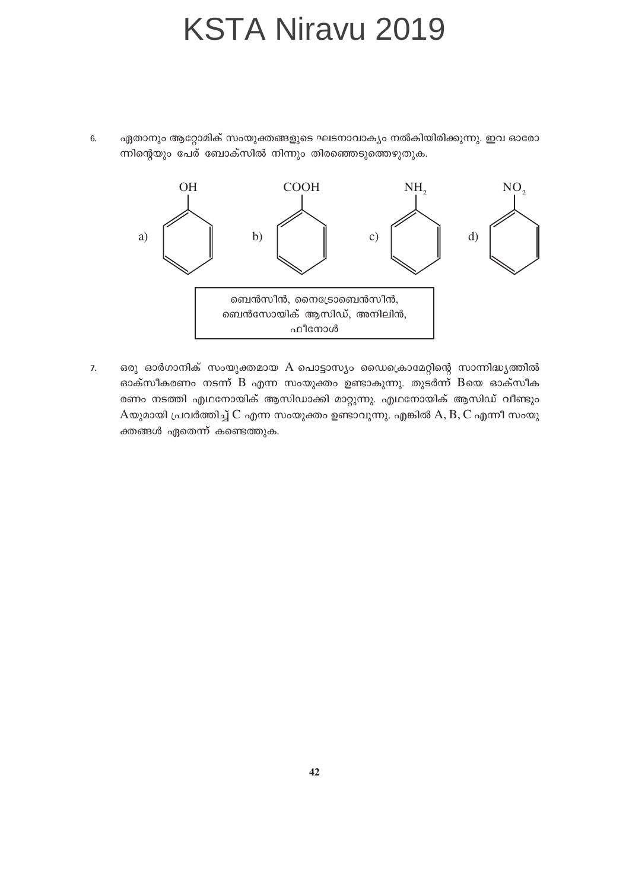# KSTA Niravu 2019

6. ഏതാനും ആറ്റോമിക് സംയുക്തങ്ങളുടെ ഘടനാവാക്യം നൽകിയിരിക്കുന്നു. ഇവ ഓരോന്നിന്റെയും പേര് ബോക്സിൽ നിന്നും തിരഞ്ഞെടുത്തെഴുതുക.

a) OH (ബെൻസീൻ വലയത്തിൽ)    b) COOH (ബെൻസീൻ വലയത്തിൽ)    c) $NH_2$ (ബെൻസീൻ വലയത്തിൽ)    d) $NO_2$ (ബെൻസീൻ വലയത്തിൽ)

| ബെൻസീൻ, നൈട്രോബെൻസീൻ, ബെൻസോയിക് ആസിഡ്, അനിലിൻ, ഫീനോൾ |
|---|

7. ഒരു ഓർഗാനിക് സംയുക്തമായ A പൊട്ടാസ്യം ഡൈക്രൊമേറ്റിന്റെ സാന്നിദ്ധ്യത്തിൽ ഓക്സീകരണം നടന്ന് B എന്ന സംയുക്തം ഉണ്ടാകുന്നു. തുടർന്ന് Bയെ ഓക്സീകരണം നടത്തി എഥനോയിക് ആസിഡാക്കി മാറ്റുന്നു. എഥനോയിക് ആസിഡ് വീണ്ടും Aയുമായി പ്രവർത്തിച്ച് C എന്ന സംയുക്തം ഉണ്ടാവുന്നു. എങ്കിൽ A, B, C എന്നീ സംയുക്തങ്ങൾ ഏതെന്ന് കണ്ടെത്തുക.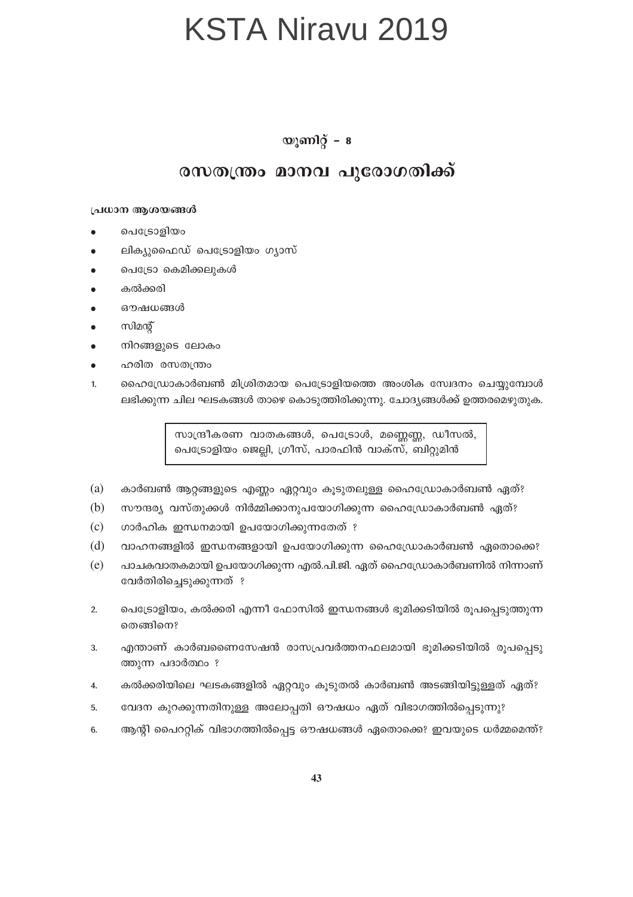# KSTA Niravu 2019

## യൂണിറ്റ് – 8

## രസതന്ത്രം മാനവ പുരോഗതിക്ക്

**പ്രധാന ആശയങ്ങൾ**

- പെട്രോളിയം
- ലിക്വിഫൈഡ് പെട്രോളിയം ഗ്യാസ്
- പെട്രോ കെമിക്കലുകൾ
- കൽക്കരി
- ഔഷധങ്ങൾ
- സിമന്റ്
- നിറങ്ങളുടെ ലോകം
- ഹരിത രസതന്ത്രം

1. ഹൈഡ്രോകാർബൺ മിശ്രിതമായ പെട്രോളിയത്തെ അംശിക സ്വേദനം ചെയ്യുമ്പോൾ ലഭിക്കുന്ന ചില ഘടകങ്ങൾ താഴെ കൊടുത്തിരിക്കുന്നു. ചോദ്യങ്ങൾക്ക് ഉത്തരമെഴുതുക.

| സാന്ദ്രീകരണ വാതകങ്ങൾ, പെട്രോൾ, മണ്ണെണ്ണ, ഡീസൽ, പെട്രോളിയം ജെല്ലി, ഗ്രീസ്, പാരഫിൻ വാക്സ്, ബിറ്റുമിൻ |
|---|

(a) കാർബൺ ആറ്റങ്ങളുടെ എണ്ണം ഏറ്റവും കൂടുതലുള്ള ഹൈഡ്രോകാർബൺ ഏത്?

(b) സൗന്ദര്യ വസ്തുക്കൾ നിർമ്മിക്കാനുപയോഗിക്കുന്ന ഹൈഡ്രോകാർബൺ ഏത്?

(c) ഗാർഹിക ഇന്ധനമായി ഉപയോഗിക്കുന്നതേത് ?

(d) വാഹനങ്ങളിൽ ഇന്ധനങ്ങളായി ഉപയോഗിക്കുന്ന ഹൈഡ്രോകാർബൺ ഏതൊക്കെ?

(e) പാചകവാതകമായി ഉപയോഗിക്കുന്ന എൽ.പി.ജി. ഏത് ഹൈഡ്രോകാർബണിൽ നിന്നാണ് വേർതിരിച്ചെടുക്കുന്നത് ?

2. പെട്രോളിയം, കൽക്കരി എന്നീ ഫോസിൽ ഇന്ധനങ്ങൾ ഭൂമിക്കടിയിൽ രൂപപ്പെടുത്തുന്നതെങ്ങിനെ?

3. എന്താണ് കാർബണൈസേഷൻ രാസപ്രവർത്തനഫലമായി ഭൂമിക്കടിയിൽ രൂപപ്പെടുത്തുന്ന പദാർത്ഥം ?

4. കൽക്കരിയിലെ ഘടകങ്ങളിൽ ഏറ്റവും കൂടുതൽ കാർബൺ അടങ്ങിയിട്ടുള്ളത് ഏത്?

5. വേദന കുറക്കുന്നതിനുള്ള അലോപ്പതി ഔഷധം ഏത് വിഭാഗത്തിൽപ്പെടുന്നു?

6. ആന്റി പൈററ്റിക് വിഭാഗത്തിൽപ്പെട്ട ഔഷധങ്ങൾ ഏതൊക്കെ? ഇവയുടെ ധർമ്മമെന്ത്?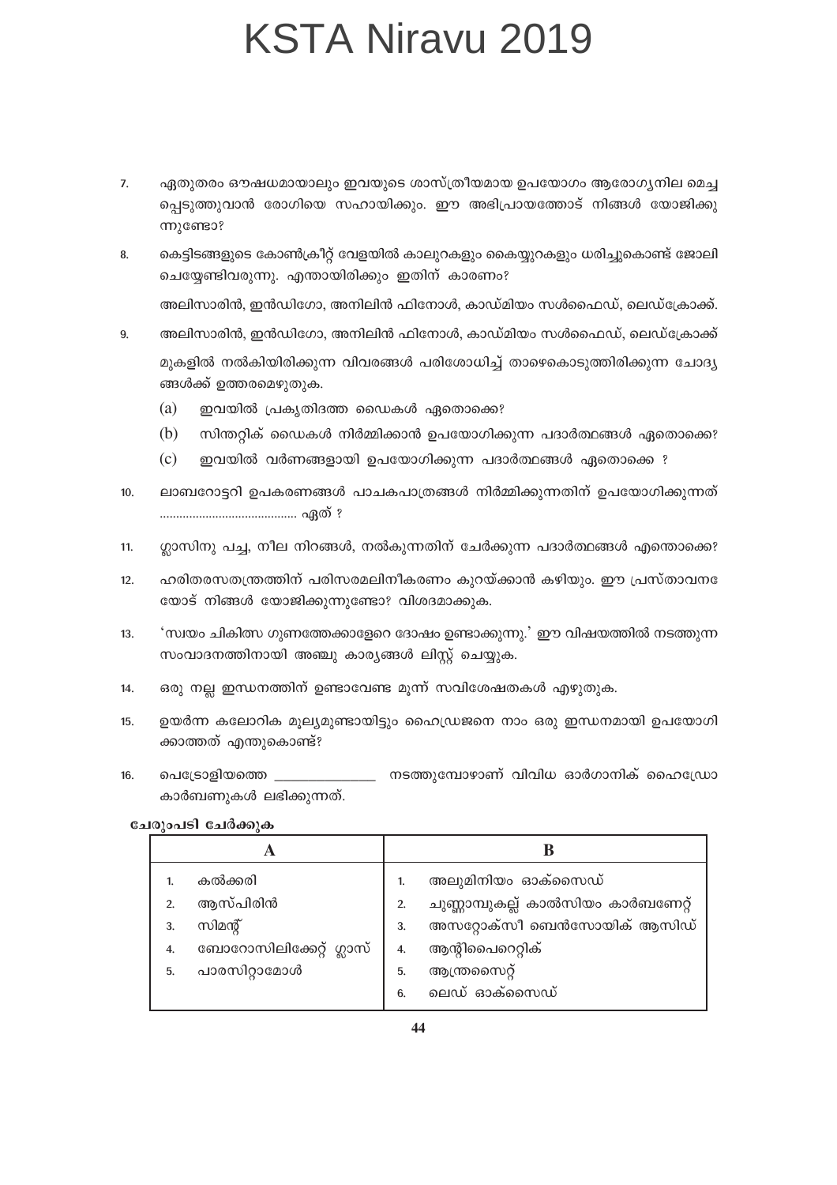# KSTA Niravu 2019

7. ഏതുതരം ഔഷധമായാലും ഇവയുടെ ശാസ്ത്രീയമായ ഉപയോഗം ആരോഗ്യനില മെച്ച പ്പെടുത്തുവാൻ രോഗിയെ സഹായിക്കും. ഈ അഭിപ്രായത്തോട് നിങ്ങൾ യോജിക്കു ന്നുണ്ടോ?

8. കെട്ടിടങ്ങളുടെ കോൺക്രീറ്റ് വേളയിൽ കാലുറകളും കൈയ്യുറകളും ധരിച്ചുകൊണ്ട് ജോലി ചെയ്യേണ്ടിവരുന്നു. എന്തായിരിക്കും ഇതിന് കാരണം?

   അലിസാരിൻ, ഇൻഡിഗോ, അനിലിൻ ഫിനോൾ, കാഡ്മിയം സൾഫൈഡ്, ലെഡ്ക്രോക്ക്.

9. അലിസാരിൻ, ഇൻഡിഗോ, അനിലിൻ ഫിനോൾ, കാഡ്മിയം സൾഫൈഡ്, ലെഡ്ക്രോക്ക്

   മുകളിൽ നൽകിയിരിക്കുന്ന വിവരങ്ങൾ പരിശോധിച്ച് താഴെകൊടുത്തിരിക്കുന്ന ചോദ്യ ങ്ങൾക്ക് ഉത്തരമെഴുതുക.

   (a) ഇവയിൽ പ്രകൃതിദത്ത ഡൈകൾ ഏതൊക്കെ?

   (b) സിന്തറ്റിക് ഡൈകൾ നിർമ്മിക്കാൻ ഉപയോഗിക്കുന്ന പദാർത്ഥങ്ങൾ ഏതൊക്കെ?

   (c) ഇവയിൽ വർണങ്ങളായി ഉപയോഗിക്കുന്ന പദാർത്ഥങ്ങൾ ഏതൊക്കെ ?

10. ലാബറോട്ടറി ഉപകരണങ്ങൾ പാചകപാത്രങ്ങൾ നിർമ്മിക്കുന്നതിന് ഉപയോഗിക്കുന്നത് .......................................... ഏത് ?

11. ഗ്ലാസിനു പച്ച, നീല നിറങ്ങൾ, നൽകുന്നതിന് ചേർക്കുന്ന പദാർത്ഥങ്ങൾ എന്തൊക്കെ?

12. ഹരിതരസതന്ത്രത്തിന് പരിസരമലിനീകരണം കുറയ്ക്കാൻ കഴിയും. ഈ പ്രസ്താവനേ യോട് നിങ്ങൾ യോജിക്കുന്നുണ്ടോ? വിശദമാക്കുക.

13. 'സ്വയം ചികിത്സ ഗുണത്തേക്കാളേറെ ദോഷം ഉണ്ടാക്കുന്നു.' ഈ വിഷയത്തിൽ നടത്തുന്ന സംവാദനത്തിനായി അഞ്ചു കാര്യങ്ങൾ ലിസ്റ്റ് ചെയ്യുക.

14. ഒരു നല്ല ഇന്ധനത്തിന് ഉണ്ടാവേണ്ട മൂന്ന് സവിശേഷതകൾ എഴുതുക.

15. ഉയർന്ന കലോറിക മൂല്യമുണ്ടായിട്ടും ഹൈഡ്രജനെ നാം ഒരു ഇന്ധനമായി ഉപയോഗി ക്കാത്തത് എന്തുകൊണ്ട്?

16. പെട്രോളിയത്തെ _______________ നടത്തുമ്പോഴാണ് വിവിധ ഓർഗാനിക് ഹൈഡ്രോ കാർബണുകൾ ലഭിക്കുന്നത്.

**ചേരുംപടി ചേർക്കുക**

| A | B |
|---|---|
| 1. കൽക്കരി | 1. അലുമിനിയം ഓക്സൈഡ് |
| 2. ആസ്പിരിൻ | 2. ചുണ്ണാമ്പുകല്ല് കാൽസിയം കാർബണേറ്റ് |
| 3. സിമന്റ് | 3. അസറ്റോക്സീ ബെൻസോയിക് ആസിഡ് |
| 4. ബോറോസിലിക്കേറ്റ് ഗ്ലാസ് | 4. ആന്റിപൈറെറ്റിക് |
| 5. പാരസിറ്റാമോൾ | 5. ആന്ത്രസൈറ്റ് |
| | 6. ലെഡ് ഓക്സൈഡ് |